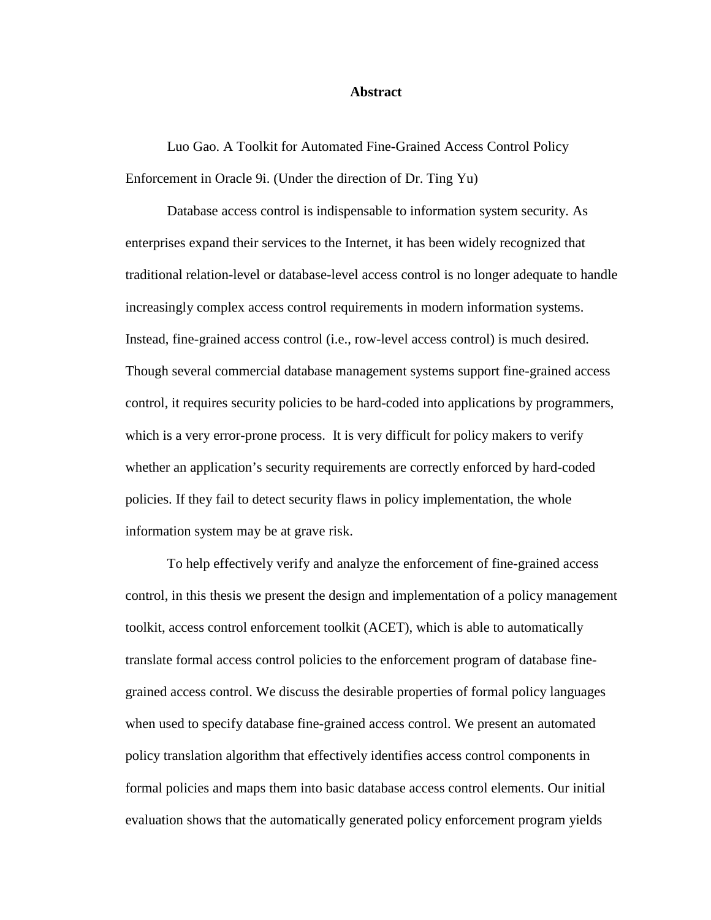## Abstract

Luo Gao. A Toolkit for Automated Fine-Grained Access Control Policy Enforcement in Oracle 9i. (Under the direction of Dr. Ting Yu)

Database access control is indispensable to information system security. As enterprises expand their services to the Internet, it has been widely recognized that traditional relation-level or database-level access control is no longer adequate to handle increasingly complex access control requirements in modern information systems. Instead, fine-grained access control (i.e., row-level access control) is much desired. Though several commercial database management systems support fine-grained access control, it requires security policies to be hard-coded into applications by programmers, which is a very error-prone process. It is very difficult for policy makers to verify whether an application's security requirements are correctly enforced by hard-coded policies. If they fail to detect security flaws in policy implementation, the whole information system may be at grave risk.

To help effectively verify and analyze the enforcement of fine-grained access control, in this thesis we present the design and implementation of a policy management toolkit, access control enforcement toolkit (ACET), which is able to automatically translate formal access control policies to the enforcement program of database fine-grained access control. We discuss the desirable properties of formal policy languages when used to specify database fine-grained access control. We present an automated policy translation algorithm that effectively identifies access control components in formal policies and maps them into basic database access control elements. Our initial evaluation shows that the automatically generated policy enforcement program yields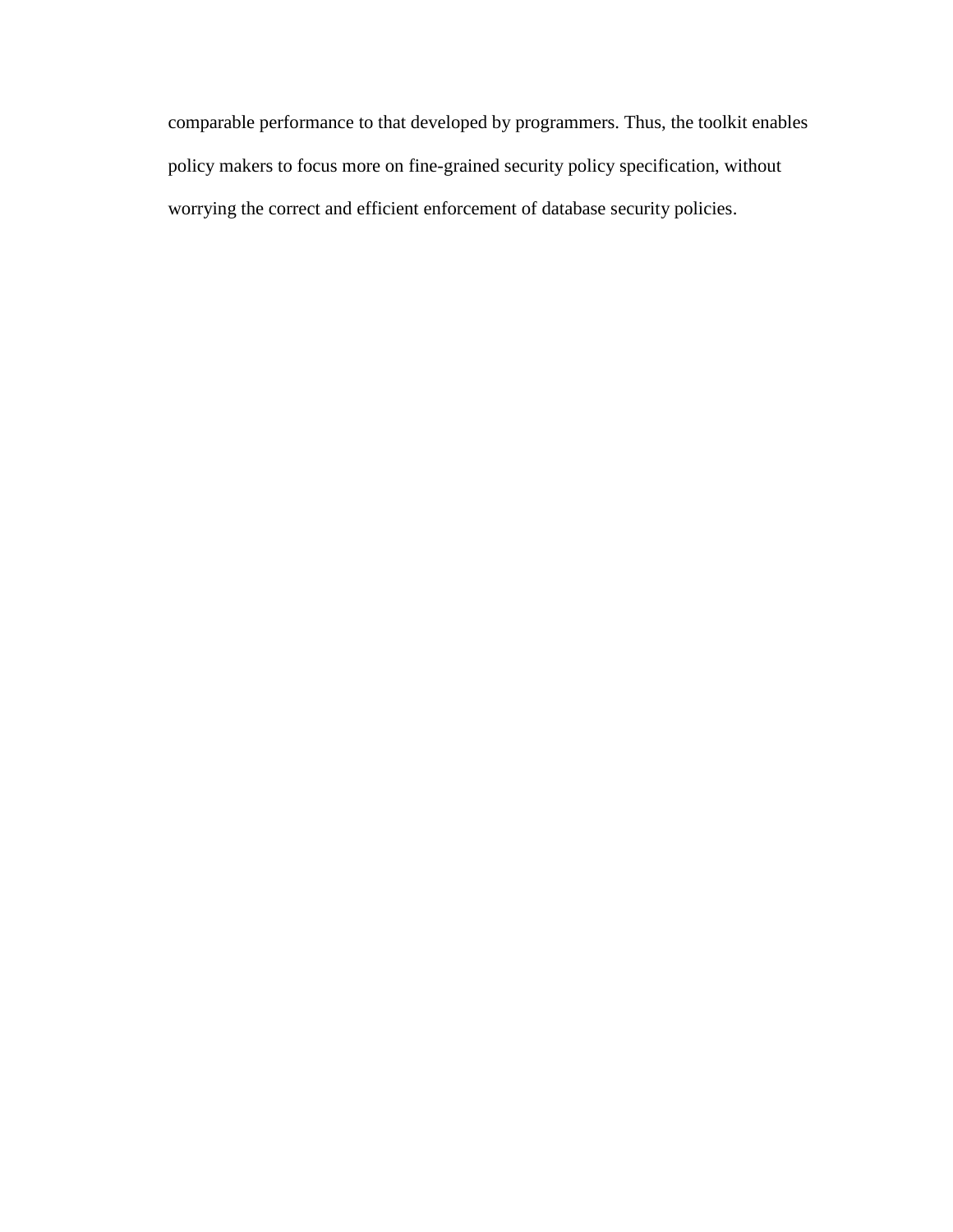comparable performance to that developed by programmers. Thus, the toolkit enables policy makers to focus more on fine-grained security policy specification, without worrying the correct and efficient enforcement of database security policies.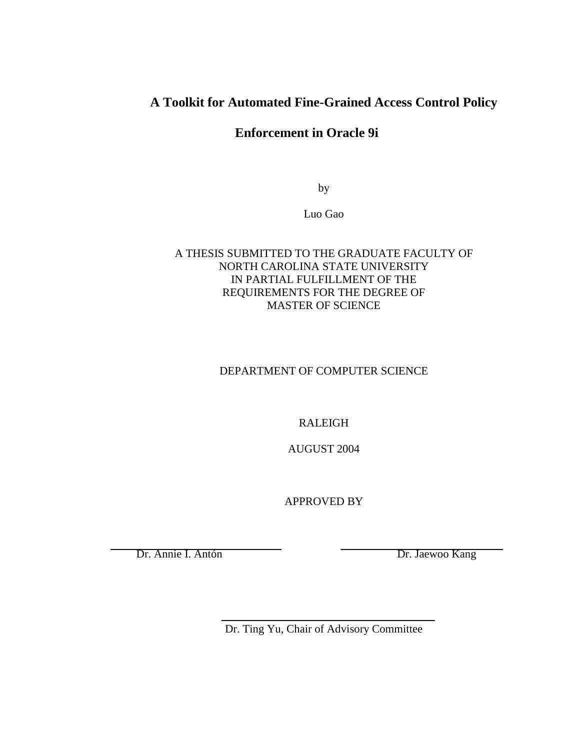# A Toolkit for Automated Fine-Grained Access Control Policy Enforcement in Oracle 9i

by

Luo Gao

A THESIS SUBMITTED TO THE GRADUATE FACULTY OF
NORTH CAROLINA STATE UNIVERSITY
IN PARTIAL FULFILLMENT OF THE
REQUIREMENTS FOR THE DEGREE OF
MASTER OF SCIENCE

DEPARTMENT OF COMPUTER SCIENCE

RALEIGH

AUGUST 2004

APPROVED BY

Dr. Annie I. Antón

Dr. Jaewoo Kang

Dr. Ting Yu, Chair of Advisory Committee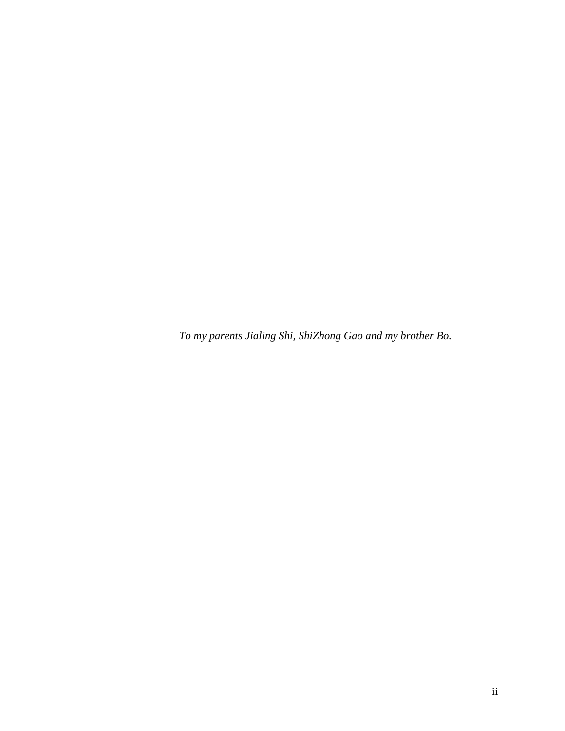*To my parents Jialing Shi, ShiZhong Gao and my brother Bo.*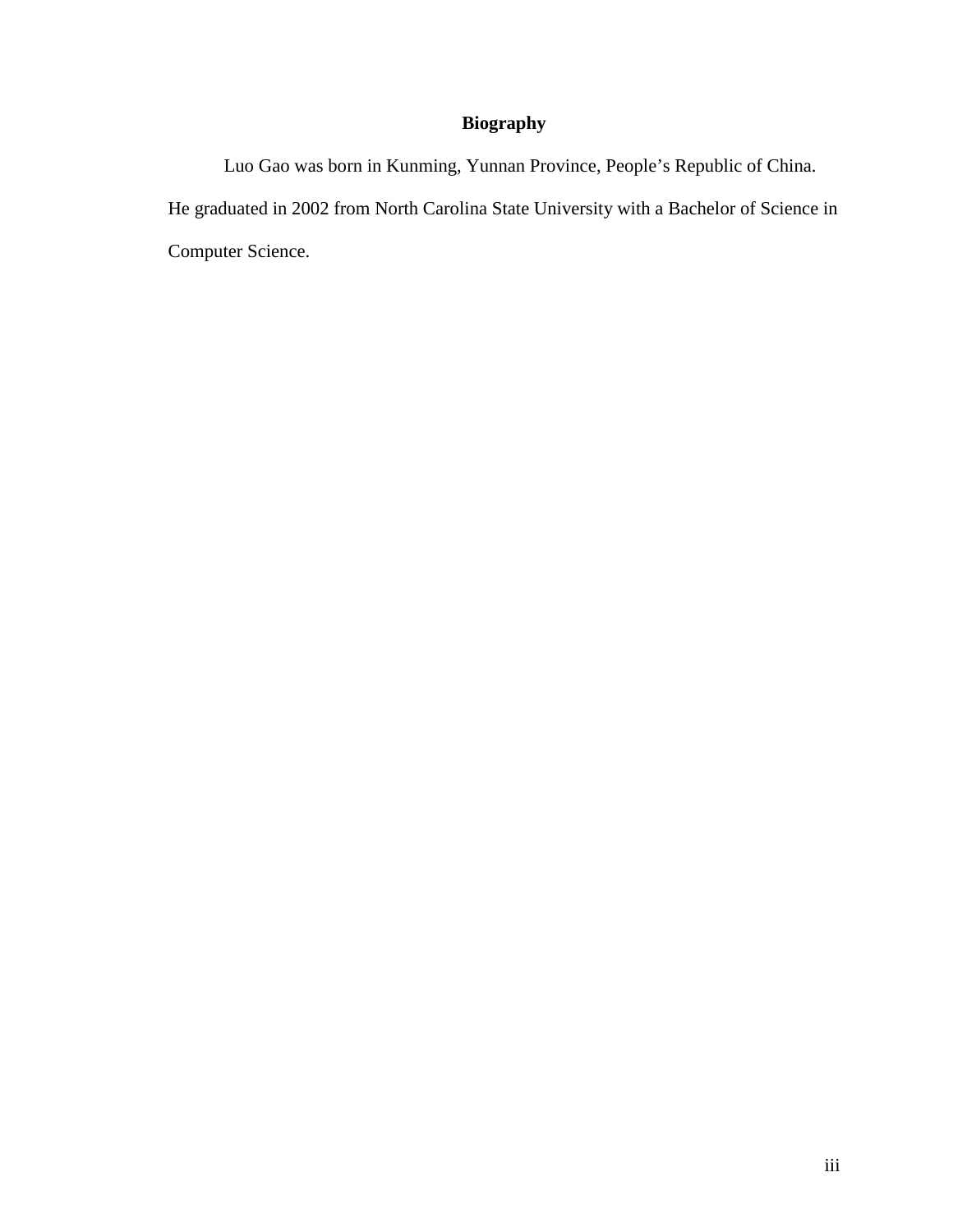# Biography

Luo Gao was born in Kunming, Yunnan Province, People's Republic of China. He graduated in 2002 from North Carolina State University with a Bachelor of Science in Computer Science.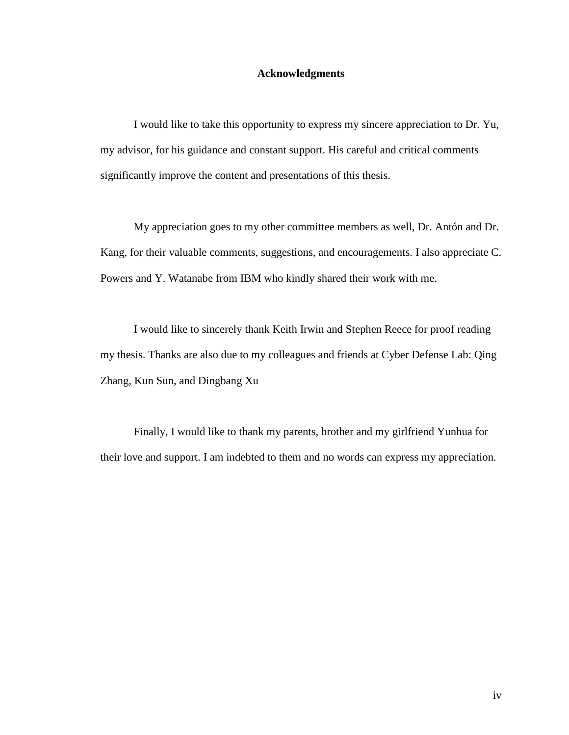# Acknowledgments

I would like to take this opportunity to express my sincere appreciation to Dr. Yu, my advisor, for his guidance and constant support. His careful and critical comments significantly improve the content and presentations of this thesis.

My appreciation goes to my other committee members as well, Dr. Antón and Dr. Kang, for their valuable comments, suggestions, and encouragements. I also appreciate C. Powers and Y. Watanabe from IBM who kindly shared their work with me.

I would like to sincerely thank Keith Irwin and Stephen Reece for proof reading my thesis. Thanks are also due to my colleagues and friends at Cyber Defense Lab: Qing Zhang, Kun Sun, and Dingbang Xu

Finally, I would like to thank my parents, brother and my girlfriend Yunhua for their love and support. I am indebted to them and no words can express my appreciation.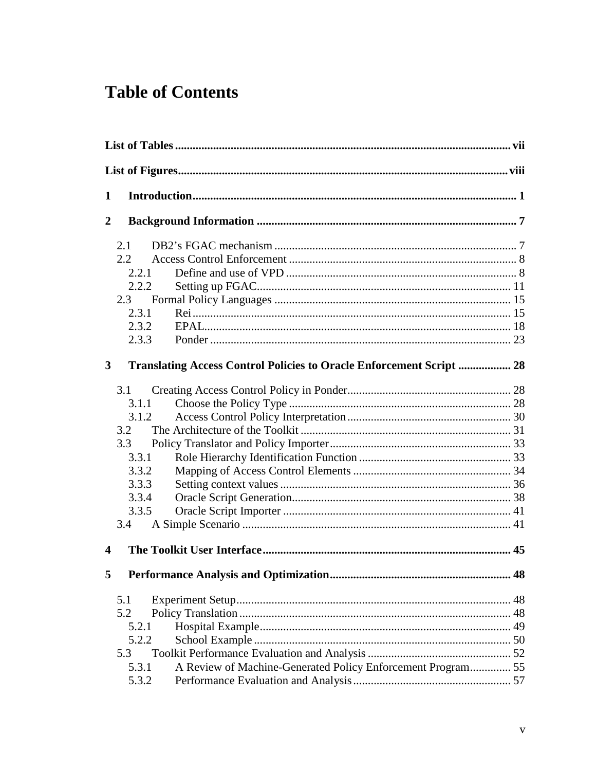# Table of Contents

**List of Tables** ........ vii

**List of Figures** ........ viii

**1 Introduction** ........ 1

**2 Background Information** ........ 7

- 2.1 DB2's FGAC mechanism ........ 7
- 2.2 Access Control Enforcement ........ 8
  - 2.2.1 Define and use of VPD ........ 8
  - 2.2.2 Setting up FGAC ........ 11
- 2.3 Formal Policy Languages ........ 15
  - 2.3.1 Rei ........ 15
  - 2.3.2 EPAL ........ 18
  - 2.3.3 Ponder ........ 23

**3 Translating Access Control Policies to Oracle Enforcement Script** ........ 28

- 3.1 Creating Access Control Policy in Ponder ........ 28
  - 3.1.1 Choose the Policy Type ........ 28
  - 3.1.2 Access Control Policy Interpretation ........ 30
- 3.2 The Architecture of the Toolkit ........ 31
- 3.3 Policy Translator and Policy Importer ........ 33
  - 3.3.1 Role Hierarchy Identification Function ........ 33
  - 3.3.2 Mapping of Access Control Elements ........ 34
  - 3.3.3 Setting context values ........ 36
  - 3.3.4 Oracle Script Generation ........ 38
  - 3.3.5 Oracle Script Importer ........ 41
- 3.4 A Simple Scenario ........ 41

**4 The Toolkit User Interface** ........ 45

**5 Performance Analysis and Optimization** ........ 48

- 5.1 Experiment Setup ........ 48
- 5.2 Policy Translation ........ 48
  - 5.2.1 Hospital Example ........ 49
  - 5.2.2 School Example ........ 50
- 5.3 Toolkit Performance Evaluation and Analysis ........ 52
  - 5.3.1 A Review of Machine-Generated Policy Enforcement Program ........ 55
  - 5.3.2 Performance Evaluation and Analysis ........ 57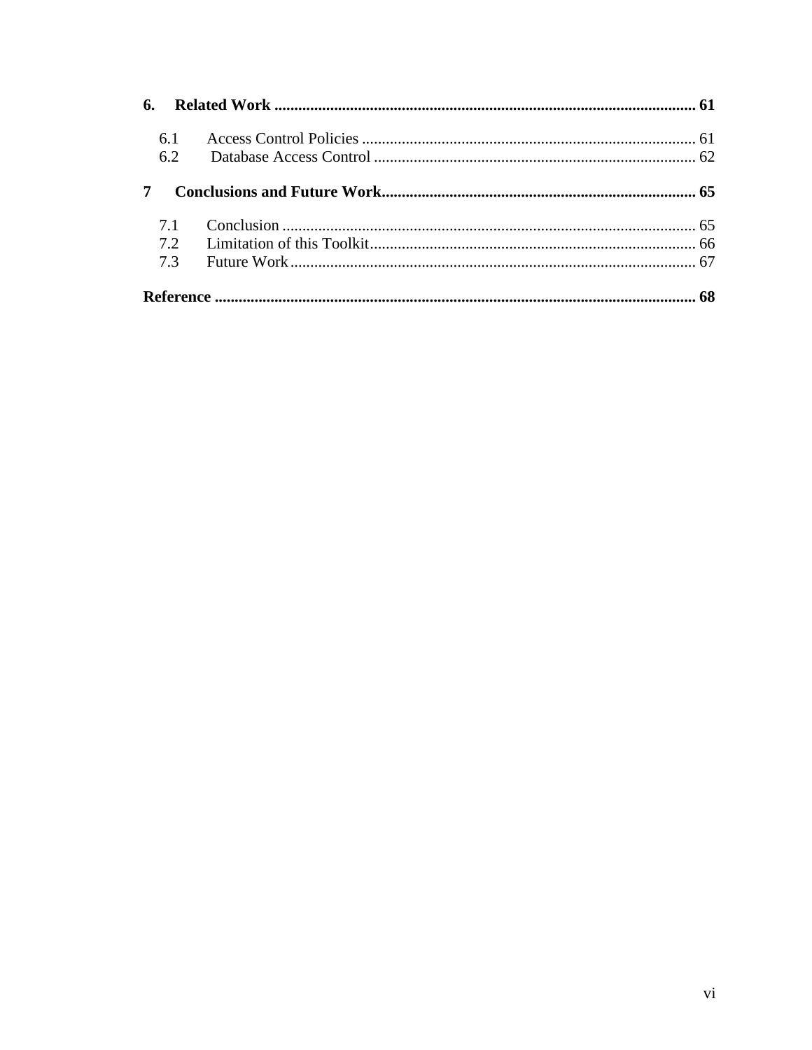**6. Related Work ......................................................................................................... 61**

6.1 Access Control Policies ................................................................................... 61
6.2 Database Access Control ................................................................................ 62

**7 Conclusions and Future Work.............................................................................. 65**

7.1 Conclusion ....................................................................................................... 65
7.2 Limitation of this Toolkit................................................................................. 66
7.3 Future Work..................................................................................................... 67

**Reference ........................................................................................................................ 68**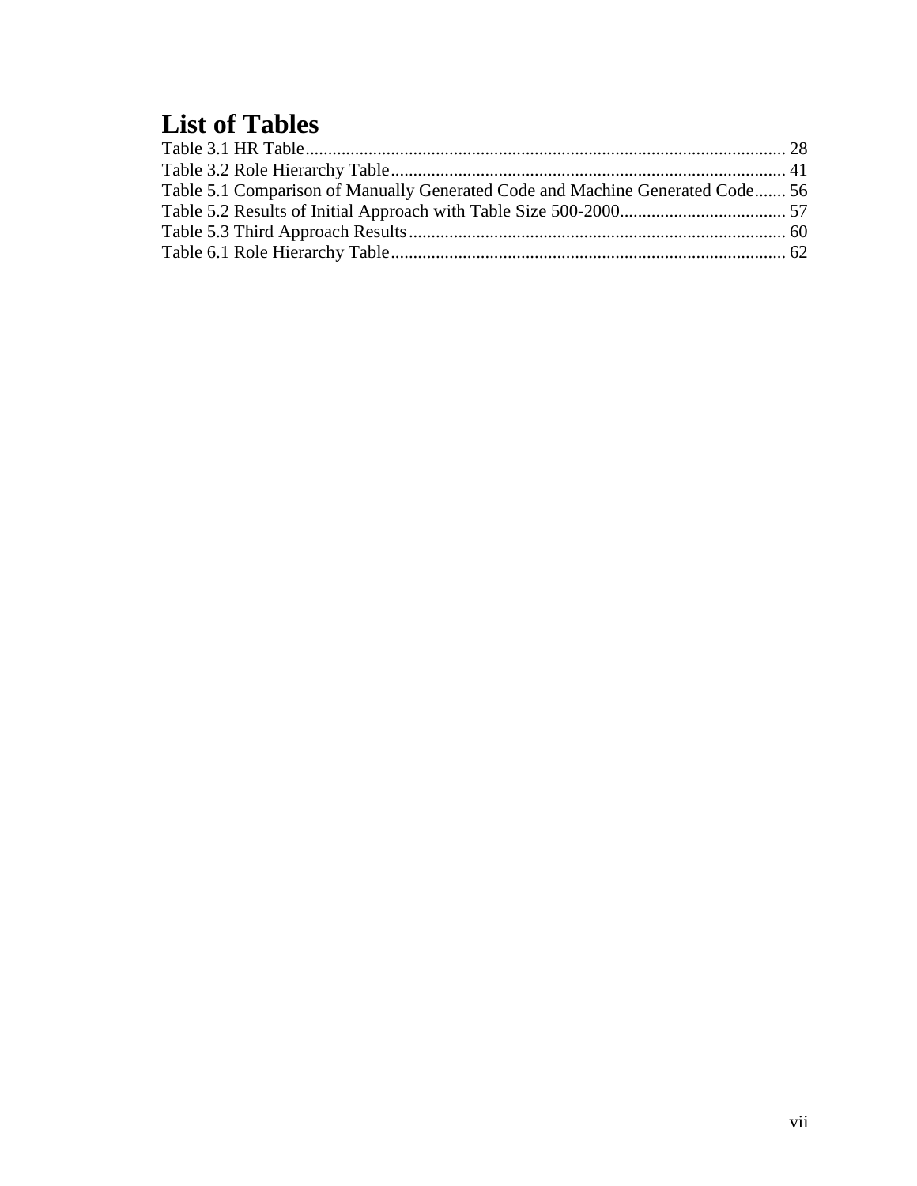# List of Tables

Table 3.1 HR Table........................................................................................................ 28
Table 3.2 Role Hierarchy Table...................................................................................... 41
Table 5.1 Comparison of Manually Generated Code and Machine Generated Code....... 56
Table 5.2 Results of Initial Approach with Table Size 500-2000..................................... 57
Table 5.3 Third Approach Results.................................................................................. 60
Table 6.1 Role Hierarchy Table...................................................................................... 62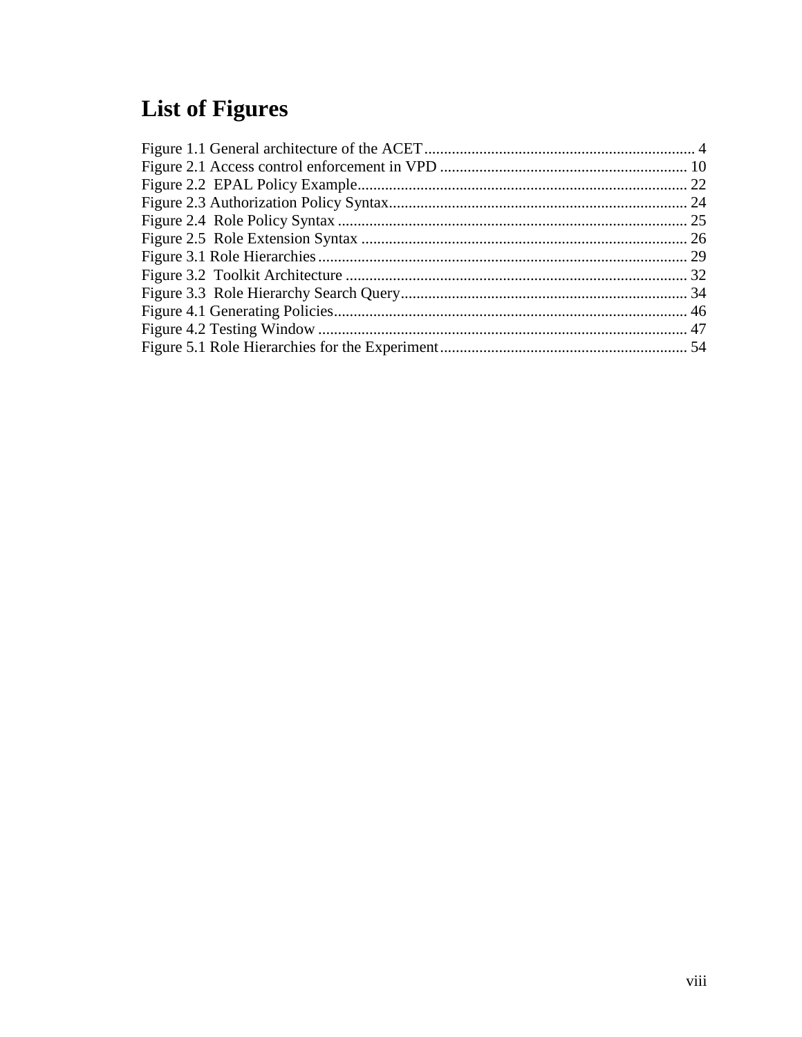# List of Figures

Figure 1.1 General architecture of the ACET ..................................................................... 4
Figure 2.1 Access control enforcement in VPD ............................................................... 10
Figure 2.2 EPAL Policy Example .................................................................................... 22
Figure 2.3 Authorization Policy Syntax ............................................................................ 24
Figure 2.4 Role Policy Syntax ......................................................................................... 25
Figure 2.5 Role Extension Syntax ................................................................................... 26
Figure 3.1 Role Hierarchies .............................................................................................. 29
Figure 3.2 Toolkit Architecture ....................................................................................... 32
Figure 3.3 Role Hierarchy Search Query ......................................................................... 34
Figure 4.1 Generating Policies .......................................................................................... 46
Figure 4.2 Testing Window .............................................................................................. 47
Figure 5.1 Role Hierarchies for the Experiment ............................................................... 54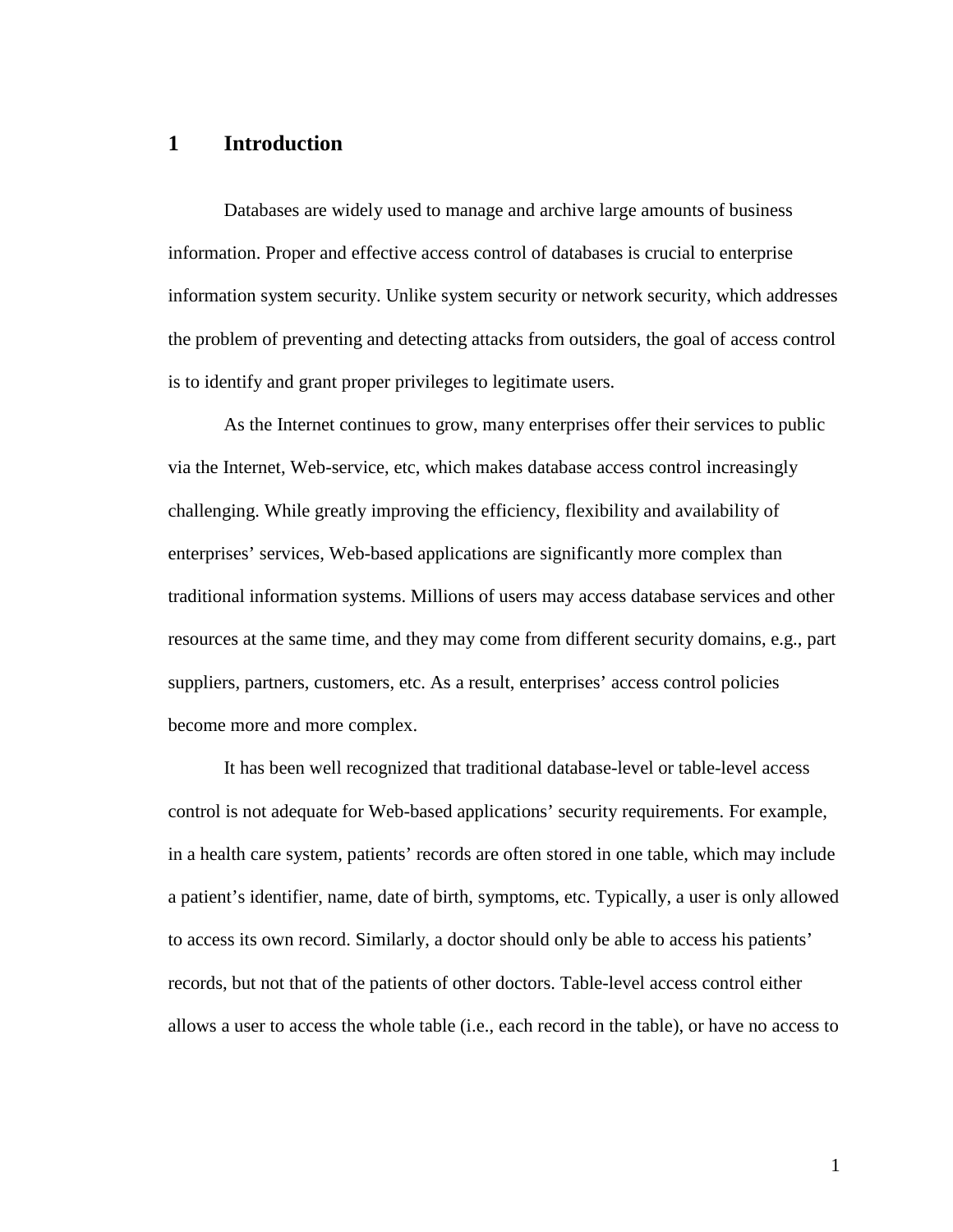# 1 Introduction

Databases are widely used to manage and archive large amounts of business information. Proper and effective access control of databases is crucial to enterprise information system security. Unlike system security or network security, which addresses the problem of preventing and detecting attacks from outsiders, the goal of access control is to identify and grant proper privileges to legitimate users.

As the Internet continues to grow, many enterprises offer their services to public via the Internet, Web-service, etc, which makes database access control increasingly challenging. While greatly improving the efficiency, flexibility and availability of enterprises' services, Web-based applications are significantly more complex than traditional information systems. Millions of users may access database services and other resources at the same time, and they may come from different security domains, e.g., part suppliers, partners, customers, etc. As a result, enterprises' access control policies become more and more complex.

It has been well recognized that traditional database-level or table-level access control is not adequate for Web-based applications' security requirements. For example, in a health care system, patients' records are often stored in one table, which may include a patient's identifier, name, date of birth, symptoms, etc. Typically, a user is only allowed to access its own record. Similarly, a doctor should only be able to access his patients' records, but not that of the patients of other doctors. Table-level access control either allows a user to access the whole table (i.e., each record in the table), or have no access to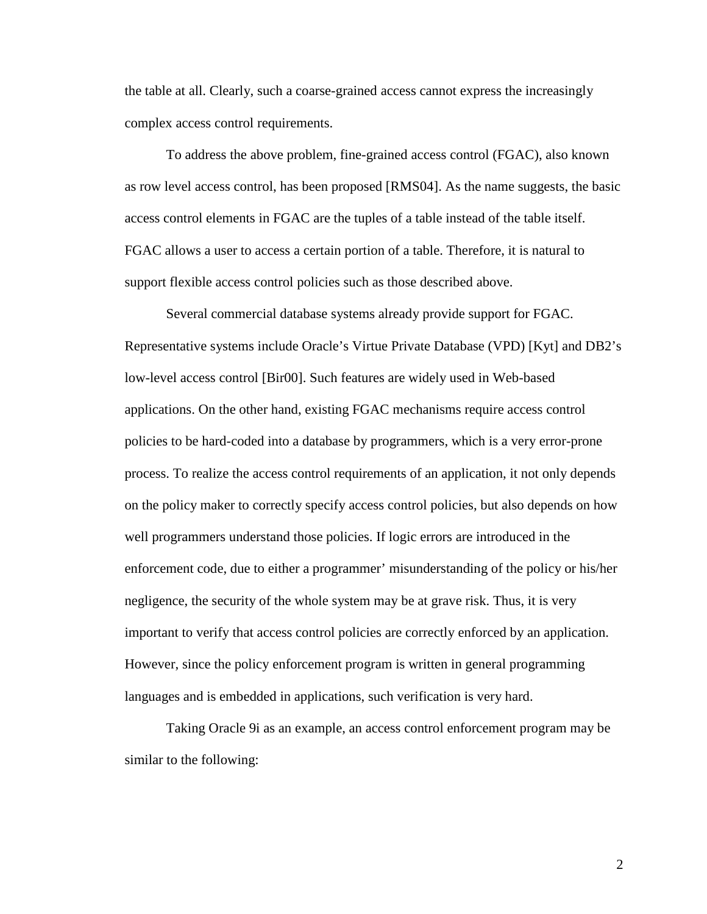the table at all. Clearly, such a coarse-grained access cannot express the increasingly complex access control requirements.

To address the above problem, fine-grained access control (FGAC), also known as row level access control, has been proposed [RMS04]. As the name suggests, the basic access control elements in FGAC are the tuples of a table instead of the table itself. FGAC allows a user to access a certain portion of a table. Therefore, it is natural to support flexible access control policies such as those described above.

Several commercial database systems already provide support for FGAC. Representative systems include Oracle's Virtue Private Database (VPD) [Kyt] and DB2's low-level access control [Bir00]. Such features are widely used in Web-based applications. On the other hand, existing FGAC mechanisms require access control policies to be hard-coded into a database by programmers, which is a very error-prone process. To realize the access control requirements of an application, it not only depends on the policy maker to correctly specify access control policies, but also depends on how well programmers understand those policies. If logic errors are introduced in the enforcement code, due to either a programmer' misunderstanding of the policy or his/her negligence, the security of the whole system may be at grave risk. Thus, it is very important to verify that access control policies are correctly enforced by an application. However, since the policy enforcement program is written in general programming languages and is embedded in applications, such verification is very hard.

Taking Oracle 9i as an example, an access control enforcement program may be similar to the following: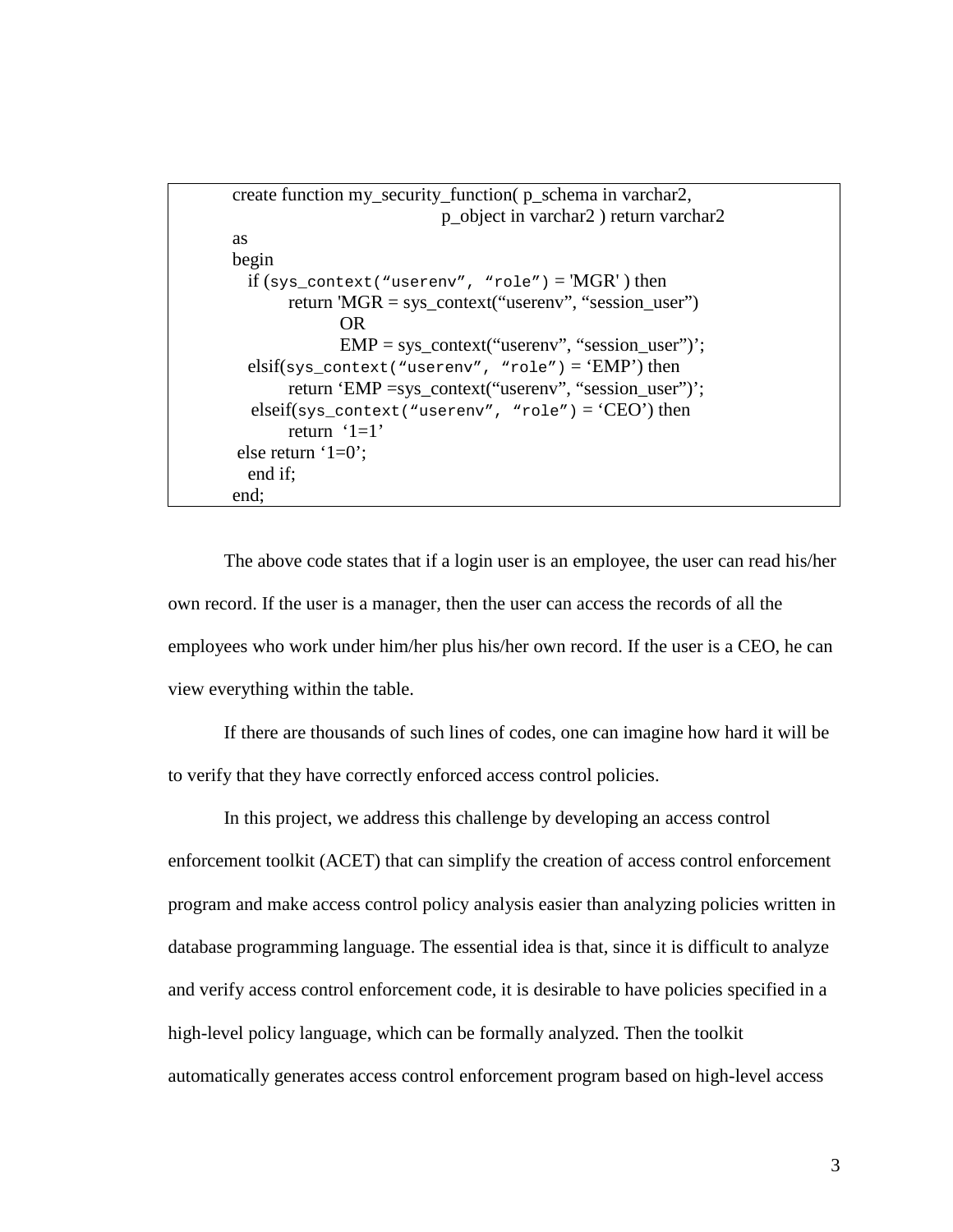```
create function my_security_function( p_schema in varchar2,
                                      p_object in varchar2 ) return varchar2
as
begin
  if (sys_context(“userenv”, “role”) = 'MGR' ) then
        return 'MGR = sys_context(“userenv”, “session_user”)
                OR
                EMP = sys_context(“userenv”, “session_user”)';
  elsif(sys_context(“userenv”, “role”) = ‘EMP’) then
        return ‘EMP =sys_context(“userenv”, “session_user”)’;
   elseif(sys_context(“userenv”, “role”) = ‘CEO’) then
        return  ‘1=1’
 else return ‘1=0’;
  end if;
end;
```

The above code states that if a login user is an employee, the user can read his/her own record. If the user is a manager, then the user can access the records of all the employees who work under him/her plus his/her own record. If the user is a CEO, he can view everything within the table.

If there are thousands of such lines of codes, one can imagine how hard it will be to verify that they have correctly enforced access control policies.

In this project, we address this challenge by developing an access control enforcement toolkit (ACET) that can simplify the creation of access control enforcement program and make access control policy analysis easier than analyzing policies written in database programming language. The essential idea is that, since it is difficult to analyze and verify access control enforcement code, it is desirable to have policies specified in a high-level policy language, which can be formally analyzed. Then the toolkit automatically generates access control enforcement program based on high-level access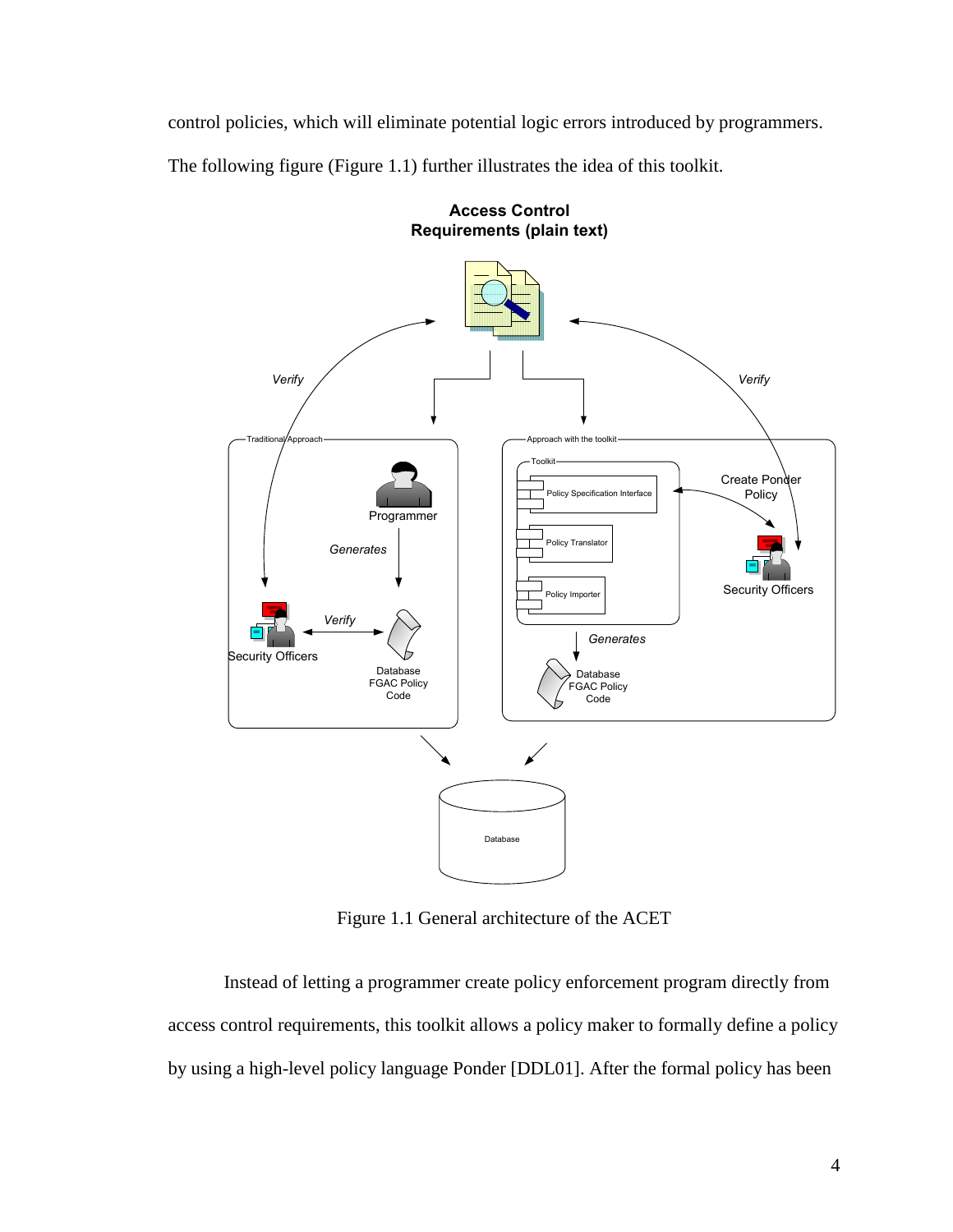control policies, which will eliminate potential logic errors introduced by programmers. The following figure (Figure 1.1) further illustrates the idea of this toolkit.

Figure 1.1 General architecture of the ACET

Instead of letting a programmer create policy enforcement program directly from access control requirements, this toolkit allows a policy maker to formally define a policy by using a high-level policy language Ponder [DDL01]. After the formal policy has been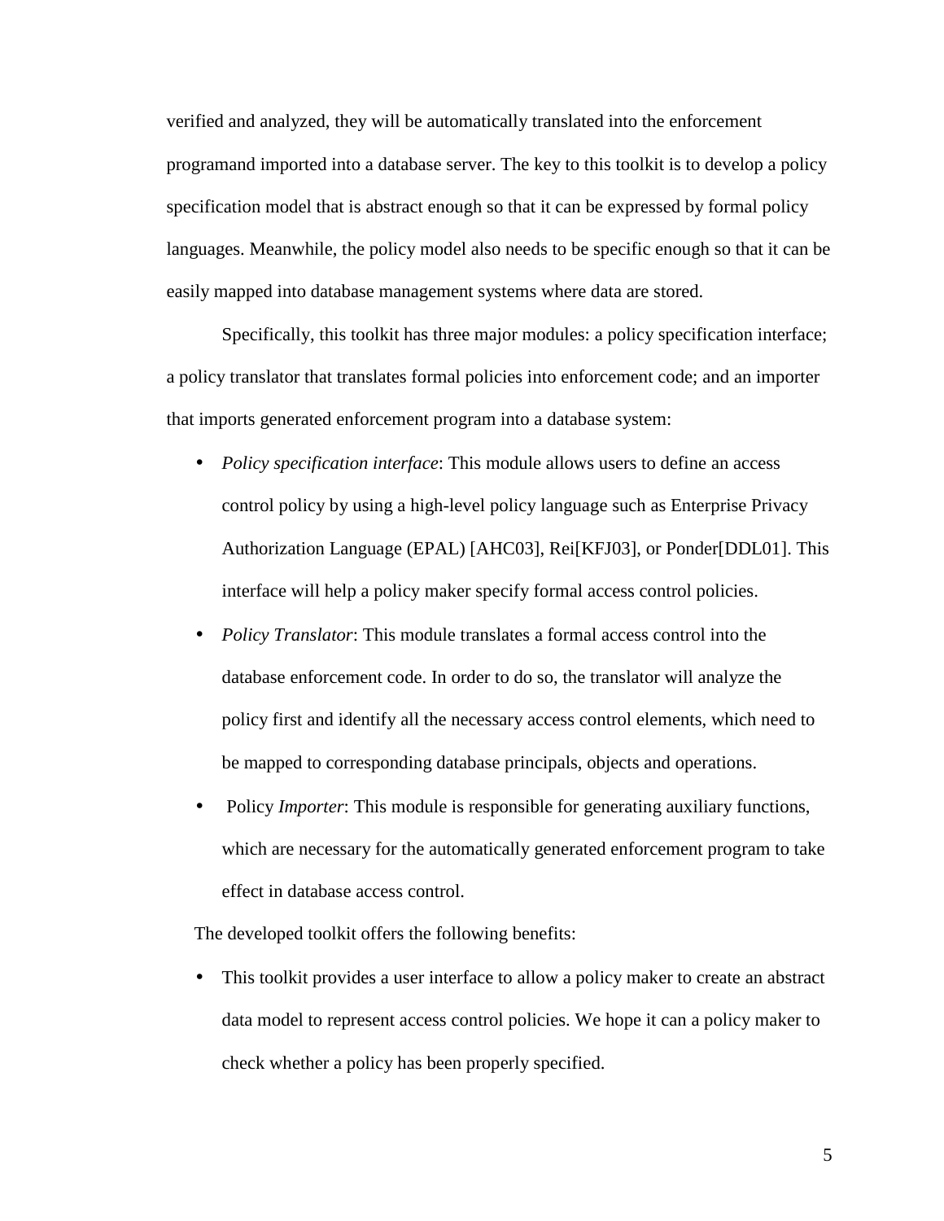verified and analyzed, they will be automatically translated into the enforcement programand imported into a database server. The key to this toolkit is to develop a policy specification model that is abstract enough so that it can be expressed by formal policy languages. Meanwhile, the policy model also needs to be specific enough so that it can be easily mapped into database management systems where data are stored.

Specifically, this toolkit has three major modules: a policy specification interface; a policy translator that translates formal policies into enforcement code; and an importer that imports generated enforcement program into a database system:

- *Policy specification interface*: This module allows users to define an access control policy by using a high-level policy language such as Enterprise Privacy Authorization Language (EPAL) [AHC03], Rei[KFJ03], or Ponder[DDL01]. This interface will help a policy maker specify formal access control policies.
- *Policy Translator*: This module translates a formal access control into the database enforcement code. In order to do so, the translator will analyze the policy first and identify all the necessary access control elements, which need to be mapped to corresponding database principals, objects and operations.
- Policy *Importer*: This module is responsible for generating auxiliary functions, which are necessary for the automatically generated enforcement program to take effect in database access control.

The developed toolkit offers the following benefits:

- This toolkit provides a user interface to allow a policy maker to create an abstract data model to represent access control policies. We hope it can a policy maker to check whether a policy has been properly specified.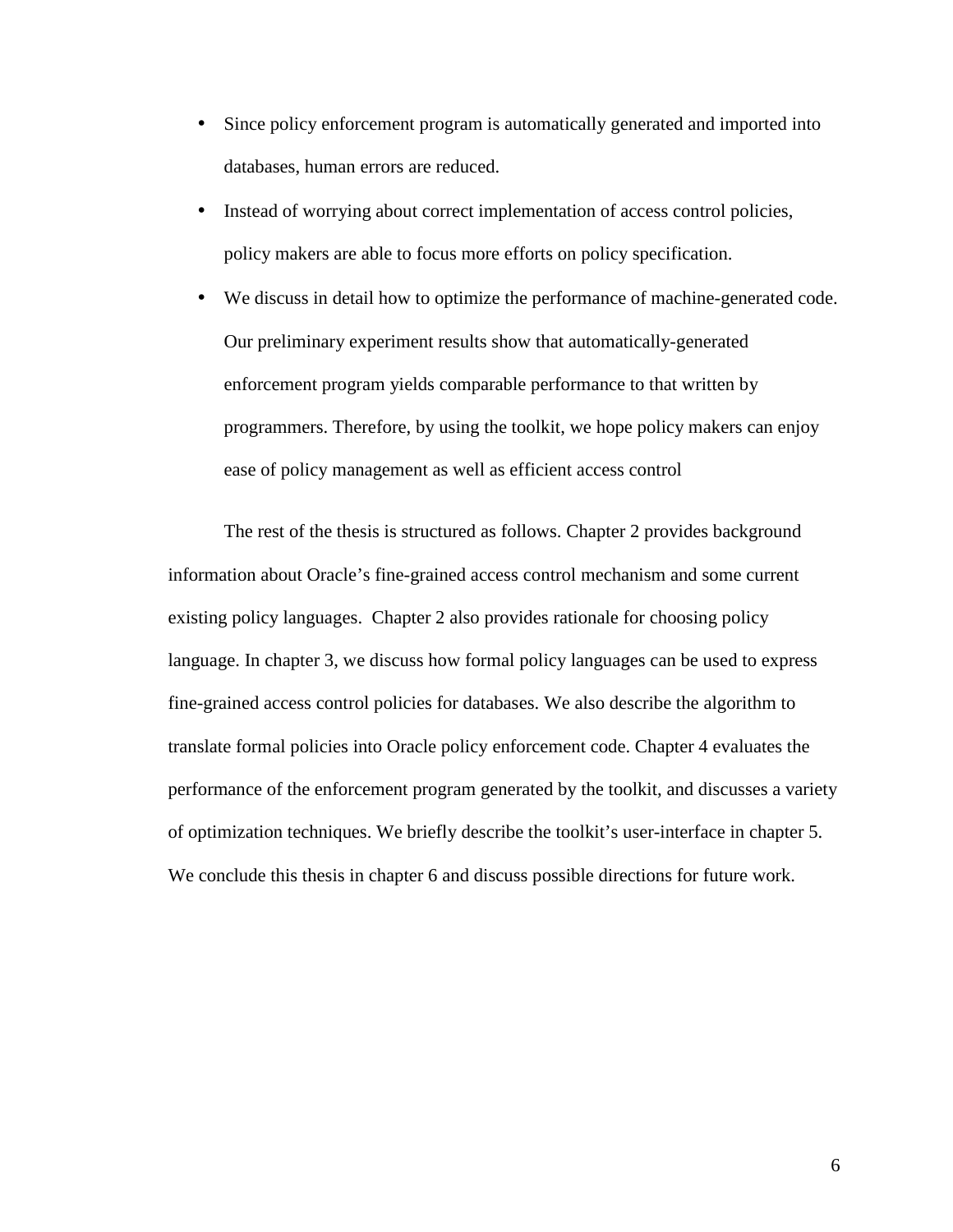- Since policy enforcement program is automatically generated and imported into databases, human errors are reduced.
- Instead of worrying about correct implementation of access control policies, policy makers are able to focus more efforts on policy specification.
- We discuss in detail how to optimize the performance of machine-generated code. Our preliminary experiment results show that automatically-generated enforcement program yields comparable performance to that written by programmers. Therefore, by using the toolkit, we hope policy makers can enjoy ease of policy management as well as efficient access control

The rest of the thesis is structured as follows. Chapter 2 provides background information about Oracle's fine-grained access control mechanism and some current existing policy languages. Chapter 2 also provides rationale for choosing policy language. In chapter 3, we discuss how formal policy languages can be used to express fine-grained access control policies for databases. We also describe the algorithm to translate formal policies into Oracle policy enforcement code. Chapter 4 evaluates the performance of the enforcement program generated by the toolkit, and discusses a variety of optimization techniques. We briefly describe the toolkit's user-interface in chapter 5. We conclude this thesis in chapter 6 and discuss possible directions for future work.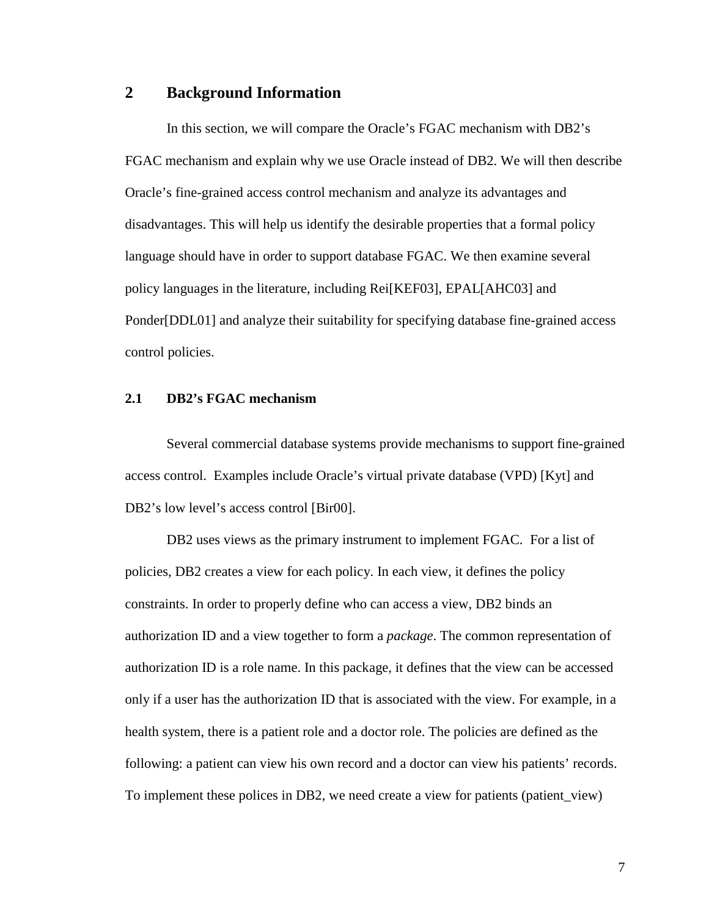## 2 Background Information

In this section, we will compare the Oracle's FGAC mechanism with DB2's FGAC mechanism and explain why we use Oracle instead of DB2. We will then describe Oracle's fine-grained access control mechanism and analyze its advantages and disadvantages. This will help us identify the desirable properties that a formal policy language should have in order to support database FGAC. We then examine several policy languages in the literature, including Rei[KEF03], EPAL[AHC03] and Ponder[DDL01] and analyze their suitability for specifying database fine-grained access control policies.

### 2.1 DB2's FGAC mechanism

Several commercial database systems provide mechanisms to support fine-grained access control. Examples include Oracle's virtual private database (VPD) [Kyt] and DB2's low level's access control [Bir00].

DB2 uses views as the primary instrument to implement FGAC. For a list of policies, DB2 creates a view for each policy. In each view, it defines the policy constraints. In order to properly define who can access a view, DB2 binds an authorization ID and a view together to form a *package*. The common representation of authorization ID is a role name. In this package, it defines that the view can be accessed only if a user has the authorization ID that is associated with the view. For example, in a health system, there is a patient role and a doctor role. The policies are defined as the following: a patient can view his own record and a doctor can view his patients' records. To implement these polices in DB2, we need create a view for patients (patient_view)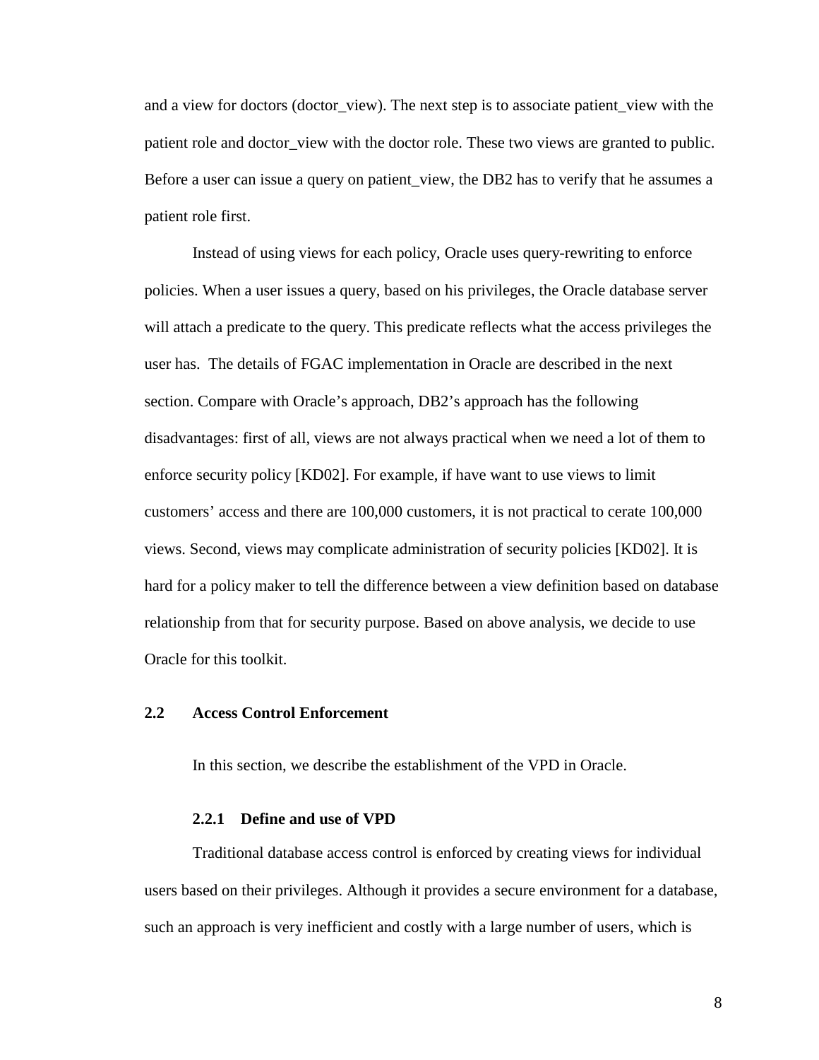and a view for doctors (doctor_view). The next step is to associate patient_view with the patient role and doctor_view with the doctor role. These two views are granted to public. Before a user can issue a query on patient_view, the DB2 has to verify that he assumes a patient role first.

Instead of using views for each policy, Oracle uses query-rewriting to enforce policies. When a user issues a query, based on his privileges, the Oracle database server will attach a predicate to the query. This predicate reflects what the access privileges the user has. The details of FGAC implementation in Oracle are described in the next section. Compare with Oracle's approach, DB2's approach has the following disadvantages: first of all, views are not always practical when we need a lot of them to enforce security policy [KD02]. For example, if have want to use views to limit customers' access and there are 100,000 customers, it is not practical to cerate 100,000 views. Second, views may complicate administration of security policies [KD02]. It is hard for a policy maker to tell the difference between a view definition based on database relationship from that for security purpose. Based on above analysis, we decide to use Oracle for this toolkit.

## 2.2 Access Control Enforcement

In this section, we describe the establishment of the VPD in Oracle.

### 2.2.1 Define and use of VPD

Traditional database access control is enforced by creating views for individual users based on their privileges. Although it provides a secure environment for a database, such an approach is very inefficient and costly with a large number of users, which is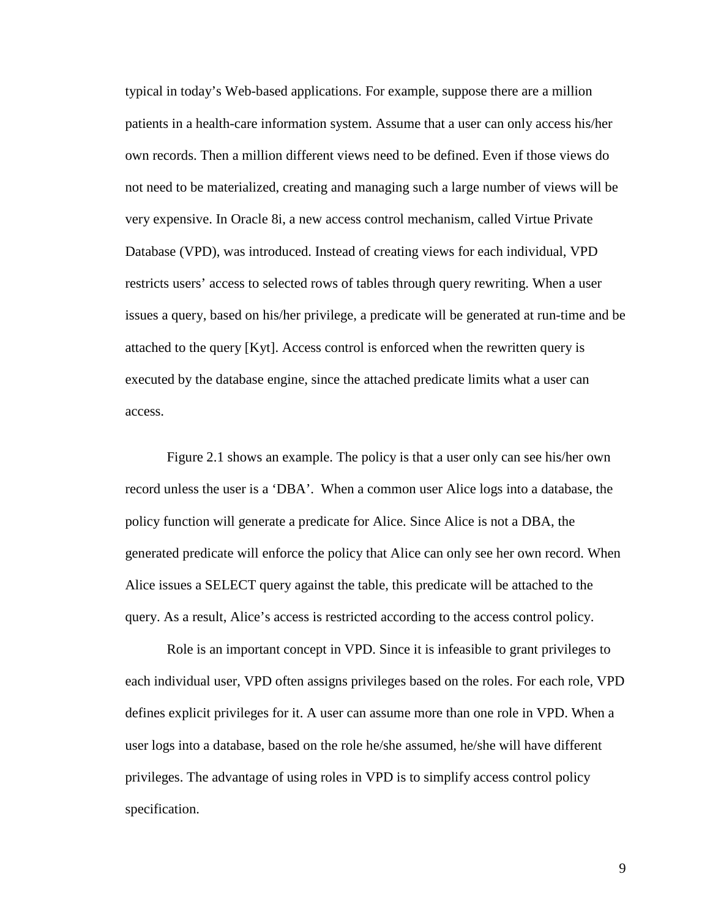typical in today's Web-based applications. For example, suppose there are a million patients in a health-care information system. Assume that a user can only access his/her own records. Then a million different views need to be defined. Even if those views do not need to be materialized, creating and managing such a large number of views will be very expensive. In Oracle 8i, a new access control mechanism, called Virtue Private Database (VPD), was introduced. Instead of creating views for each individual, VPD restricts users' access to selected rows of tables through query rewriting. When a user issues a query, based on his/her privilege, a predicate will be generated at run-time and be attached to the query [Kyt]. Access control is enforced when the rewritten query is executed by the database engine, since the attached predicate limits what a user can access.

Figure 2.1 shows an example. The policy is that a user only can see his/her own record unless the user is a 'DBA'. When a common user Alice logs into a database, the policy function will generate a predicate for Alice. Since Alice is not a DBA, the generated predicate will enforce the policy that Alice can only see her own record. When Alice issues a SELECT query against the table, this predicate will be attached to the query. As a result, Alice's access is restricted according to the access control policy.

Role is an important concept in VPD. Since it is infeasible to grant privileges to each individual user, VPD often assigns privileges based on the roles. For each role, VPD defines explicit privileges for it. A user can assume more than one role in VPD. When a user logs into a database, based on the role he/she assumed, he/she will have different privileges. The advantage of using roles in VPD is to simplify access control policy specification.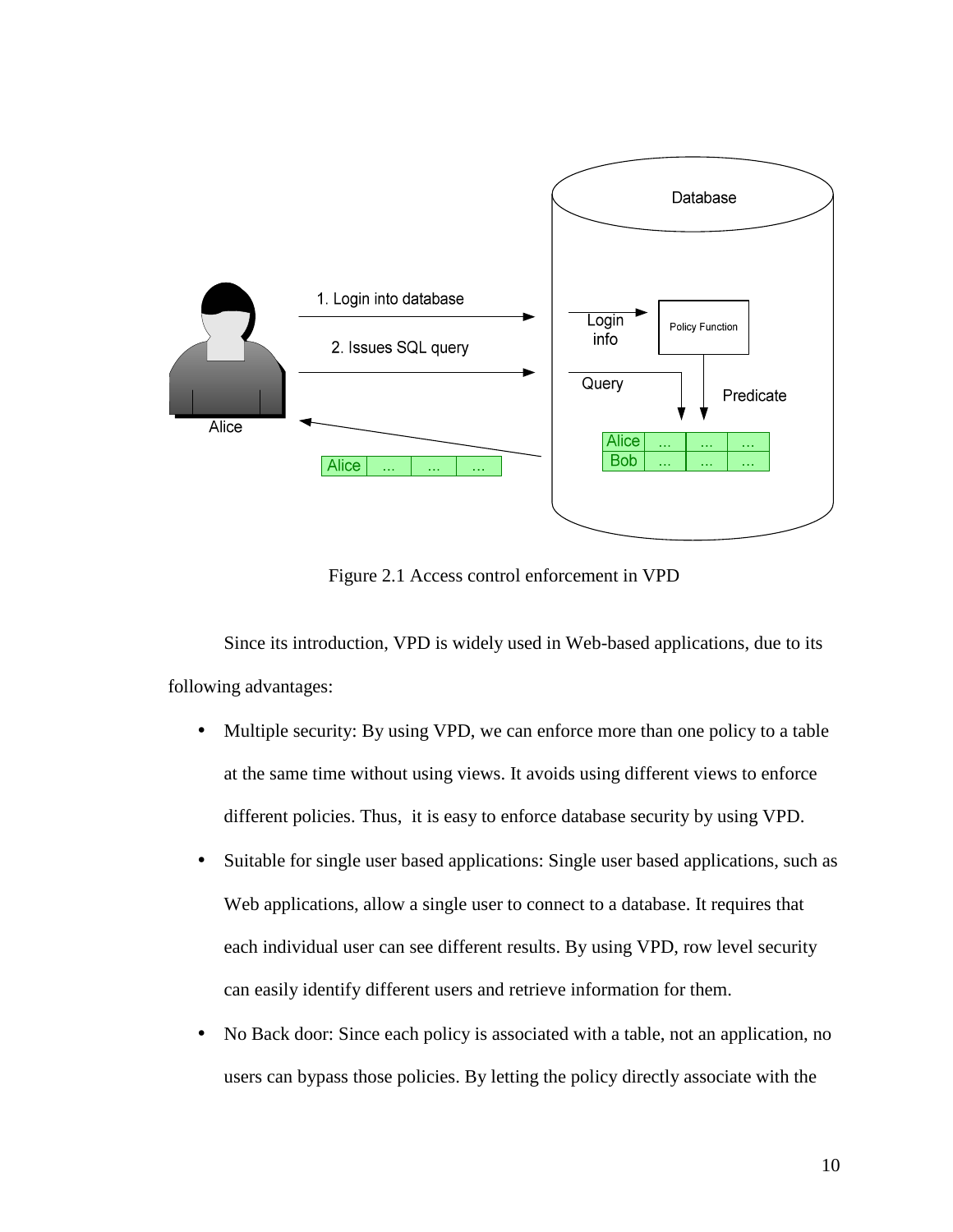Figure 2.1 Access control enforcement in VPD

Since its introduction, VPD is widely used in Web-based applications, due to its following advantages:

- Multiple security: By using VPD, we can enforce more than one policy to a table at the same time without using views. It avoids using different views to enforce different policies. Thus, it is easy to enforce database security by using VPD.
- Suitable for single user based applications: Single user based applications, such as Web applications, allow a single user to connect to a database. It requires that each individual user can see different results. By using VPD, row level security can easily identify different users and retrieve information for them.
- No Back door: Since each policy is associated with a table, not an application, no users can bypass those policies. By letting the policy directly associate with the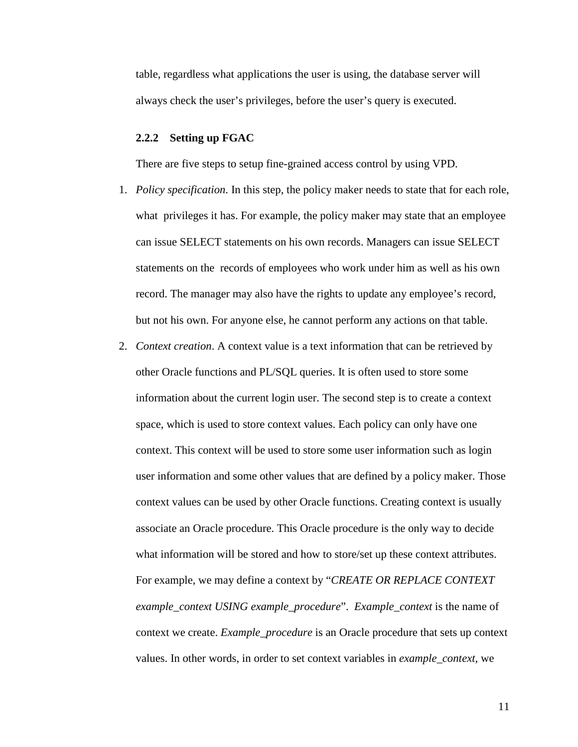table, regardless what applications the user is using, the database server will always check the user's privileges, before the user's query is executed.

### 2.2.2 Setting up FGAC

There are five steps to setup fine-grained access control by using VPD.

1. *Policy specification*. In this step, the policy maker needs to state that for each role, what privileges it has. For example, the policy maker may state that an employee can issue SELECT statements on his own records. Managers can issue SELECT statements on the records of employees who work under him as well as his own record. The manager may also have the rights to update any employee's record, but not his own. For anyone else, he cannot perform any actions on that table.
2. *Context creation*. A context value is a text information that can be retrieved by other Oracle functions and PL/SQL queries. It is often used to store some information about the current login user. The second step is to create a context space, which is used to store context values. Each policy can only have one context. This context will be used to store some user information such as login user information and some other values that are defined by a policy maker. Those context values can be used by other Oracle functions. Creating context is usually associate an Oracle procedure. This Oracle procedure is the only way to decide what information will be stored and how to store/set up these context attributes. For example, we may define a context by "*CREATE OR REPLACE CONTEXT example_context USING example_procedure*". *Example_context* is the name of context we create. *Example_procedure* is an Oracle procedure that sets up context values. In other words, in order to set context variables in *example_context*, we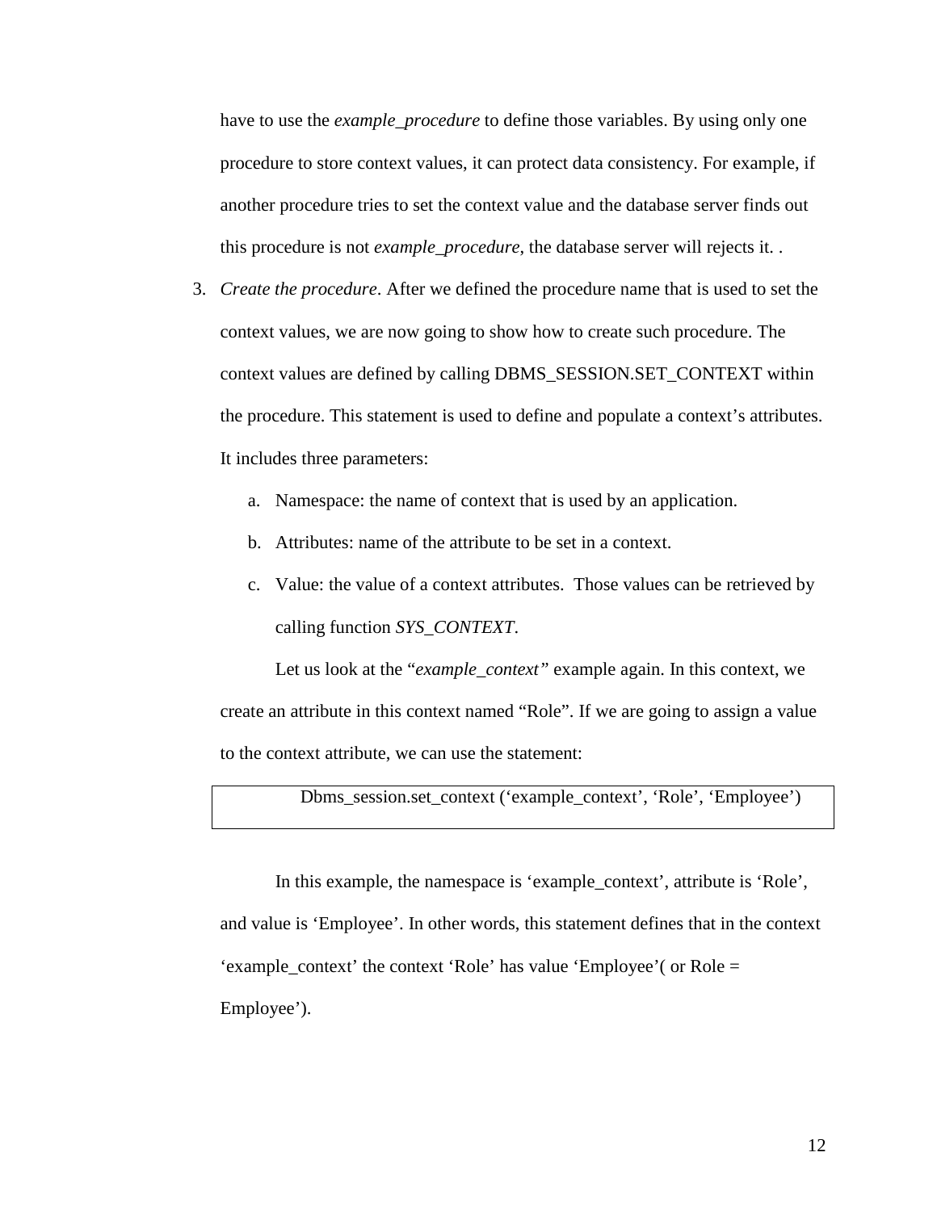have to use the *example_procedure* to define those variables. By using only one procedure to store context values, it can protect data consistency. For example, if another procedure tries to set the context value and the database server finds out this procedure is not *example_procedure*, the database server will rejects it. .

3. *Create the procedure*. After we defined the procedure name that is used to set the context values, we are now going to show how to create such procedure. The context values are defined by calling DBMS_SESSION.SET_CONTEXT within the procedure. This statement is used to define and populate a context's attributes. It includes three parameters:

    a. Namespace: the name of context that is used by an application.

    b. Attributes: name of the attribute to be set in a context.

    c. Value: the value of a context attributes. Those values can be retrieved by calling function *SYS_CONTEXT*.

    Let us look at the "*example_context"* example again. In this context, we create an attribute in this context named "Role". If we are going to assign a value to the context attribute, we can use the statement:

```
Dbms_session.set_context ('example_context', 'Role', 'Employee')
```

    In this example, the namespace is 'example_context', attribute is 'Role', and value is 'Employee'. In other words, this statement defines that in the context 'example_context' the context 'Role' has value 'Employee'( or Role = Employee').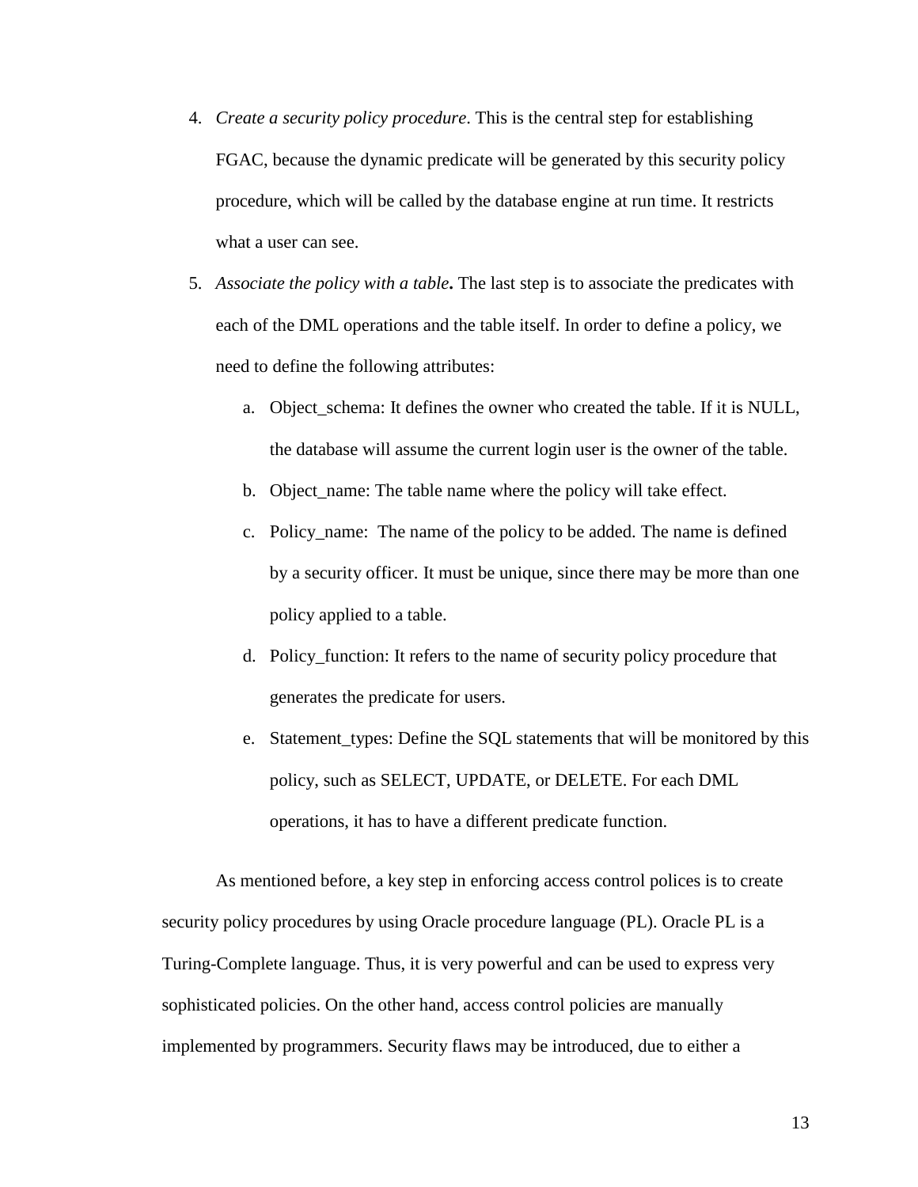4. *Create a security policy procedure*. This is the central step for establishing FGAC, because the dynamic predicate will be generated by this security policy procedure, which will be called by the database engine at run time. It restricts what a user can see.

5. *Associate the policy with a table***.** The last step is to associate the predicates with each of the DML operations and the table itself. In order to define a policy, we need to define the following attributes:

   a. Object_schema: It defines the owner who created the table. If it is NULL, the database will assume the current login user is the owner of the table.

   b. Object_name: The table name where the policy will take effect.

   c. Policy_name: The name of the policy to be added. The name is defined by a security officer. It must be unique, since there may be more than one policy applied to a table.

   d. Policy_function: It refers to the name of security policy procedure that generates the predicate for users.

   e. Statement_types: Define the SQL statements that will be monitored by this policy, such as SELECT, UPDATE, or DELETE. For each DML operations, it has to have a different predicate function.

As mentioned before, a key step in enforcing access control polices is to create security policy procedures by using Oracle procedure language (PL). Oracle PL is a Turing-Complete language. Thus, it is very powerful and can be used to express very sophisticated policies. On the other hand, access control policies are manually implemented by programmers. Security flaws may be introduced, due to either a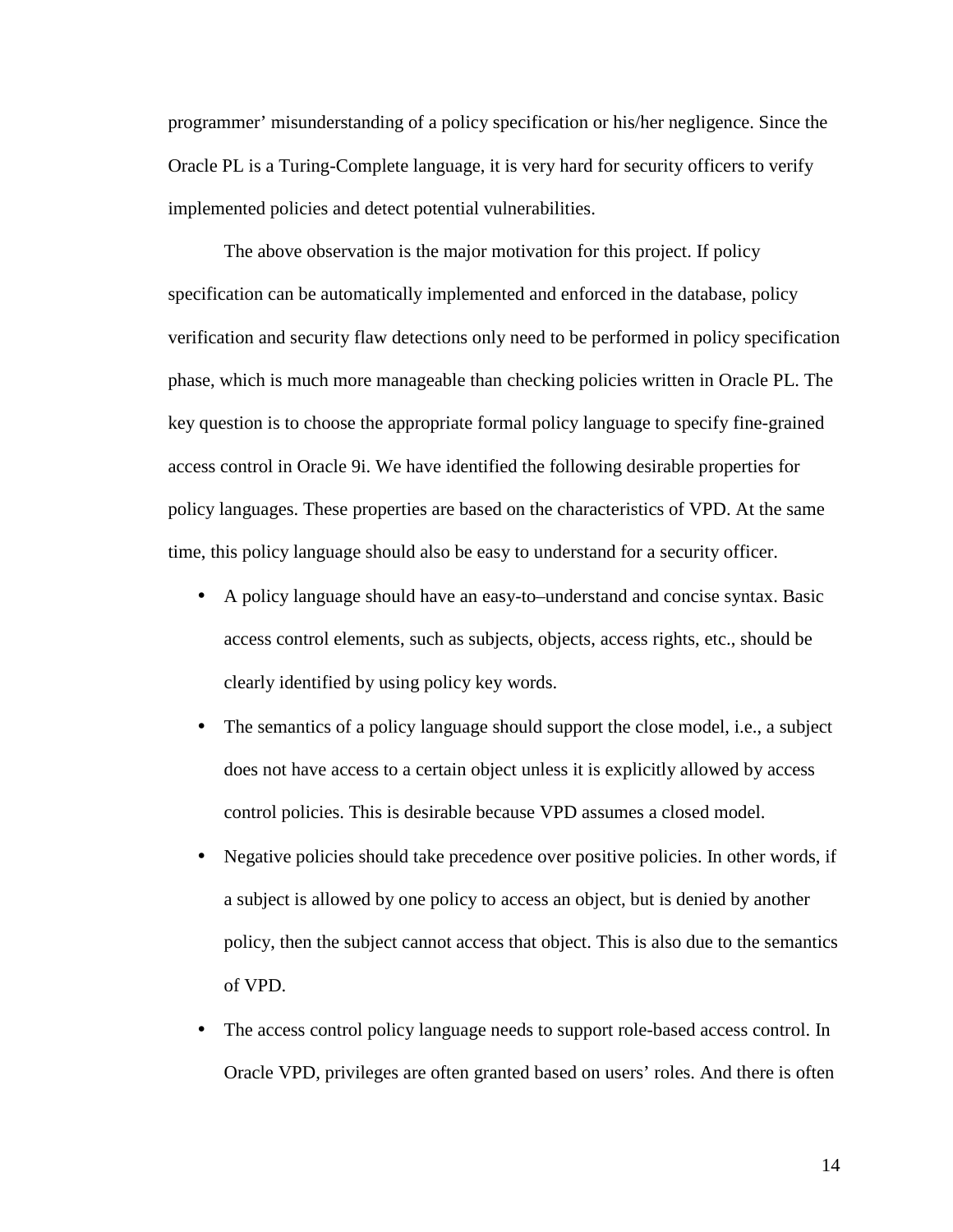programmer' misunderstanding of a policy specification or his/her negligence. Since the Oracle PL is a Turing-Complete language, it is very hard for security officers to verify implemented policies and detect potential vulnerabilities.

The above observation is the major motivation for this project. If policy specification can be automatically implemented and enforced in the database, policy verification and security flaw detections only need to be performed in policy specification phase, which is much more manageable than checking policies written in Oracle PL. The key question is to choose the appropriate formal policy language to specify fine-grained access control in Oracle 9i. We have identified the following desirable properties for policy languages. These properties are based on the characteristics of VPD. At the same time, this policy language should also be easy to understand for a security officer.

- A policy language should have an easy-to–understand and concise syntax. Basic access control elements, such as subjects, objects, access rights, etc., should be clearly identified by using policy key words.
- The semantics of a policy language should support the close model, i.e., a subject does not have access to a certain object unless it is explicitly allowed by access control policies. This is desirable because VPD assumes a closed model.
- Negative policies should take precedence over positive policies. In other words, if a subject is allowed by one policy to access an object, but is denied by another policy, then the subject cannot access that object. This is also due to the semantics of VPD.
- The access control policy language needs to support role-based access control. In Oracle VPD, privileges are often granted based on users' roles. And there is often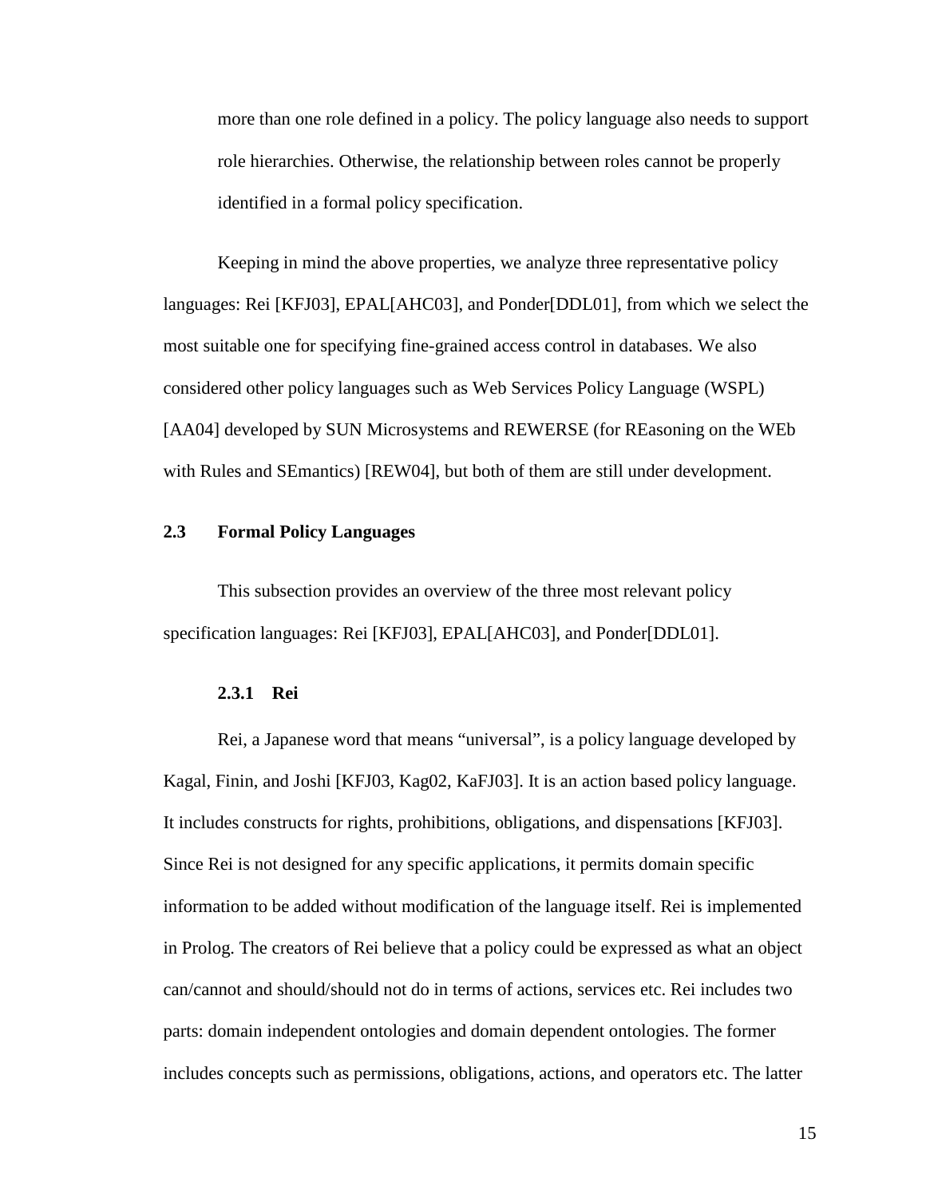more than one role defined in a policy. The policy language also needs to support role hierarchies. Otherwise, the relationship between roles cannot be properly identified in a formal policy specification.

Keeping in mind the above properties, we analyze three representative policy languages: Rei [KFJ03], EPAL[AHC03], and Ponder[DDL01], from which we select the most suitable one for specifying fine-grained access control in databases. We also considered other policy languages such as Web Services Policy Language (WSPL) [AA04] developed by SUN Microsystems and REWERSE (for REasoning on the WEb with Rules and SEmantics) [REW04], but both of them are still under development.

## 2.3 Formal Policy Languages

This subsection provides an overview of the three most relevant policy specification languages: Rei [KFJ03], EPAL[AHC03], and Ponder[DDL01].

### 2.3.1 Rei

Rei, a Japanese word that means "universal", is a policy language developed by Kagal, Finin, and Joshi [KFJ03, Kag02, KaFJ03]. It is an action based policy language. It includes constructs for rights, prohibitions, obligations, and dispensations [KFJ03]. Since Rei is not designed for any specific applications, it permits domain specific information to be added without modification of the language itself. Rei is implemented in Prolog. The creators of Rei believe that a policy could be expressed as what an object can/cannot and should/should not do in terms of actions, services etc. Rei includes two parts: domain independent ontologies and domain dependent ontologies. The former includes concepts such as permissions, obligations, actions, and operators etc. The latter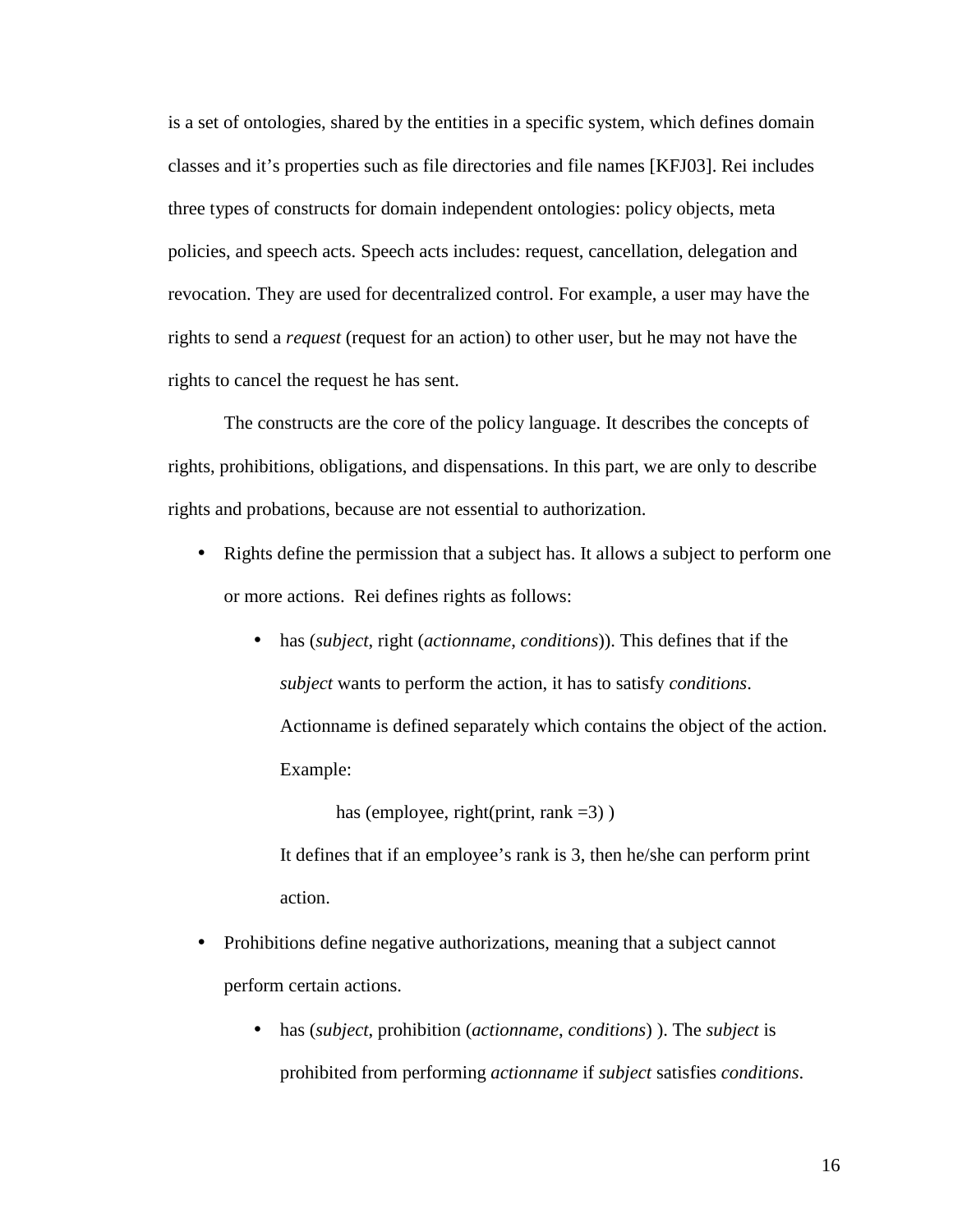is a set of ontologies, shared by the entities in a specific system, which defines domain classes and it's properties such as file directories and file names [KFJ03]. Rei includes three types of constructs for domain independent ontologies: policy objects, meta policies, and speech acts. Speech acts includes: request, cancellation, delegation and revocation. They are used for decentralized control. For example, a user may have the rights to send a *request* (request for an action) to other user, but he may not have the rights to cancel the request he has sent.

The constructs are the core of the policy language. It describes the concepts of rights, prohibitions, obligations, and dispensations. In this part, we are only to describe rights and probations, because are not essential to authorization.

- Rights define the permission that a subject has. It allows a subject to perform one or more actions. Rei defines rights as follows:
    - has (*subject*, right (*actionname*, *conditions*)). This defines that if the *subject* wants to perform the action, it has to satisfy *conditions*. Actionname is defined separately which contains the object of the action. Example:

      has (employee, right(print, rank =3) )

      It defines that if an employee's rank is 3, then he/she can perform print action.
- Prohibitions define negative authorizations, meaning that a subject cannot perform certain actions.
    - has (*subject*, prohibition (*actionname*, *conditions*) ). The *subject* is prohibited from performing *actionname* if *subject* satisfies *conditions*.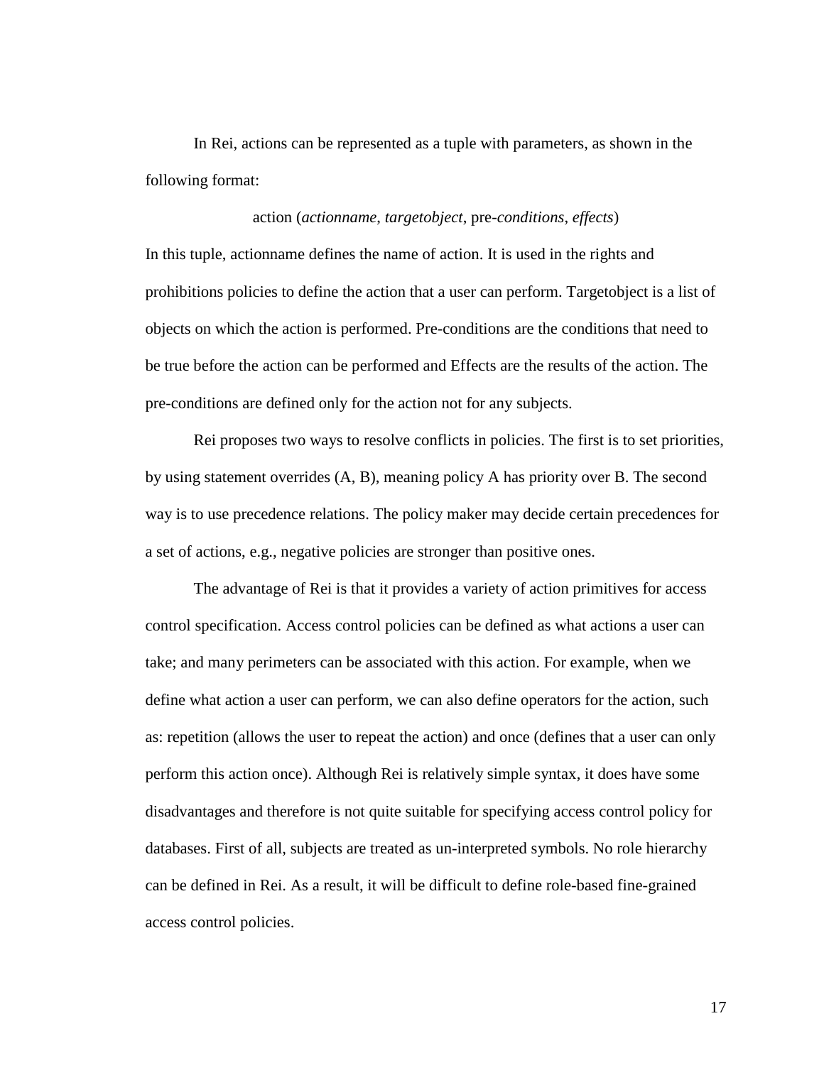In Rei, actions can be represented as a tuple with parameters, as shown in the following format:

action (*actionname*, *targetobject*, pre-*conditions*, *effects*)

In this tuple, actionname defines the name of action. It is used in the rights and prohibitions policies to define the action that a user can perform. Targetobject is a list of objects on which the action is performed. Pre-conditions are the conditions that need to be true before the action can be performed and Effects are the results of the action. The pre-conditions are defined only for the action not for any subjects.

Rei proposes two ways to resolve conflicts in policies. The first is to set priorities, by using statement overrides (A, B), meaning policy A has priority over B. The second way is to use precedence relations. The policy maker may decide certain precedences for a set of actions, e.g., negative policies are stronger than positive ones.

The advantage of Rei is that it provides a variety of action primitives for access control specification. Access control policies can be defined as what actions a user can take; and many perimeters can be associated with this action. For example, when we define what action a user can perform, we can also define operators for the action, such as: repetition (allows the user to repeat the action) and once (defines that a user can only perform this action once). Although Rei is relatively simple syntax, it does have some disadvantages and therefore is not quite suitable for specifying access control policy for databases. First of all, subjects are treated as un-interpreted symbols. No role hierarchy can be defined in Rei. As a result, it will be difficult to define role-based fine-grained access control policies.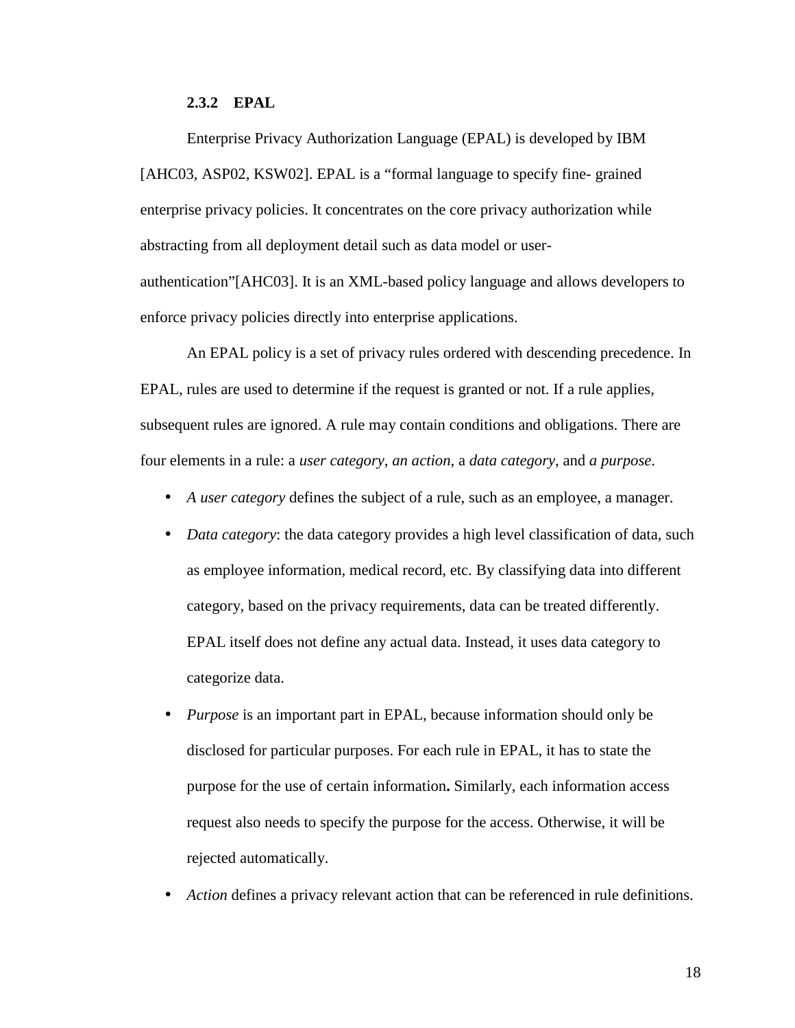### 2.3.2 EPAL

Enterprise Privacy Authorization Language (EPAL) is developed by IBM [AHC03, ASP02, KSW02]. EPAL is a "formal language to specify fine- grained enterprise privacy policies. It concentrates on the core privacy authorization while abstracting from all deployment detail such as data model or user-authentication"[AHC03]. It is an XML-based policy language and allows developers to enforce privacy policies directly into enterprise applications.

An EPAL policy is a set of privacy rules ordered with descending precedence. In EPAL, rules are used to determine if the request is granted or not. If a rule applies, subsequent rules are ignored. A rule may contain conditions and obligations. There are four elements in a rule: a *user category*, *an action*, a *data category*, and *a purpose*.

- *A user category* defines the subject of a rule, such as an employee, a manager.
- *Data category*: the data category provides a high level classification of data, such as employee information, medical record, etc. By classifying data into different category, based on the privacy requirements, data can be treated differently. EPAL itself does not define any actual data. Instead, it uses data category to categorize data.
- *Purpose* is an important part in EPAL, because information should only be disclosed for particular purposes. For each rule in EPAL, it has to state the purpose for the use of certain information**.** Similarly, each information access request also needs to specify the purpose for the access. Otherwise, it will be rejected automatically.
- *Action* defines a privacy relevant action that can be referenced in rule definitions.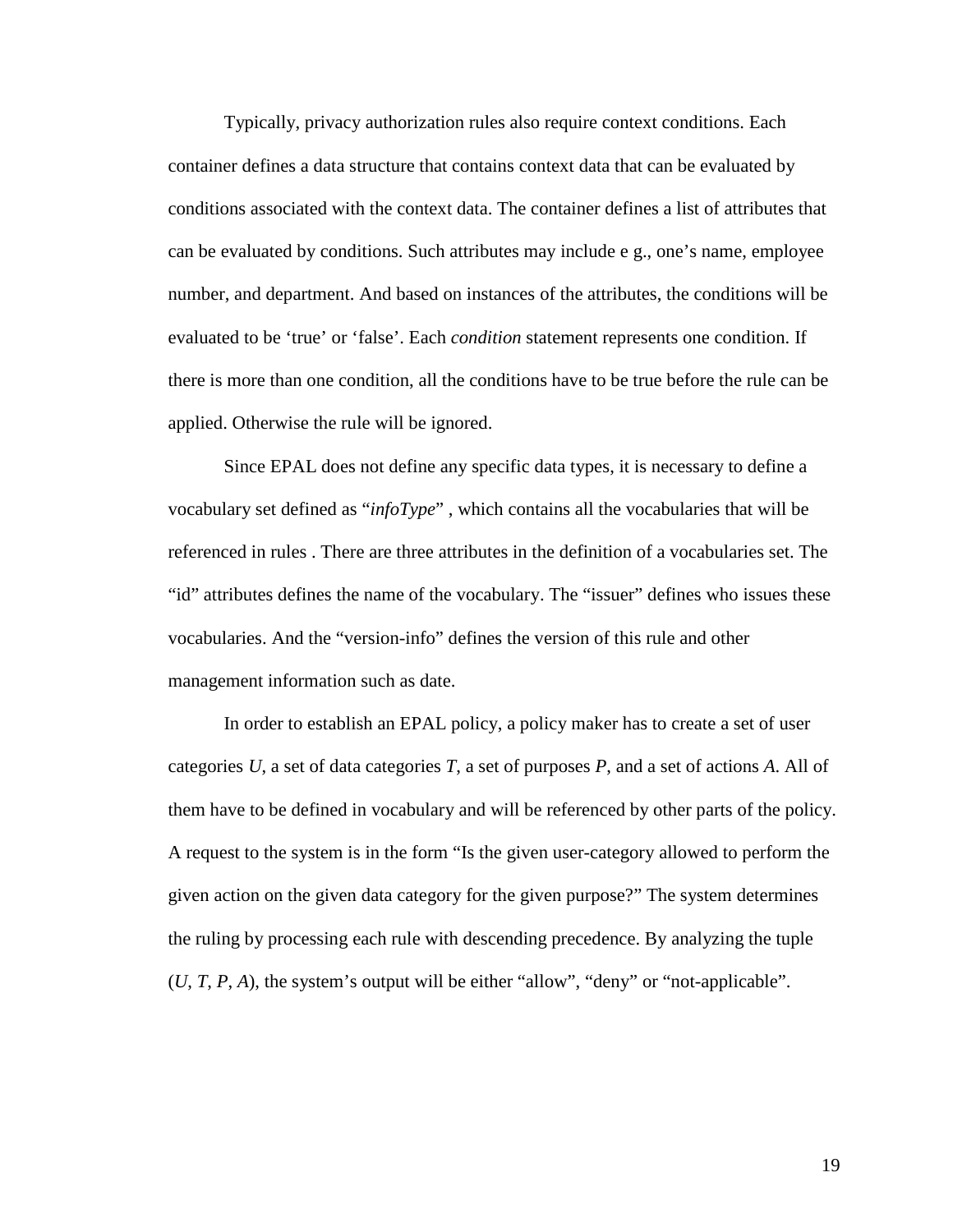Typically, privacy authorization rules also require context conditions. Each container defines a data structure that contains context data that can be evaluated by conditions associated with the context data. The container defines a list of attributes that can be evaluated by conditions. Such attributes may include e g., one's name, employee number, and department. And based on instances of the attributes, the conditions will be evaluated to be 'true' or 'false'. Each *condition* statement represents one condition. If there is more than one condition, all the conditions have to be true before the rule can be applied. Otherwise the rule will be ignored.

Since EPAL does not define any specific data types, it is necessary to define a vocabulary set defined as "*infoType*" , which contains all the vocabularies that will be referenced in rules . There are three attributes in the definition of a vocabularies set. The "id" attributes defines the name of the vocabulary. The "issuer" defines who issues these vocabularies. And the "version-info" defines the version of this rule and other management information such as date.

In order to establish an EPAL policy, a policy maker has to create a set of user categories *U*, a set of data categories *T*, a set of purposes *P*, and a set of actions *A*. All of them have to be defined in vocabulary and will be referenced by other parts of the policy. A request to the system is in the form "Is the given user-category allowed to perform the given action on the given data category for the given purpose?" The system determines the ruling by processing each rule with descending precedence. By analyzing the tuple (*U*, *T*, *P*, *A*), the system's output will be either "allow", "deny" or "not-applicable".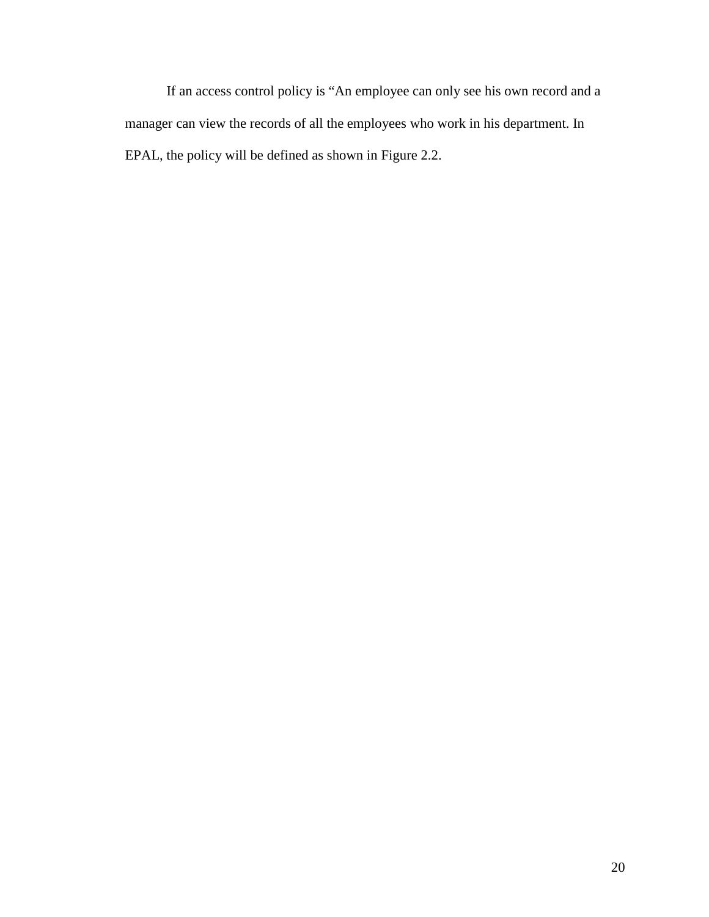If an access control policy is “An employee can only see his own record and a manager can view the records of all the employees who work in his department. In EPAL, the policy will be defined as shown in Figure 2.2.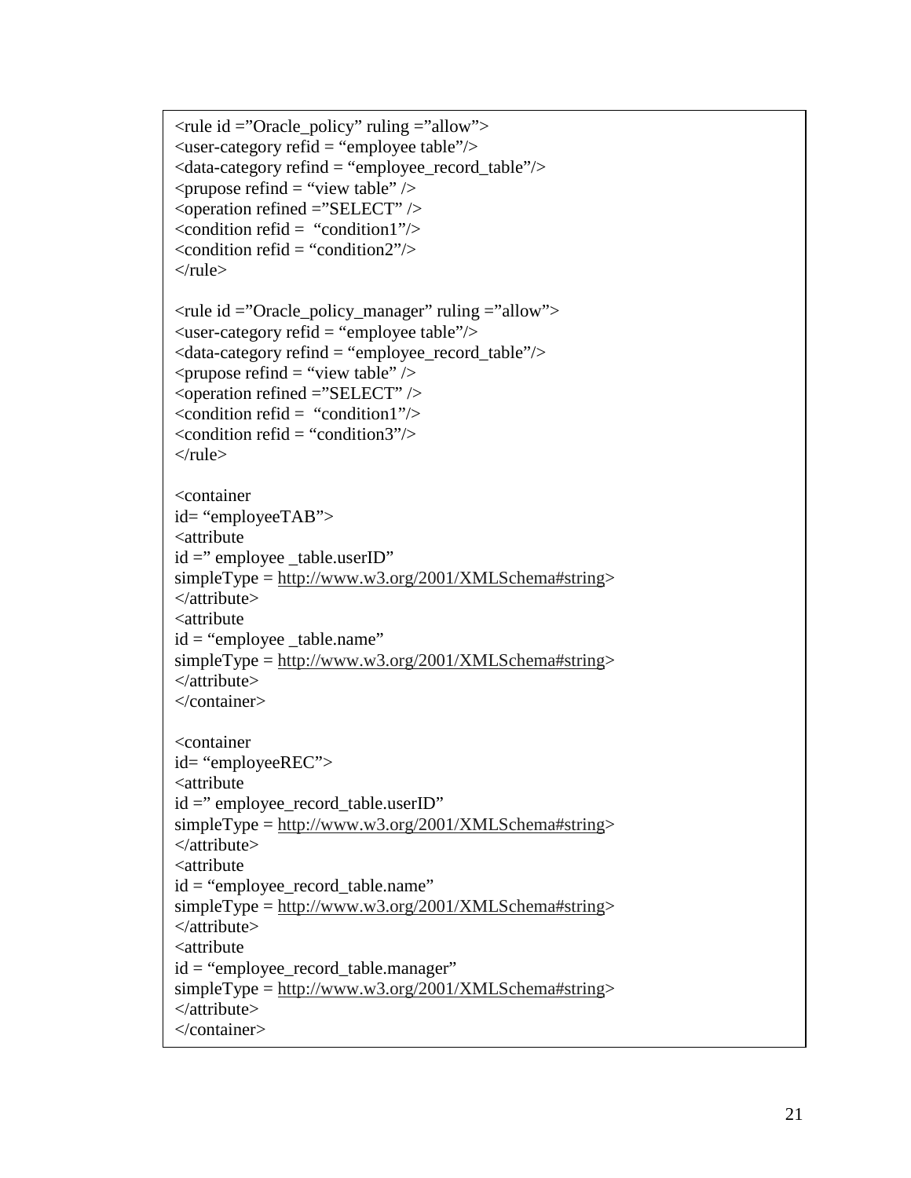```
<rule id ="Oracle_policy" ruling ="allow">
<user-category refid = "employee table"/>
<data-category refind = "employee_record_table"/>
<prupose refind = "view table" />
<operation refined ="SELECT" />
<condition refid =  "condition1"/>
<condition refid = "condition2"/>
</rule>

<rule id ="Oracle_policy_manager" ruling ="allow">
<user-category refid = "employee table"/>
<data-category refind = "employee_record_table"/>
<prupose refind = "view table" />
<operation refined ="SELECT" />
<condition refid =  "condition1"/>
<condition refid = "condition3"/>
</rule>

<container
id= "employeeTAB">
<attribute
id =" employee _table.userID"
simpleType = http://www.w3.org/2001/XMLSchema#string>
</attribute>
<attribute
id = "employee _table.name"
simpleType = http://www.w3.org/2001/XMLSchema#string>
</attribute>
</container>

<container
id= "employeeREC">
<attribute
id =" employee_record_table.userID"
simpleType = http://www.w3.org/2001/XMLSchema#string>
</attribute>
<attribute
id = "employee_record_table.name"
simpleType = http://www.w3.org/2001/XMLSchema#string>
</attribute>
<attribute
id = "employee_record_table.manager"
simpleType = http://www.w3.org/2001/XMLSchema#string>
</attribute>
</container>
```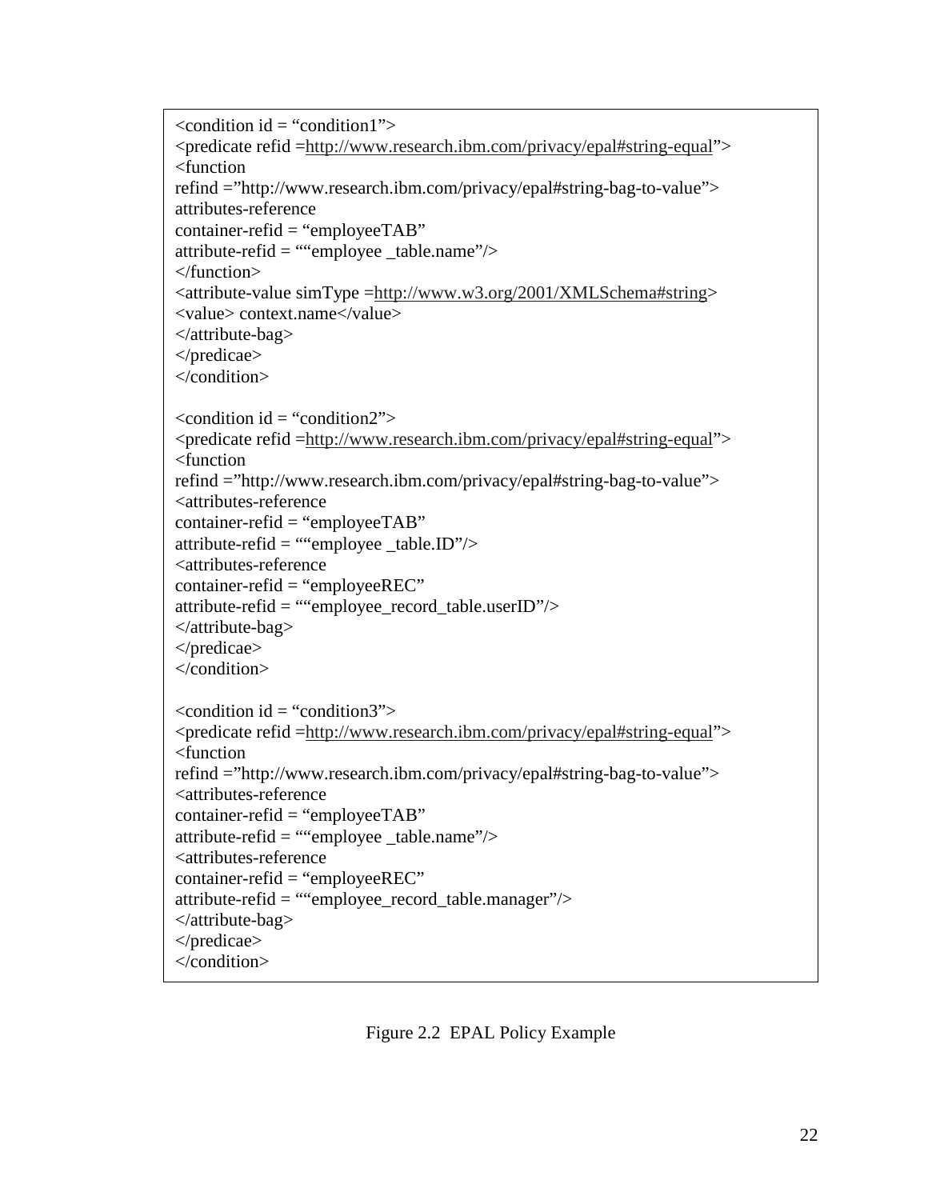```
<condition id = "condition1">
<predicate refid =http://www.research.ibm.com/privacy/epal#string-equal">
<function
refind ="http://www.research.ibm.com/privacy/epal#string-bag-to-value">
attributes-reference
container-refid = "employeeTAB"
attribute-refid = ""employee _table.name"/>
</function>
<attribute-value simType =http://www.w3.org/2001/XMLSchema#string>
<value> context.name</value>
</attribute-bag>
</predicae>
</condition>

<condition id = "condition2">
<predicate refid =http://www.research.ibm.com/privacy/epal#string-equal">
<function
refind ="http://www.research.ibm.com/privacy/epal#string-bag-to-value">
<attributes-reference
container-refid = "employeeTAB"
attribute-refid = ""employee _table.ID"/>
<attributes-reference
container-refid = "employeeREC"
attribute-refid = ""employee_record_table.userID"/>
</attribute-bag>
</predicae>
</condition>

<condition id = "condition3">
<predicate refid =http://www.research.ibm.com/privacy/epal#string-equal">
<function
refind ="http://www.research.ibm.com/privacy/epal#string-bag-to-value">
<attributes-reference
container-refid = "employeeTAB"
attribute-refid = ""employee _table.name"/>
<attributes-reference
container-refid = "employeeREC"
attribute-refid = ""employee_record_table.manager"/>
</attribute-bag>
</predicae>
</condition>
```

Figure 2.2 EPAL Policy Example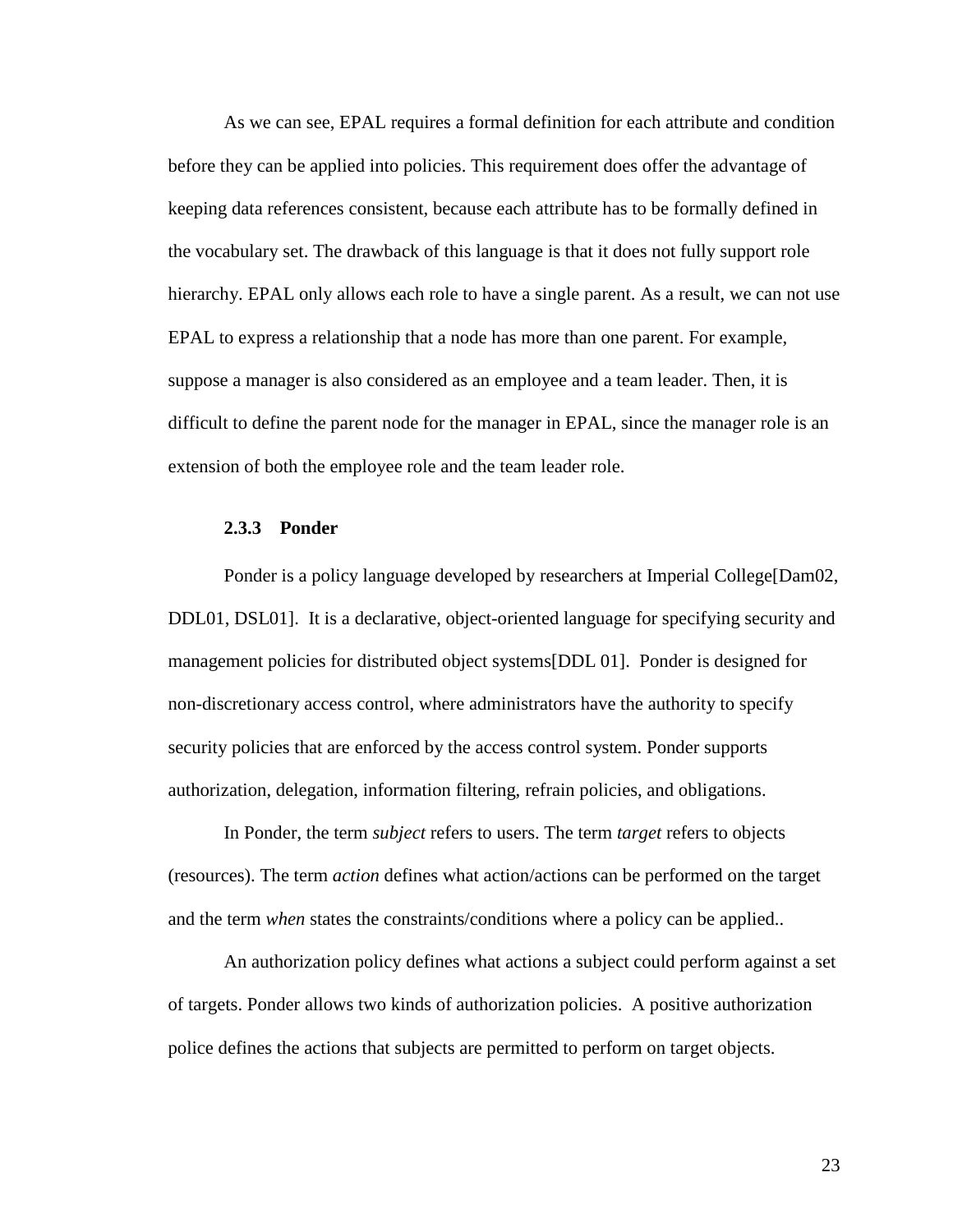As we can see, EPAL requires a formal definition for each attribute and condition before they can be applied into policies. This requirement does offer the advantage of keeping data references consistent, because each attribute has to be formally defined in the vocabulary set. The drawback of this language is that it does not fully support role hierarchy. EPAL only allows each role to have a single parent. As a result, we can not use EPAL to express a relationship that a node has more than one parent. For example, suppose a manager is also considered as an employee and a team leader. Then, it is difficult to define the parent node for the manager in EPAL, since the manager role is an extension of both the employee role and the team leader role.

### 2.3.3 Ponder

Ponder is a policy language developed by researchers at Imperial College[Dam02, DDL01, DSL01]. It is a declarative, object-oriented language for specifying security and management policies for distributed object systems[DDL 01]. Ponder is designed for non-discretionary access control, where administrators have the authority to specify security policies that are enforced by the access control system. Ponder supports authorization, delegation, information filtering, refrain policies, and obligations.

In Ponder, the term *subject* refers to users. The term *target* refers to objects (resources). The term *action* defines what action/actions can be performed on the target and the term *when* states the constraints/conditions where a policy can be applied..

An authorization policy defines what actions a subject could perform against a set of targets. Ponder allows two kinds of authorization policies. A positive authorization police defines the actions that subjects are permitted to perform on target objects.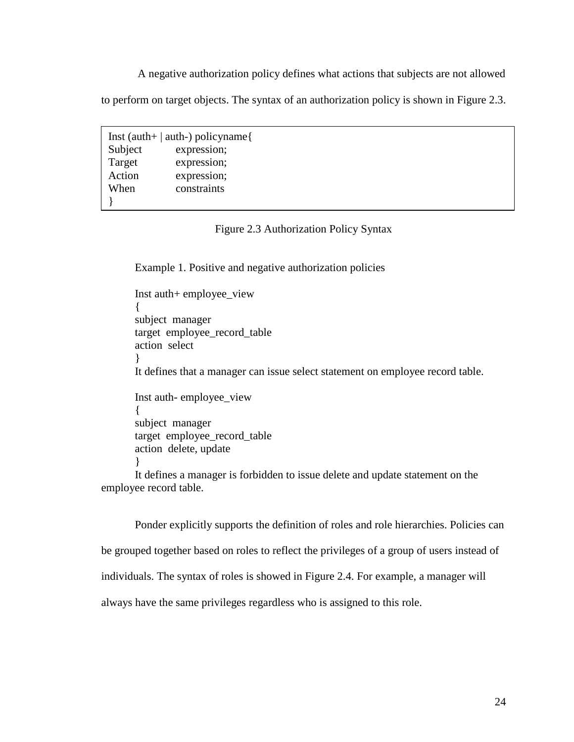A negative authorization policy defines what actions that subjects are not allowed to perform on target objects. The syntax of an authorization policy is shown in Figure 2.3.

```
Inst (auth+ | auth-) policyname{
Subject      expression;
Target       expression;
Action       expression;
When         constraints
}
```

Figure 2.3 Authorization Policy Syntax

Example 1. Positive and negative authorization policies

```
Inst auth+ employee_view
{
subject  manager
target  employee_record_table
action  select
}
```

It defines that a manager can issue select statement on employee record table.

```
Inst auth- employee_view
{
subject  manager
target  employee_record_table
action  delete, update
}
```

It defines a manager is forbidden to issue delete and update statement on the employee record table.

Ponder explicitly supports the definition of roles and role hierarchies. Policies can be grouped together based on roles to reflect the privileges of a group of users instead of individuals. The syntax of roles is showed in Figure 2.4. For example, a manager will always have the same privileges regardless who is assigned to this role.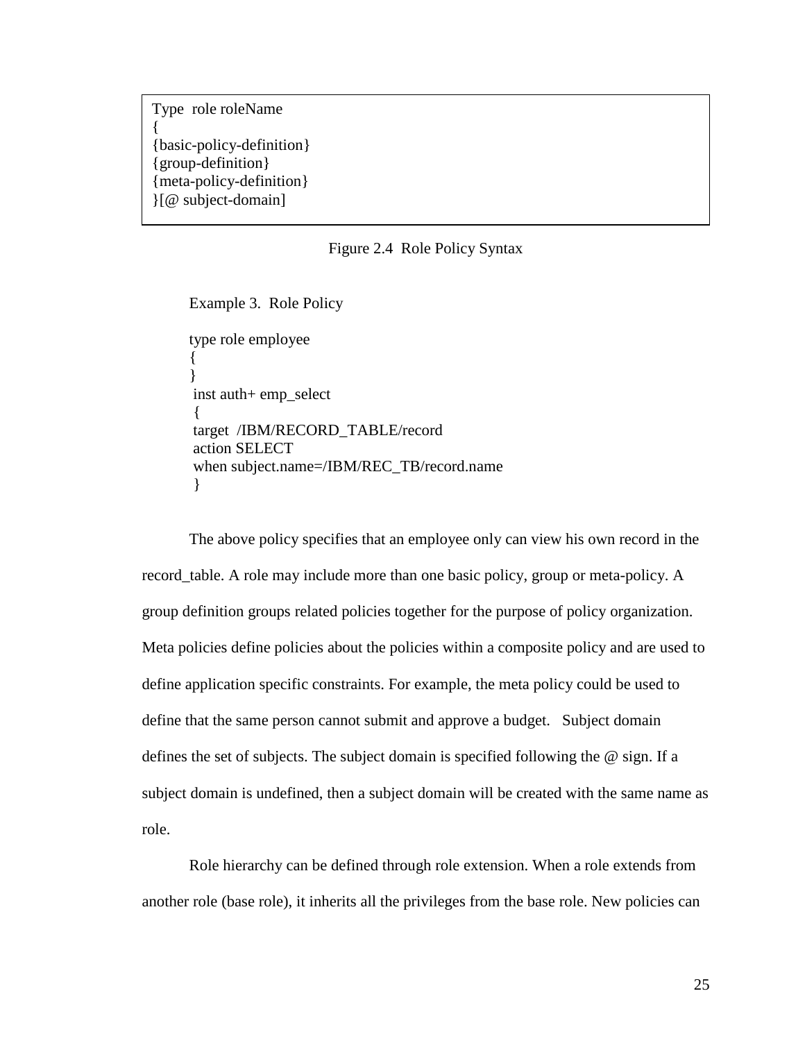```
Type  role roleName
{
{basic-policy-definition}
{group-definition}
{meta-policy-definition}
}[@ subject-domain]
```

Figure 2.4  Role Policy Syntax

Example 3.  Role Policy

```
type role employee
{
}
 inst auth+ emp_select
 {
 target  /IBM/RECORD_TABLE/record
 action SELECT
 when subject.name=/IBM/REC_TB/record.name
 }
```

The above policy specifies that an employee only can view his own record in the record_table. A role may include more than one basic policy, group or meta-policy. A group definition groups related policies together for the purpose of policy organization. Meta policies define policies about the policies within a composite policy and are used to define application specific constraints. For example, the meta policy could be used to define that the same person cannot submit and approve a budget.   Subject domain defines the set of subjects. The subject domain is specified following the @ sign. If a subject domain is undefined, then a subject domain will be created with the same name as role.

Role hierarchy can be defined through role extension. When a role extends from another role (base role), it inherits all the privileges from the base role. New policies can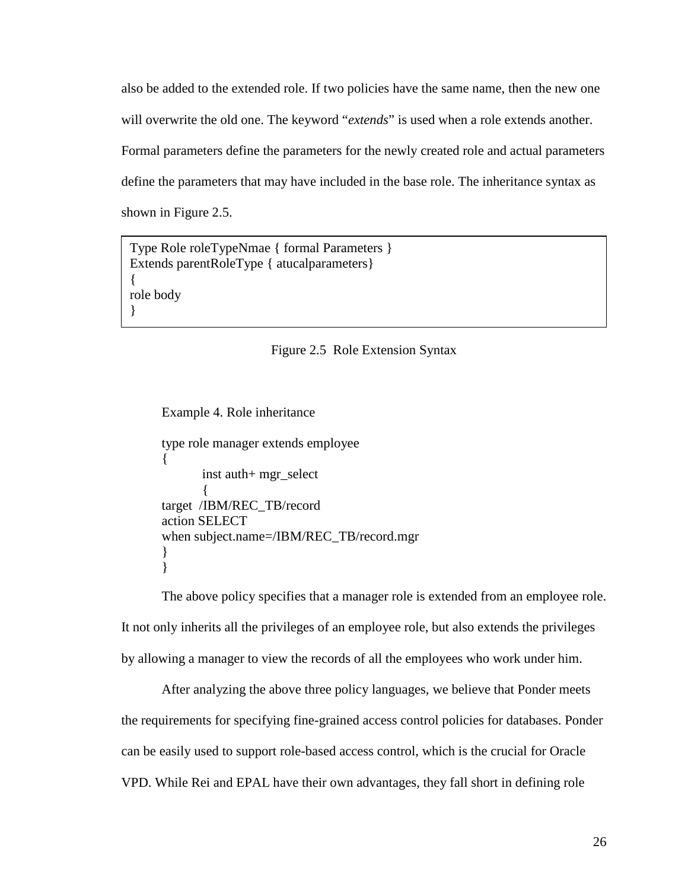also be added to the extended role. If two policies have the same name, then the new one will overwrite the old one. The keyword "*extends*" is used when a role extends another. Formal parameters define the parameters for the newly created role and actual parameters define the parameters that may have included in the base role. The inheritance syntax as shown in Figure 2.5.

```
Type Role roleTypeNmae { formal Parameters }
Extends parentRoleType { atucalparameters}
{
role body
}
```

Figure 2.5 Role Extension Syntax

Example 4. Role inheritance

```
type role manager extends employee
{
        inst auth+ mgr_select
        {
target  /IBM/REC_TB/record
action SELECT
when subject.name=/IBM/REC_TB/record.mgr
}
}
```

The above policy specifies that a manager role is extended from an employee role. It not only inherits all the privileges of an employee role, but also extends the privileges by allowing a manager to view the records of all the employees who work under him.

After analyzing the above three policy languages, we believe that Ponder meets the requirements for specifying fine-grained access control policies for databases. Ponder can be easily used to support role-based access control, which is the crucial for Oracle VPD. While Rei and EPAL have their own advantages, they fall short in defining role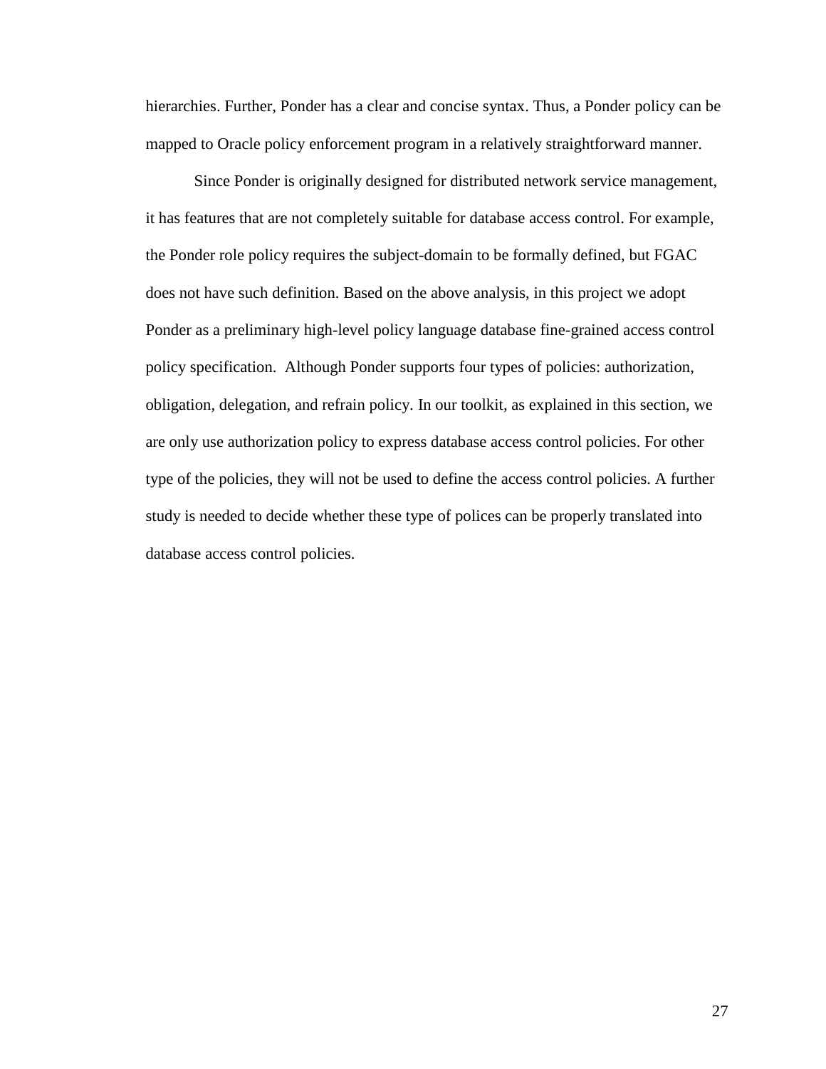hierarchies. Further, Ponder has a clear and concise syntax. Thus, a Ponder policy can be mapped to Oracle policy enforcement program in a relatively straightforward manner.

Since Ponder is originally designed for distributed network service management, it has features that are not completely suitable for database access control. For example, the Ponder role policy requires the subject-domain to be formally defined, but FGAC does not have such definition. Based on the above analysis, in this project we adopt Ponder as a preliminary high-level policy language database fine-grained access control policy specification.  Although Ponder supports four types of policies: authorization, obligation, delegation, and refrain policy. In our toolkit, as explained in this section, we are only use authorization policy to express database access control policies. For other type of the policies, they will not be used to define the access control policies. A further study is needed to decide whether these type of polices can be properly translated into database access control policies.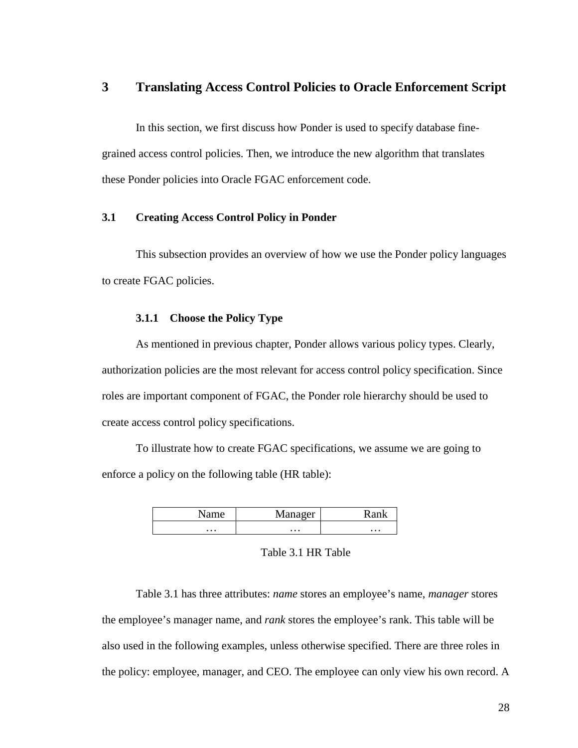# 3 Translating Access Control Policies to Oracle Enforcement Script

In this section, we first discuss how Ponder is used to specify database fine-grained access control policies. Then, we introduce the new algorithm that translates these Ponder policies into Oracle FGAC enforcement code.

## 3.1 Creating Access Control Policy in Ponder

This subsection provides an overview of how we use the Ponder policy languages to create FGAC policies.

### 3.1.1 Choose the Policy Type

As mentioned in previous chapter, Ponder allows various policy types. Clearly, authorization policies are the most relevant for access control policy specification. Since roles are important component of FGAC, the Ponder role hierarchy should be used to create access control policy specifications.

To illustrate how to create FGAC specifications, we assume we are going to enforce a policy on the following table (HR table):

| Name | Manager | Rank |
| --- | --- | --- |
| … | … | … |

Table 3.1 HR Table

Table 3.1 has three attributes: *name* stores an employee's name, *manager* stores the employee's manager name, and *rank* stores the employee's rank. This table will be also used in the following examples, unless otherwise specified. There are three roles in the policy: employee, manager, and CEO. The employee can only view his own record. A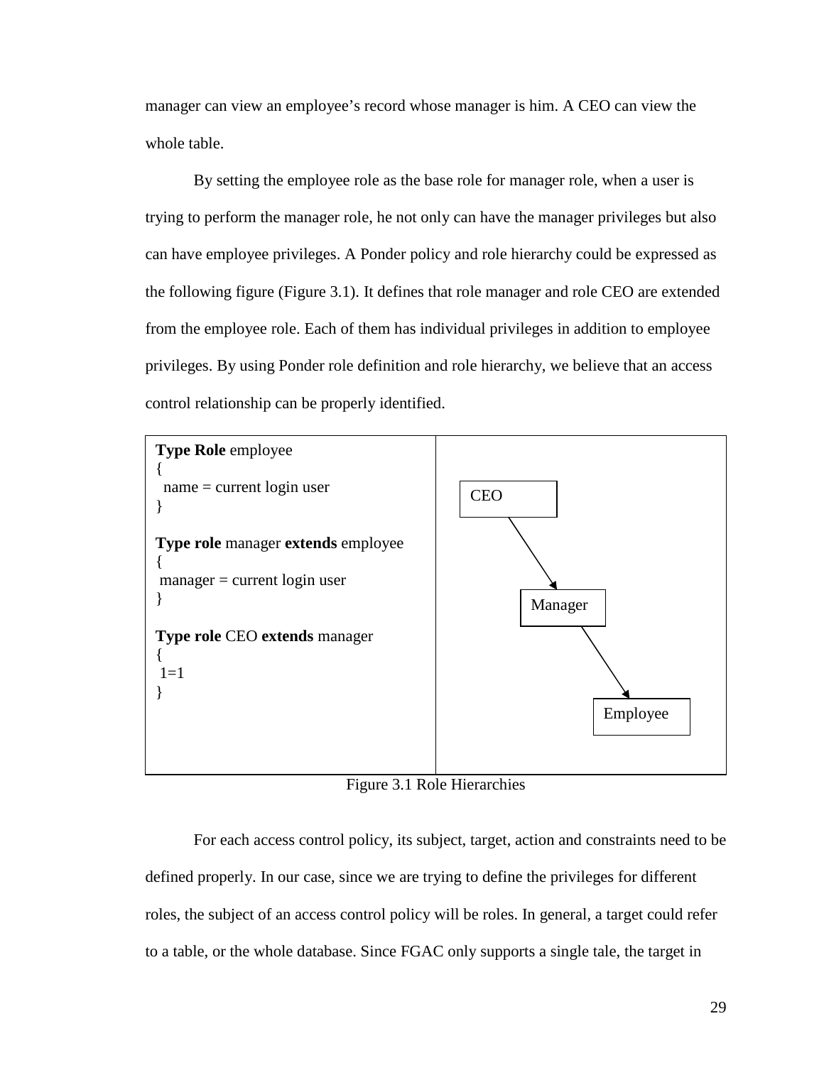manager can view an employee's record whose manager is him. A CEO can view the whole table.

By setting the employee role as the base role for manager role, when a user is trying to perform the manager role, he not only can have the manager privileges but also can have employee privileges. A Ponder policy and role hierarchy could be expressed as the following figure (Figure 3.1). It defines that role manager and role CEO are extended from the employee role. Each of them has individual privileges in addition to employee privileges. By using Ponder role definition and role hierarchy, we believe that an access control relationship can be properly identified.

```
Type Role employee
{
  name = current login user
}

Type role manager extends employee
{
 manager = current login user
}

Type role CEO extends manager
{
 1=1
}
```

```
CEO
  ↓
Manager
  ↓
Employee
```

Figure 3.1 Role Hierarchies

For each access control policy, its subject, target, action and constraints need to be defined properly. In our case, since we are trying to define the privileges for different roles, the subject of an access control policy will be roles. In general, a target could refer to a table, or the whole database. Since FGAC only supports a single tale, the target in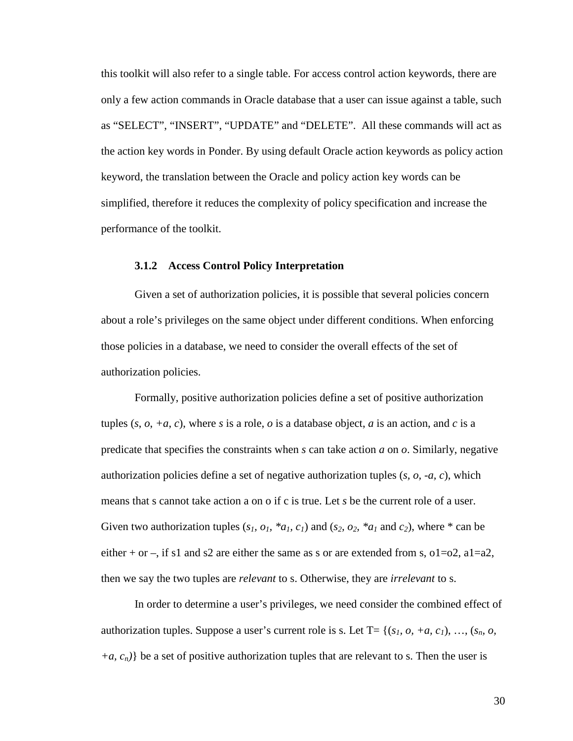this toolkit will also refer to a single table. For access control action keywords, there are only a few action commands in Oracle database that a user can issue against a table, such as "SELECT", "INSERT", "UPDATE" and "DELETE". All these commands will act as the action key words in Ponder. By using default Oracle action keywords as policy action keyword, the translation between the Oracle and policy action key words can be simplified, therefore it reduces the complexity of policy specification and increase the performance of the toolkit.

### 3.1.2 Access Control Policy Interpretation

Given a set of authorization policies, it is possible that several policies concern about a role's privileges on the same object under different conditions. When enforcing those policies in a database, we need to consider the overall effects of the set of authorization policies.

Formally, positive authorization policies define a set of positive authorization tuples ($s$, $o$, $+a$, $c$), where $s$ is a role, $o$ is a database object, $a$ is an action, and $c$ is a predicate that specifies the constraints when $s$ can take action $a$ on $o$. Similarly, negative authorization policies define a set of negative authorization tuples ($s$, $o$, $-a$, $c$), which means that s cannot take action a on o if c is true. Let $s$ be the current role of a user. Given two authorization tuples ($s_1$, $o_1$, $*a_1$, $c_1$) and ($s_2$, $o_2$, $*a_1$ and $c_2$), where * can be either + or –, if s1 and s2 are either the same as s or are extended from s, o1=o2, a1=a2, then we say the two tuples are *relevant* to s. Otherwise, they are *irrelevant* to s.

In order to determine a user's privileges, we need consider the combined effect of authorization tuples. Suppose a user's current role is s. Let T= {($s_1$, $o$, $+a$, $c_1$), …, ($s_n$, $o$, $+a$, $c_n$)} be a set of positive authorization tuples that are relevant to s. Then the user is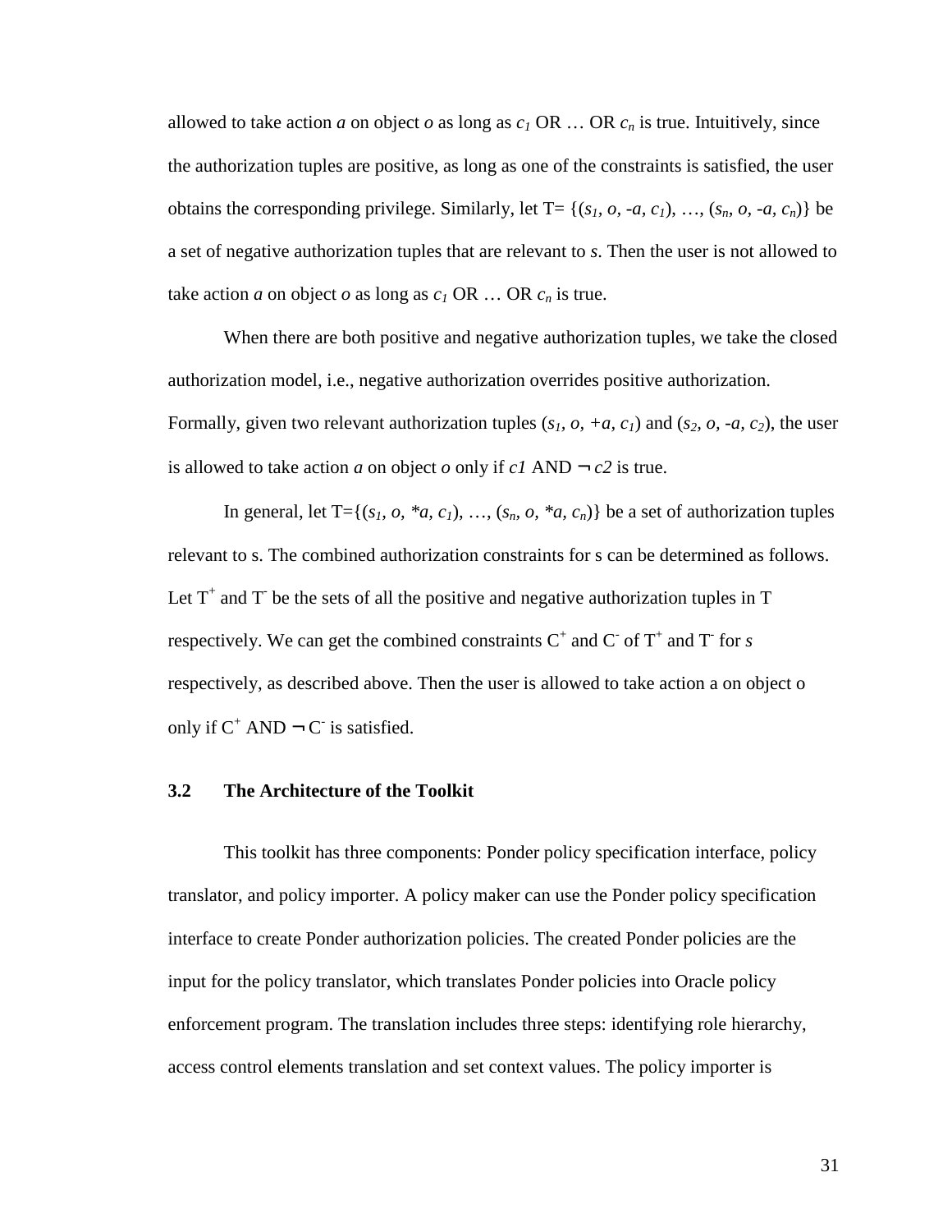allowed to take action *a* on object *o* as long as $c_1$ OR … OR $c_n$ is true. Intuitively, since the authorization tuples are positive, as long as one of the constraints is satisfied, the user obtains the corresponding privilege. Similarly, let T= {($s_1$, *o*, -*a*, $c_1$), …, ($s_n$, *o*, -*a*, $c_n$)} be a set of negative authorization tuples that are relevant to *s*. Then the user is not allowed to take action *a* on object *o* as long as $c_1$ OR … OR $c_n$ is true.

When there are both positive and negative authorization tuples, we take the closed authorization model, i.e., negative authorization overrides positive authorization. Formally, given two relevant authorization tuples ($s_1$, *o*, +*a*, $c_1$) and ($s_2$, *o*, -*a*, $c_2$), the user is allowed to take action *a* on object *o* only if *c1* AND $\neg$ *c2* is true.

In general, let T={($s_1$, *o*, \**a*, $c_1$), …, ($s_n$, *o*, \**a*, $c_n$)} be a set of authorization tuples relevant to s. The combined authorization constraints for s can be determined as follows. Let $T^+$ and $T^-$ be the sets of all the positive and negative authorization tuples in T respectively. We can get the combined constraints $C^+$ and $C^-$ of $T^+$ and $T^-$ for *s* respectively, as described above. Then the user is allowed to take action a on object o only if $C^+$ AND $\neg C^-$ is satisfied.

### 3.2 The Architecture of the Toolkit

This toolkit has three components: Ponder policy specification interface, policy translator, and policy importer. A policy maker can use the Ponder policy specification interface to create Ponder authorization policies. The created Ponder policies are the input for the policy translator, which translates Ponder policies into Oracle policy enforcement program. The translation includes three steps: identifying role hierarchy, access control elements translation and set context values. The policy importer is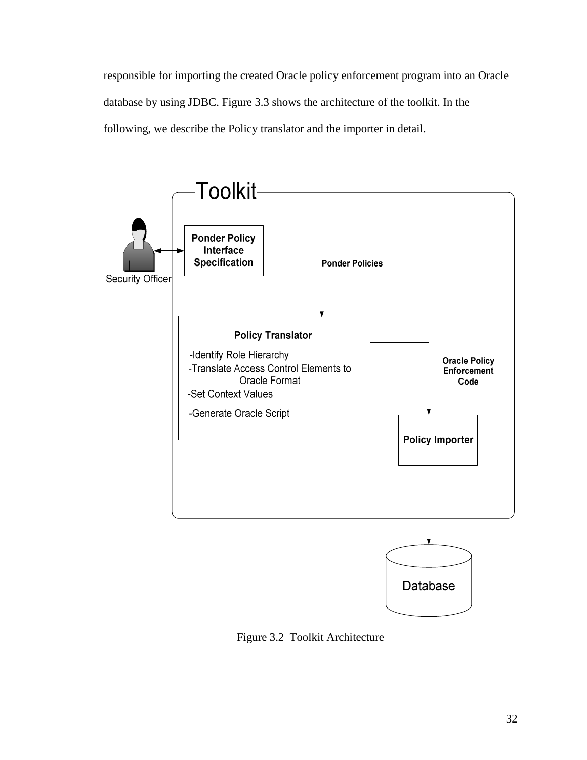responsible for importing the created Oracle policy enforcement program into an Oracle database by using JDBC. Figure 3.3 shows the architecture of the toolkit. In the following, we describe the Policy translator and the importer in detail.

Figure 3.2 Toolkit Architecture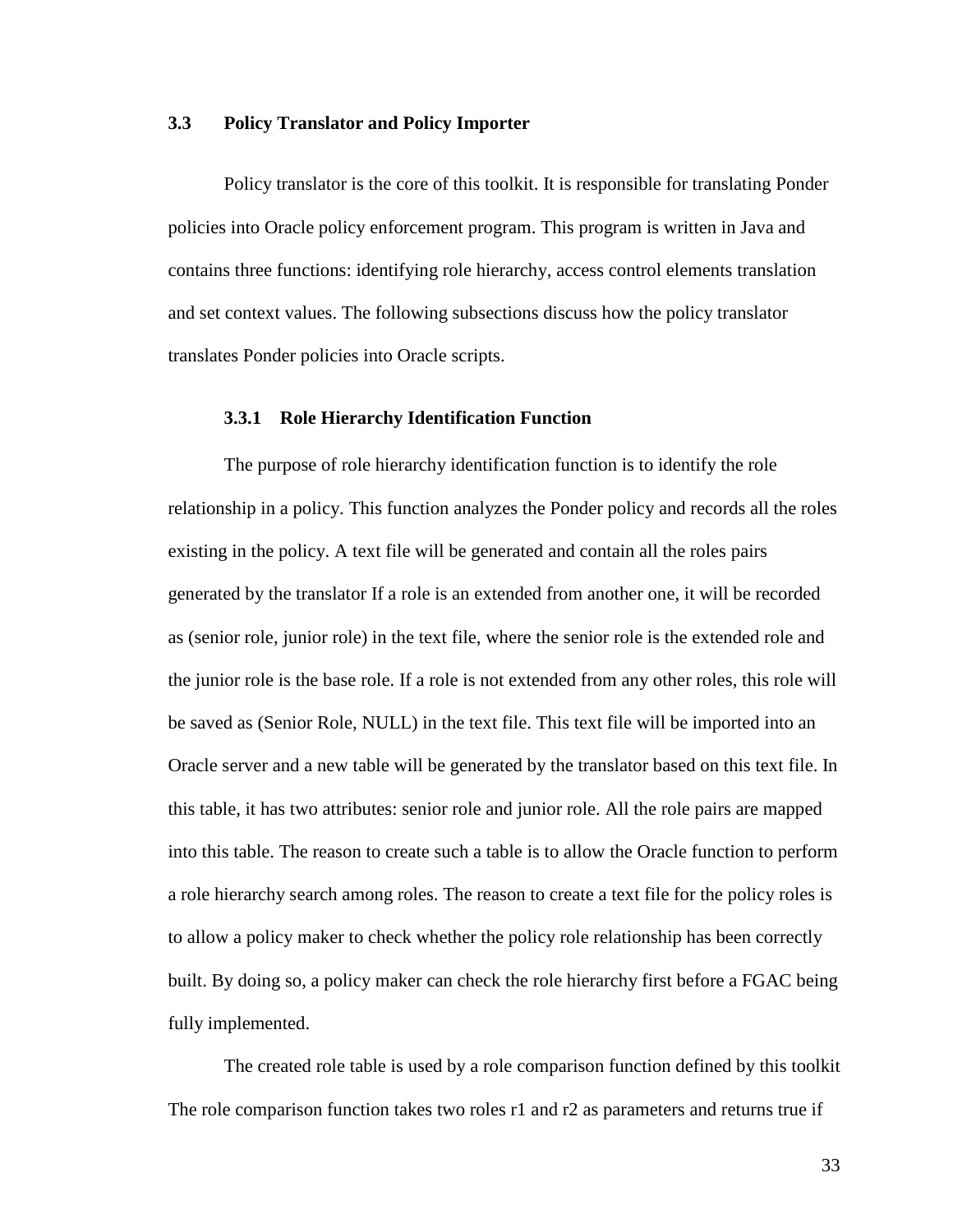## 3.3 Policy Translator and Policy Importer

Policy translator is the core of this toolkit. It is responsible for translating Ponder policies into Oracle policy enforcement program. This program is written in Java and contains three functions: identifying role hierarchy, access control elements translation and set context values. The following subsections discuss how the policy translator translates Ponder policies into Oracle scripts.

### 3.3.1 Role Hierarchy Identification Function

The purpose of role hierarchy identification function is to identify the role relationship in a policy. This function analyzes the Ponder policy and records all the roles existing in the policy. A text file will be generated and contain all the roles pairs generated by the translator If a role is an extended from another one, it will be recorded as (senior role, junior role) in the text file, where the senior role is the extended role and the junior role is the base role. If a role is not extended from any other roles, this role will be saved as (Senior Role, NULL) in the text file. This text file will be imported into an Oracle server and a new table will be generated by the translator based on this text file. In this table, it has two attributes: senior role and junior role. All the role pairs are mapped into this table. The reason to create such a table is to allow the Oracle function to perform a role hierarchy search among roles. The reason to create a text file for the policy roles is to allow a policy maker to check whether the policy role relationship has been correctly built. By doing so, a policy maker can check the role hierarchy first before a FGAC being fully implemented.

The created role table is used by a role comparison function defined by this toolkit The role comparison function takes two roles r1 and r2 as parameters and returns true if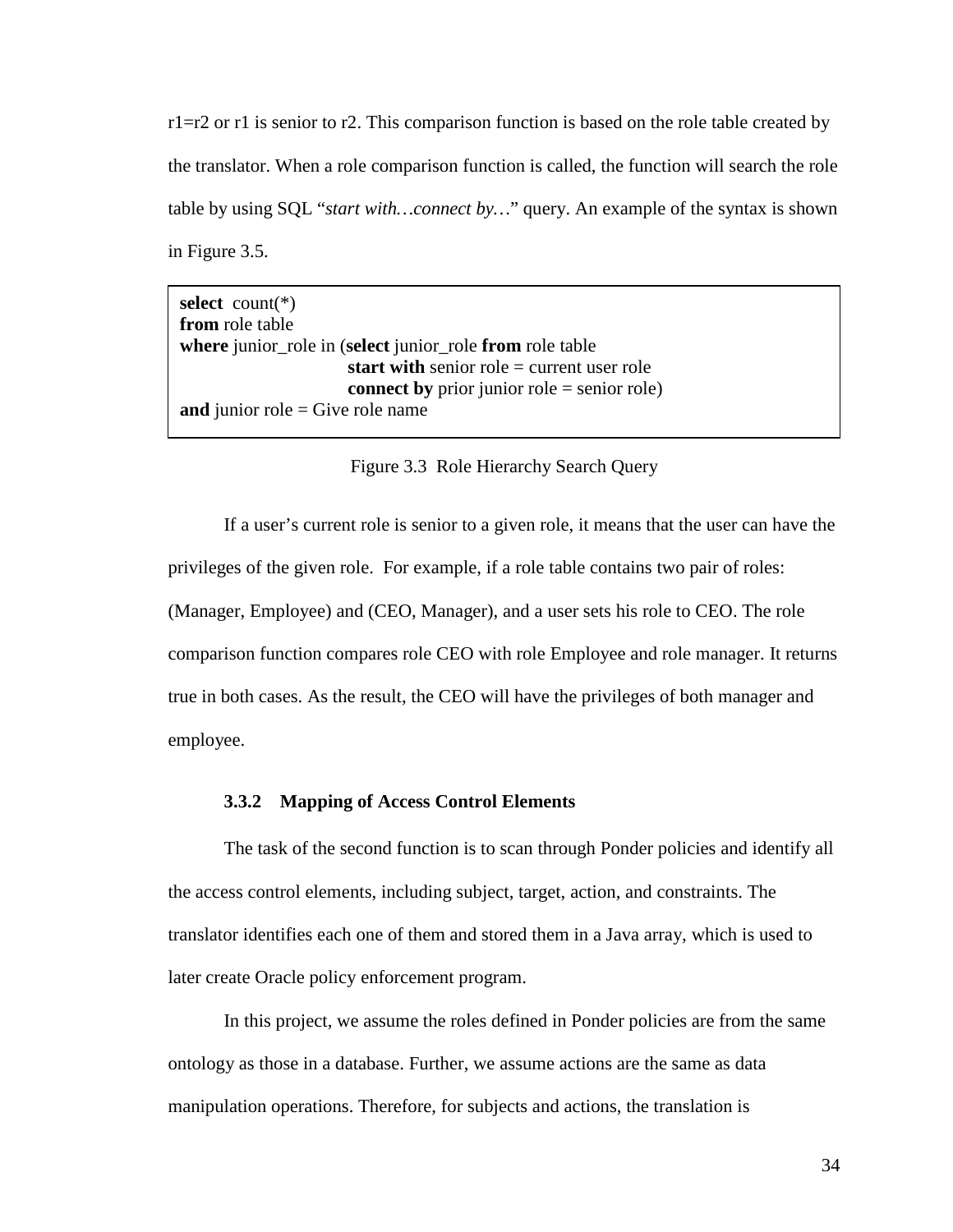r1=r2 or r1 is senior to r2. This comparison function is based on the role table created by the translator. When a role comparison function is called, the function will search the role table by using SQL "*start with…connect by…*" query. An example of the syntax is shown in Figure 3.5.

```
select  count(*)
from role table
where junior_role in (select junior_role from role table
                      start with senior role = current user role
                      connect by prior junior role = senior role)
and junior role = Give role name
```

Figure 3.3 Role Hierarchy Search Query

If a user's current role is senior to a given role, it means that the user can have the privileges of the given role. For example, if a role table contains two pair of roles: (Manager, Employee) and (CEO, Manager), and a user sets his role to CEO. The role comparison function compares role CEO with role Employee and role manager. It returns true in both cases. As the result, the CEO will have the privileges of both manager and employee.

### 3.3.2 Mapping of Access Control Elements

The task of the second function is to scan through Ponder policies and identify all the access control elements, including subject, target, action, and constraints. The translator identifies each one of them and stored them in a Java array, which is used to later create Oracle policy enforcement program.

In this project, we assume the roles defined in Ponder policies are from the same ontology as those in a database. Further, we assume actions are the same as data manipulation operations. Therefore, for subjects and actions, the translation is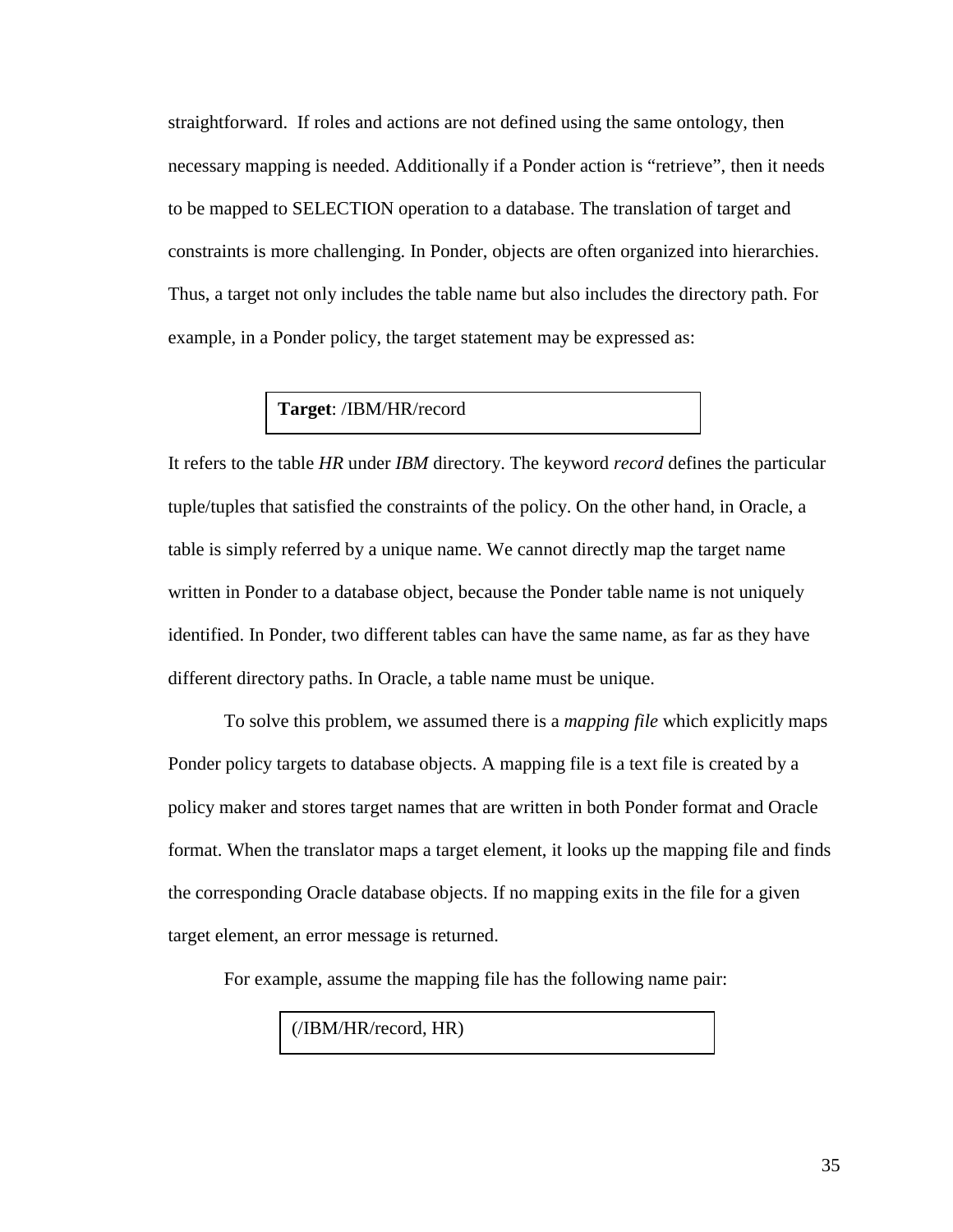straightforward. If roles and actions are not defined using the same ontology, then necessary mapping is needed. Additionally if a Ponder action is "retrieve", then it needs to be mapped to SELECTION operation to a database. The translation of target and constraints is more challenging. In Ponder, objects are often organized into hierarchies. Thus, a target not only includes the table name but also includes the directory path. For example, in a Ponder policy, the target statement may be expressed as:

```
Target: /IBM/HR/record
```

It refers to the table *HR* under *IBM* directory. The keyword *record* defines the particular tuple/tuples that satisfied the constraints of the policy. On the other hand, in Oracle, a table is simply referred by a unique name. We cannot directly map the target name written in Ponder to a database object, because the Ponder table name is not uniquely identified. In Ponder, two different tables can have the same name, as far as they have different directory paths. In Oracle, a table name must be unique.

To solve this problem, we assumed there is a *mapping file* which explicitly maps Ponder policy targets to database objects. A mapping file is a text file is created by a policy maker and stores target names that are written in both Ponder format and Oracle format. When the translator maps a target element, it looks up the mapping file and finds the corresponding Oracle database objects. If no mapping exits in the file for a given target element, an error message is returned.

For example, assume the mapping file has the following name pair:

```
(/IBM/HR/record, HR)
```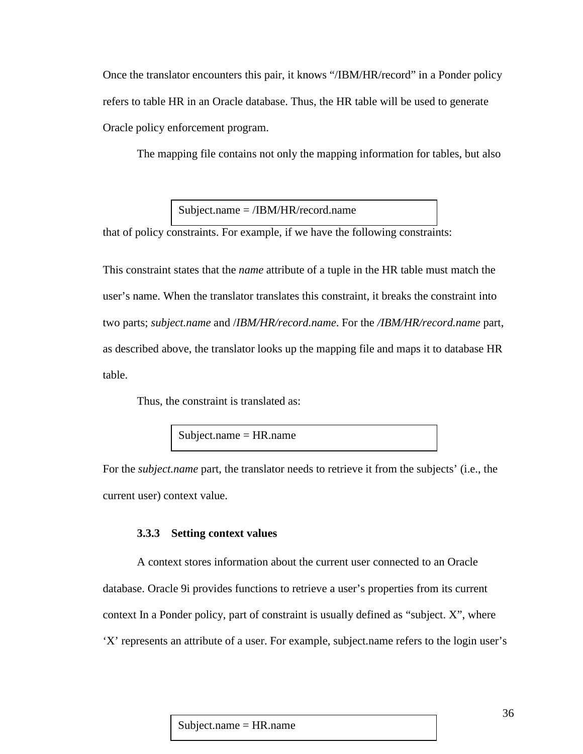Once the translator encounters this pair, it knows "/IBM/HR/record" in a Ponder policy refers to table HR in an Oracle database. Thus, the HR table will be used to generate Oracle policy enforcement program.

The mapping file contains not only the mapping information for tables, but also that of policy constraints. For example, if we have the following constraints:

```
Subject.name = /IBM/HR/record.name
```

This constraint states that the *name* attribute of a tuple in the HR table must match the user's name. When the translator translates this constraint, it breaks the constraint into two parts; *subject.name* and /*IBM/HR/record.name*. For the */IBM/HR/record.name* part, as described above, the translator looks up the mapping file and maps it to database HR table.

Thus, the constraint is translated as:

```
Subject.name = HR.name
```

For the *subject.name* part, the translator needs to retrieve it from the subjects' (i.e., the current user) context value.

### 3.3.3 Setting context values

A context stores information about the current user connected to an Oracle database. Oracle 9i provides functions to retrieve a user's properties from its current context In a Ponder policy, part of constraint is usually defined as "subject. X", where 'X' represents an attribute of a user. For example, subject.name refers to the login user's

```
Subject.name = HR.name
```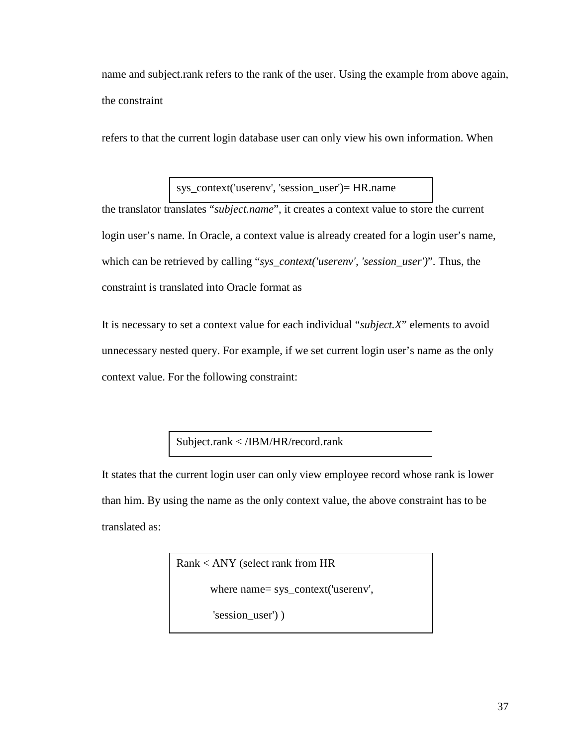name and subject.rank refers to the rank of the user. Using the example from above again, the constraint

refers to that the current login database user can only view his own information. When

```
sys_context('userenv', 'session_user')= HR.name
```

the translator translates "*subject.name*", it creates a context value to store the current login user's name. In Oracle, a context value is already created for a login user's name, which can be retrieved by calling "*sys_context('userenv', 'session_user')*". Thus, the constraint is translated into Oracle format as

It is necessary to set a context value for each individual "*subject.X*" elements to avoid unnecessary nested query. For example, if we set current login user's name as the only context value. For the following constraint:

```
Subject.rank < /IBM/HR/record.rank
```

It states that the current login user can only view employee record whose rank is lower than him. By using the name as the only context value, the above constraint has to be translated as:

```
Rank < ANY (select rank from HR
        where name= sys_context('userenv',
         'session_user') )
```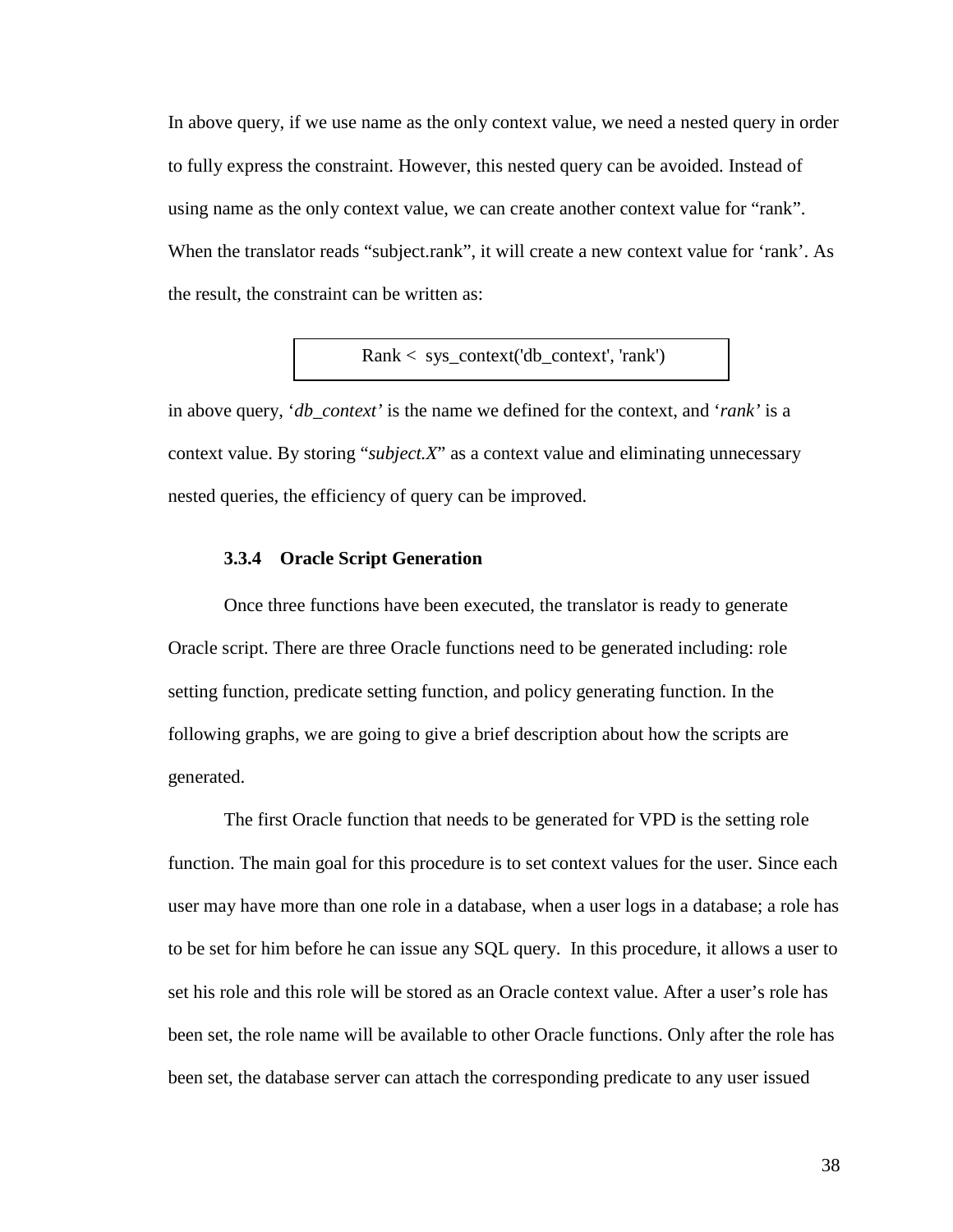In above query, if we use name as the only context value, we need a nested query in order to fully express the constraint. However, this nested query can be avoided. Instead of using name as the only context value, we can create another context value for "rank". When the translator reads "subject.rank", it will create a new context value for 'rank'. As the result, the constraint can be written as:

```
Rank <  sys_context('db_context', 'rank')
```

in above query, '*db_context*' is the name we defined for the context, and '*rank*' is a context value. By storing "*subject.X*" as a context value and eliminating unnecessary nested queries, the efficiency of query can be improved.

### 3.3.4 Oracle Script Generation

Once three functions have been executed, the translator is ready to generate Oracle script. There are three Oracle functions need to be generated including: role setting function, predicate setting function, and policy generating function. In the following graphs, we are going to give a brief description about how the scripts are generated.

The first Oracle function that needs to be generated for VPD is the setting role function. The main goal for this procedure is to set context values for the user. Since each user may have more than one role in a database, when a user logs in a database; a role has to be set for him before he can issue any SQL query. In this procedure, it allows a user to set his role and this role will be stored as an Oracle context value. After a user's role has been set, the role name will be available to other Oracle functions. Only after the role has been set, the database server can attach the corresponding predicate to any user issued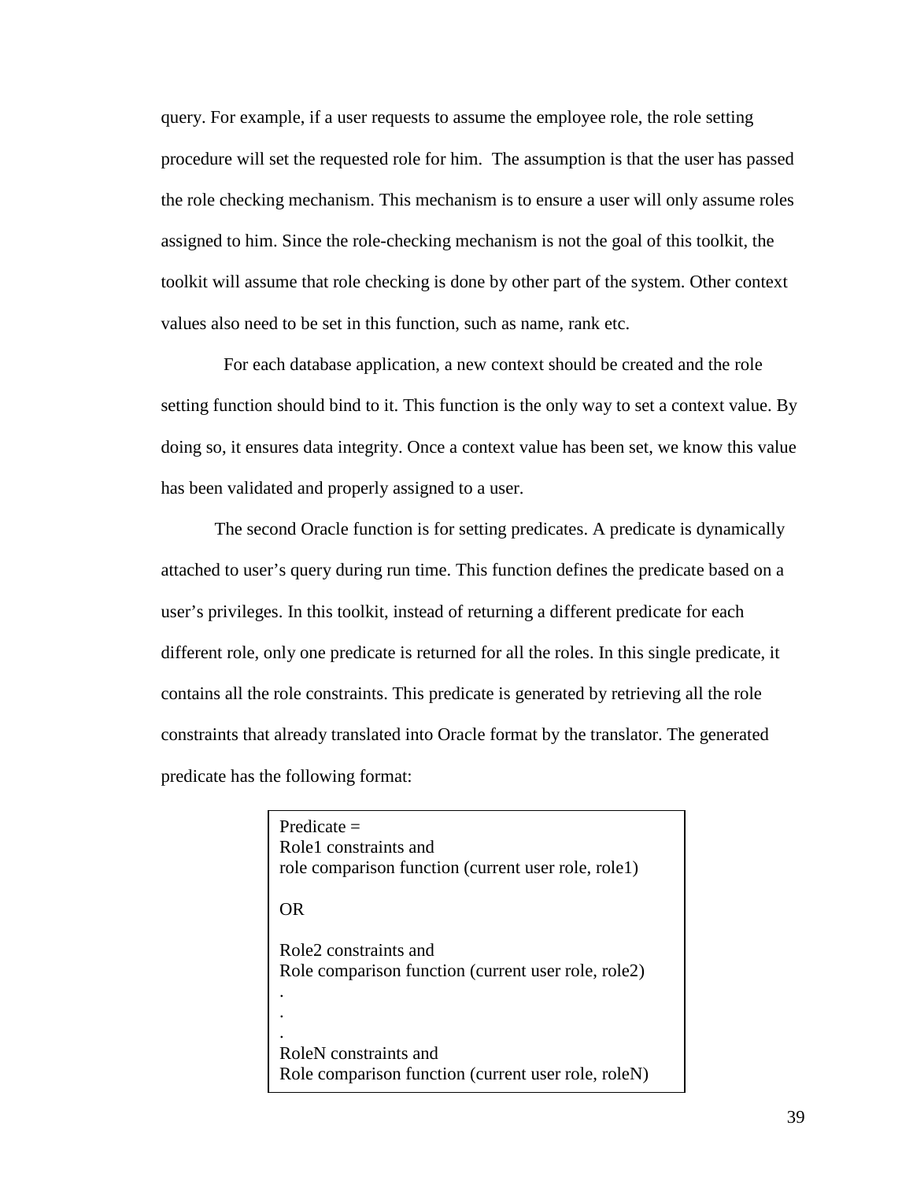query. For example, if a user requests to assume the employee role, the role setting procedure will set the requested role for him. The assumption is that the user has passed the role checking mechanism. This mechanism is to ensure a user will only assume roles assigned to him. Since the role-checking mechanism is not the goal of this toolkit, the toolkit will assume that role checking is done by other part of the system. Other context values also need to be set in this function, such as name, rank etc.

For each database application, a new context should be created and the role setting function should bind to it. This function is the only way to set a context value. By doing so, it ensures data integrity. Once a context value has been set, we know this value has been validated and properly assigned to a user.

The second Oracle function is for setting predicates. A predicate is dynamically attached to user's query during run time. This function defines the predicate based on a user's privileges. In this toolkit, instead of returning a different predicate for each different role, only one predicate is returned for all the roles. In this single predicate, it contains all the role constraints. This predicate is generated by retrieving all the role constraints that already translated into Oracle format by the translator. The generated predicate has the following format:

```
Predicate =
Role1 constraints and
role comparison function (current user role, role1)

OR

Role2 constraints and
Role comparison function (current user role, role2)
.
.
.
RoleN constraints and
Role comparison function (current user role, roleN)
```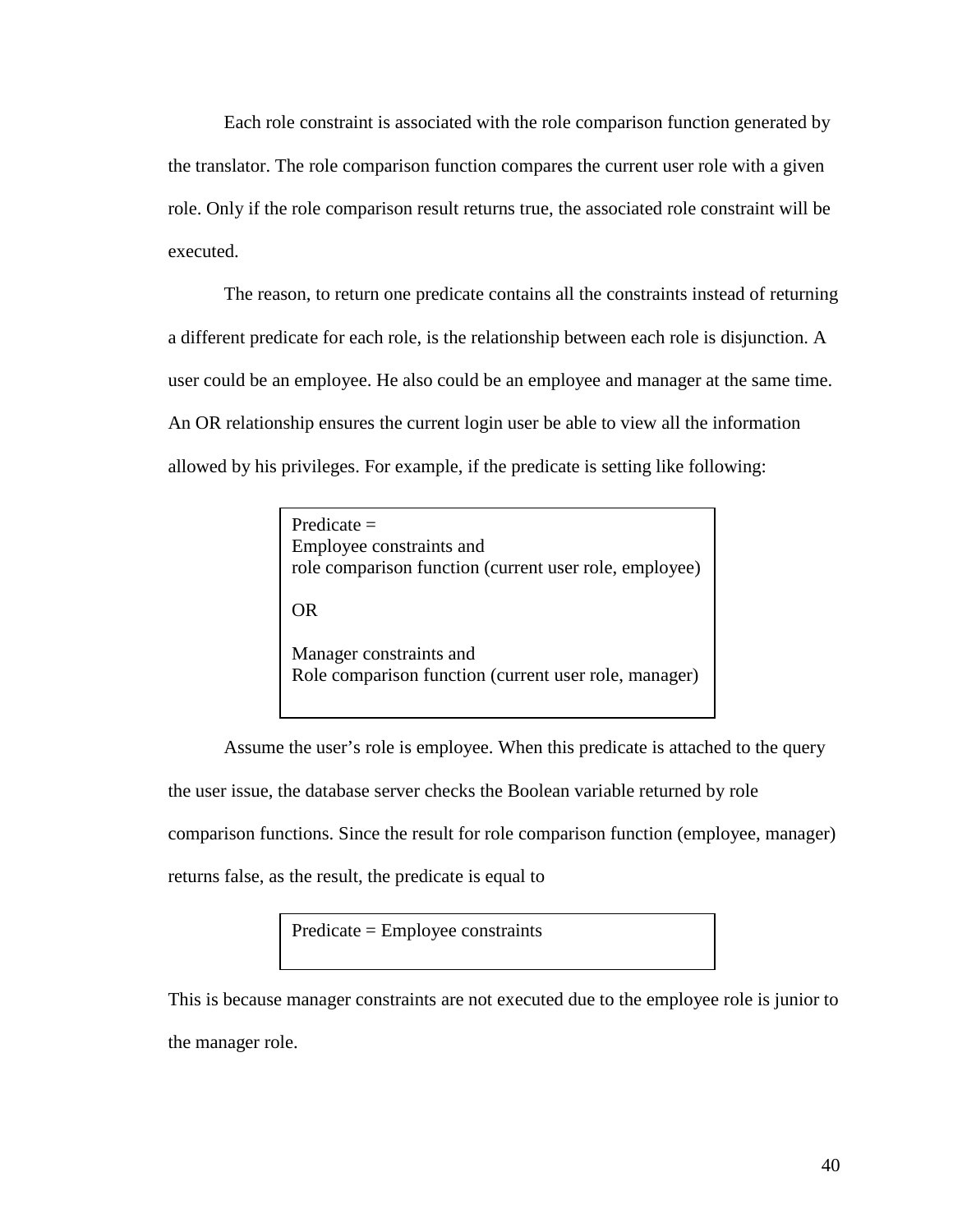Each role constraint is associated with the role comparison function generated by the translator. The role comparison function compares the current user role with a given role. Only if the role comparison result returns true, the associated role constraint will be executed.

The reason, to return one predicate contains all the constraints instead of returning a different predicate for each role, is the relationship between each role is disjunction. A user could be an employee. He also could be an employee and manager at the same time. An OR relationship ensures the current login user be able to view all the information allowed by his privileges. For example, if the predicate is setting like following:

```
Predicate =
Employee constraints and
role comparison function (current user role, employee)

OR

Manager constraints and
Role comparison function (current user role, manager)
```

Assume the user's role is employee. When this predicate is attached to the query the user issue, the database server checks the Boolean variable returned by role comparison functions. Since the result for role comparison function (employee, manager) returns false, as the result, the predicate is equal to

```
Predicate = Employee constraints
```

This is because manager constraints are not executed due to the employee role is junior to the manager role.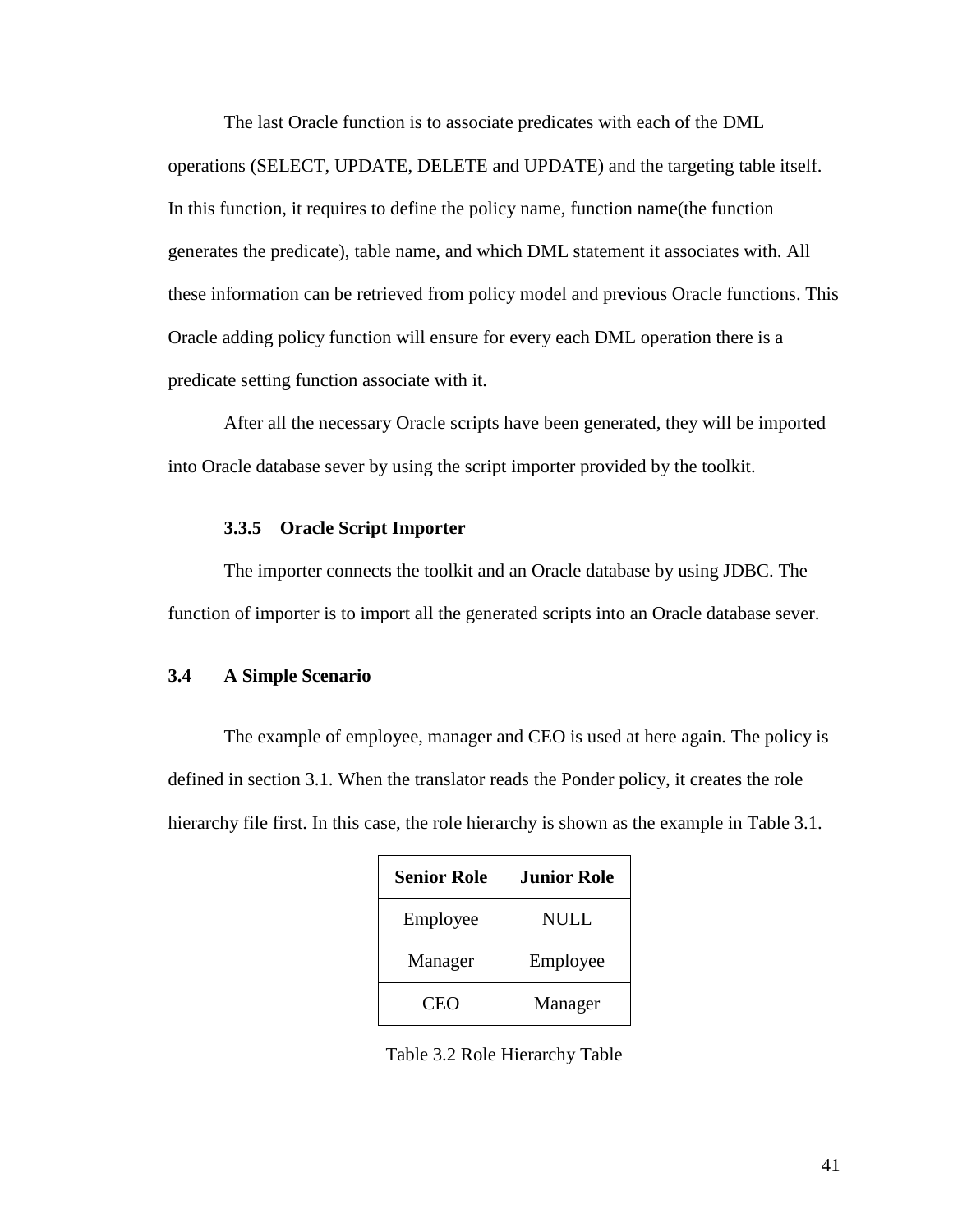The last Oracle function is to associate predicates with each of the DML operations (SELECT, UPDATE, DELETE and UPDATE) and the targeting table itself. In this function, it requires to define the policy name, function name(the function generates the predicate), table name, and which DML statement it associates with. All these information can be retrieved from policy model and previous Oracle functions. This Oracle adding policy function will ensure for every each DML operation there is a predicate setting function associate with it.

After all the necessary Oracle scripts have been generated, they will be imported into Oracle database sever by using the script importer provided by the toolkit.

### 3.3.5 Oracle Script Importer

The importer connects the toolkit and an Oracle database by using JDBC. The function of importer is to import all the generated scripts into an Oracle database sever.

## 3.4 A Simple Scenario

The example of employee, manager and CEO is used at here again. The policy is defined in section 3.1. When the translator reads the Ponder policy, it creates the role hierarchy file first. In this case, the role hierarchy is shown as the example in Table 3.1.

| Senior Role | Junior Role |
| --- | --- |
| Employee | NULL |
| Manager | Employee |
| CEO | Manager |

Table 3.2 Role Hierarchy Table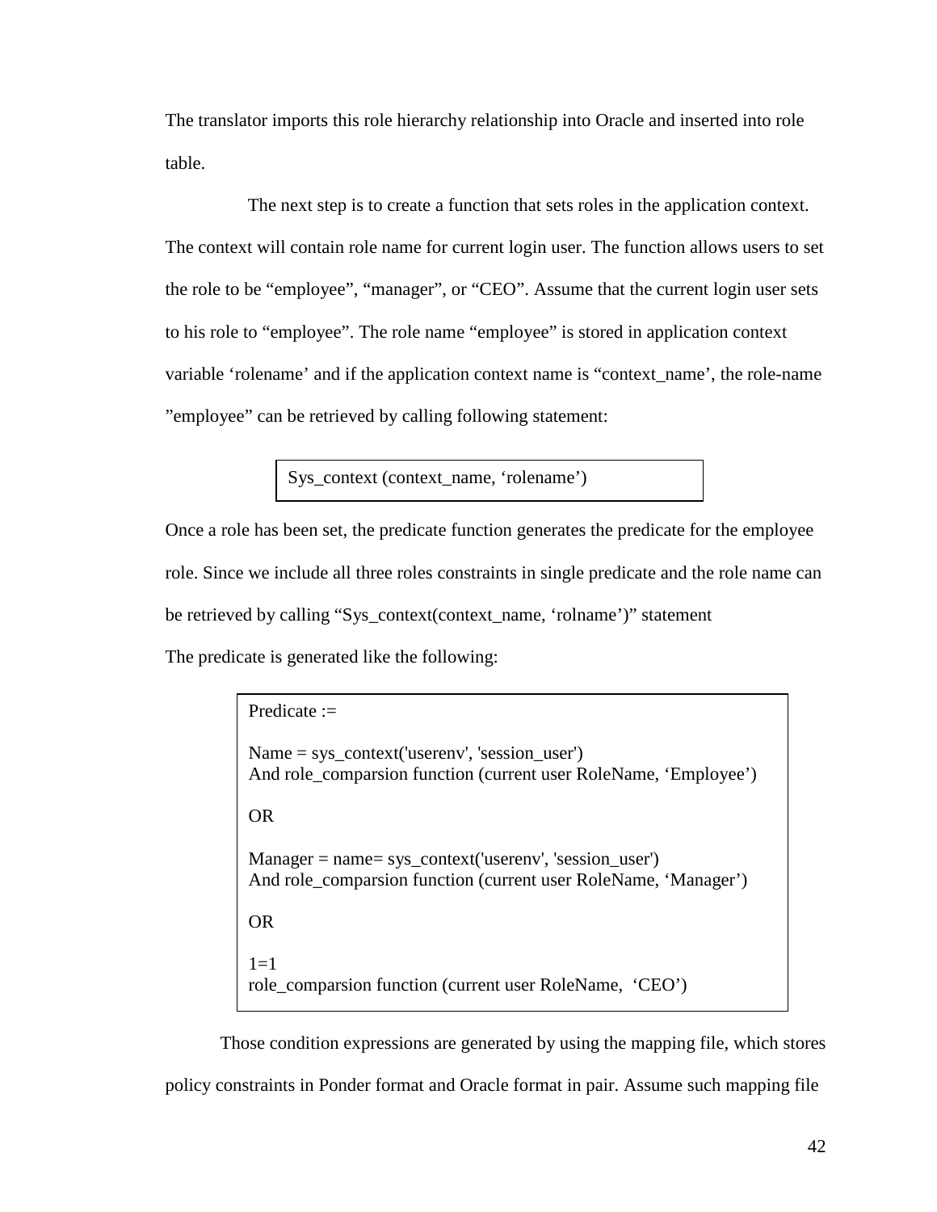The translator imports this role hierarchy relationship into Oracle and inserted into role table.

The next step is to create a function that sets roles in the application context. The context will contain role name for current login user. The function allows users to set the role to be “employee”, “manager”, or “CEO”. Assume that the current login user sets to his role to “employee”. The role name “employee” is stored in application context variable ‘rolename’ and if the application context name is “context_name’, the role-name ”employee” can be retrieved by calling following statement:

```
Sys_context (context_name, ‘rolename’)
```

Once a role has been set, the predicate function generates the predicate for the employee role. Since we include all three roles constraints in single predicate and the role name can be retrieved by calling “Sys_context(context_name, ‘rolname’)” statement

The predicate is generated like the following:

```
Predicate :=

Name = sys_context('userenv', 'session_user')
And role_comparsion function (current user RoleName, ‘Employee’)

OR

Manager = name= sys_context('userenv', 'session_user')
And role_comparsion function (current user RoleName, ‘Manager’)

OR

1=1
role_comparsion function (current user RoleName,  ‘CEO’)
```

Those condition expressions are generated by using the mapping file, which stores policy constraints in Ponder format and Oracle format in pair. Assume such mapping file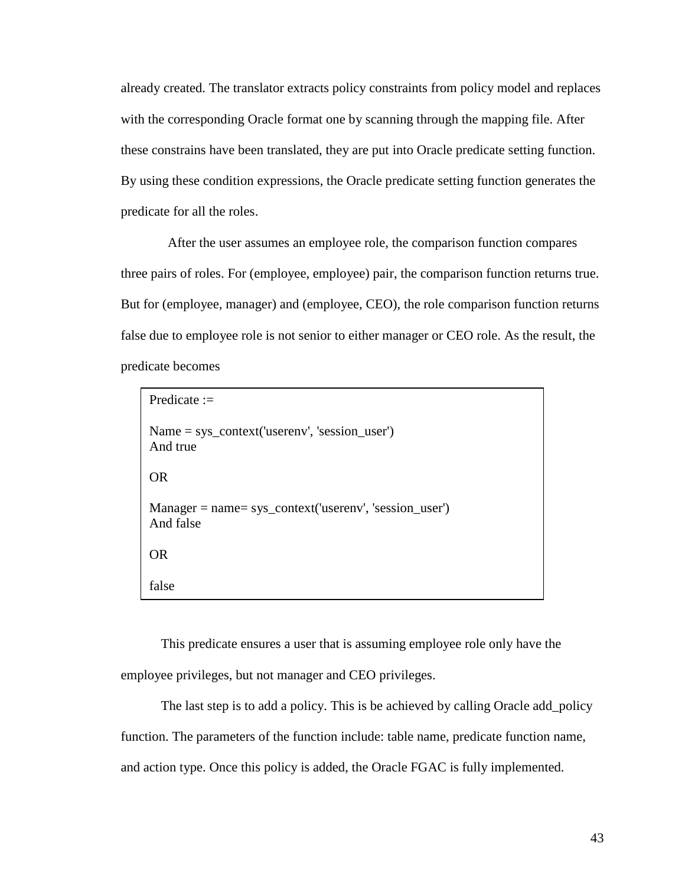already created. The translator extracts policy constraints from policy model and replaces with the corresponding Oracle format one by scanning through the mapping file. After these constrains have been translated, they are put into Oracle predicate setting function. By using these condition expressions, the Oracle predicate setting function generates the predicate for all the roles.

After the user assumes an employee role, the comparison function compares three pairs of roles. For (employee, employee) pair, the comparison function returns true. But for (employee, manager) and (employee, CEO), the role comparison function returns false due to employee role is not senior to either manager or CEO role. As the result, the predicate becomes

```
Predicate :=

Name = sys_context('userenv', 'session_user')
And true

OR

Manager = name= sys_context('userenv', 'session_user')
And false

OR

false
```

This predicate ensures a user that is assuming employee role only have the employee privileges, but not manager and CEO privileges.

The last step is to add a policy. This is be achieved by calling Oracle add_policy function. The parameters of the function include: table name, predicate function name, and action type. Once this policy is added, the Oracle FGAC is fully implemented.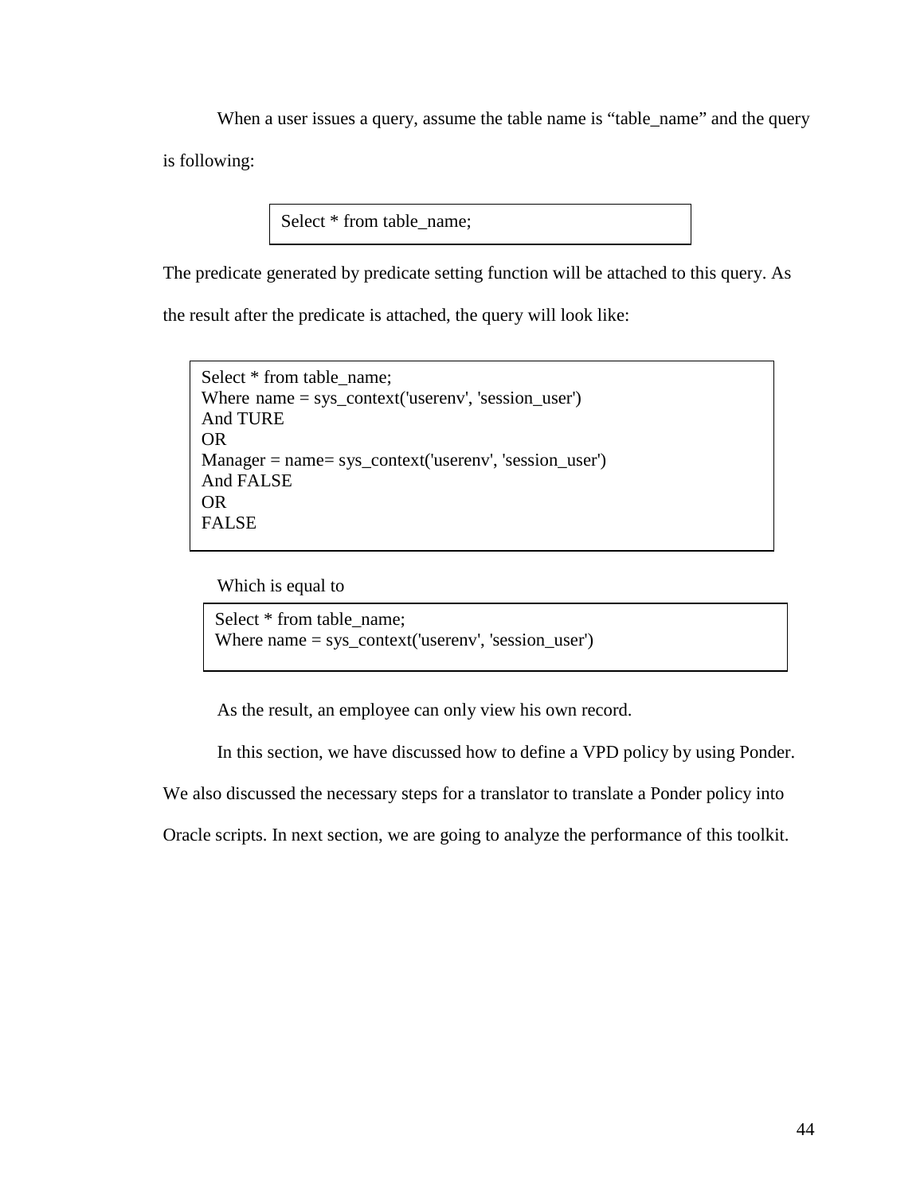When a user issues a query, assume the table name is “table_name” and the query is following:

```
Select * from table_name;
```

The predicate generated by predicate setting function will be attached to this query. As the result after the predicate is attached, the query will look like:

```
Select * from table_name;
Where name = sys_context('userenv', 'session_user')
And TURE
OR
Manager = name= sys_context('userenv', 'session_user')
And FALSE
OR
FALSE
```

Which is equal to

```
Select * from table_name;
Where name = sys_context('userenv', 'session_user')
```

As the result, an employee can only view his own record.

In this section, we have discussed how to define a VPD policy by using Ponder. We also discussed the necessary steps for a translator to translate a Ponder policy into Oracle scripts. In next section, we are going to analyze the performance of this toolkit.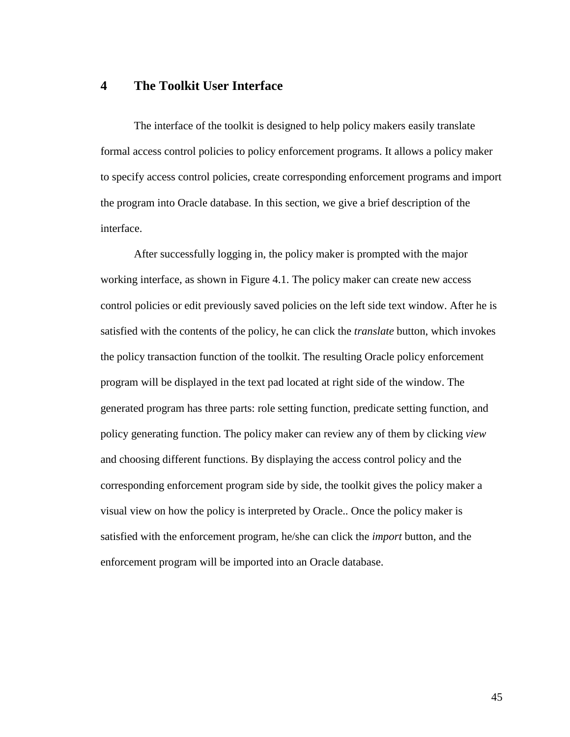# 4 The Toolkit User Interface

The interface of the toolkit is designed to help policy makers easily translate formal access control policies to policy enforcement programs. It allows a policy maker to specify access control policies, create corresponding enforcement programs and import the program into Oracle database. In this section, we give a brief description of the interface.

After successfully logging in, the policy maker is prompted with the major working interface, as shown in Figure 4.1. The policy maker can create new access control policies or edit previously saved policies on the left side text window. After he is satisfied with the contents of the policy, he can click the *translate* button, which invokes the policy transaction function of the toolkit. The resulting Oracle policy enforcement program will be displayed in the text pad located at right side of the window. The generated program has three parts: role setting function, predicate setting function, and policy generating function. The policy maker can review any of them by clicking *view* and choosing different functions. By displaying the access control policy and the corresponding enforcement program side by side, the toolkit gives the policy maker a visual view on how the policy is interpreted by Oracle.. Once the policy maker is satisfied with the enforcement program, he/she can click the *import* button, and the enforcement program will be imported into an Oracle database.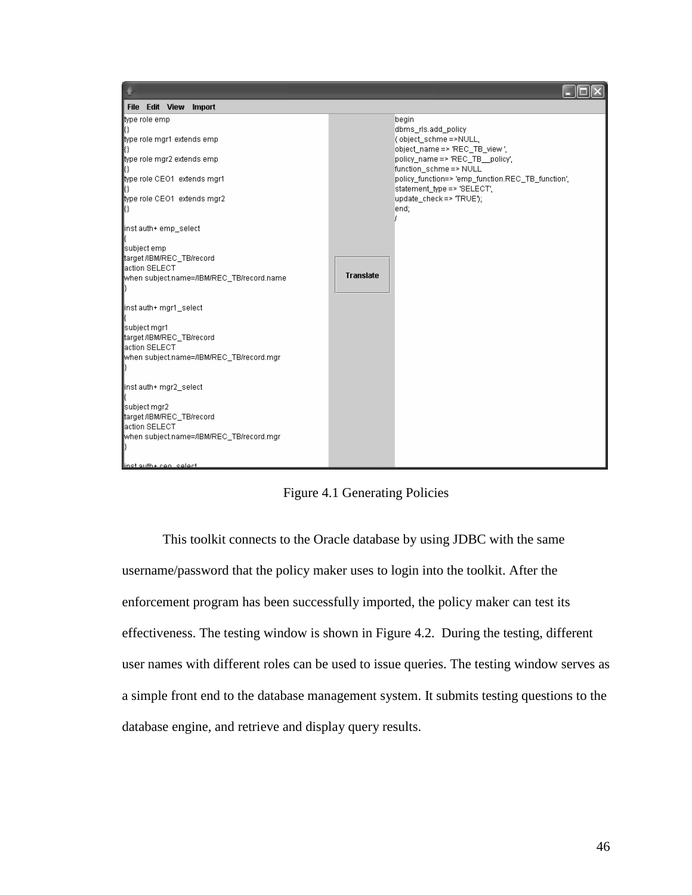```
type role emp
{}
type role mgr1 extends emp
{}
type role mgr2 extends emp
{}
type role CEO1  extends mgr1
{}
type role CEO1  extends mgr2
{}

inst auth+ emp_select
{
subject emp
target /IBM/REC_TB/record
action SELECT
when subject.name=/IBM/REC_TB/record.name
}

inst auth+ mgr1_select
{
subject mgr1
target /IBM/REC_TB/record
action SELECT
when subject.name=/IBM/REC_TB/record.mgr
}

inst auth+ mgr2_select
{
subject mgr2
target /IBM/REC_TB/record
action SELECT
when subject.name=/IBM/REC_TB/record.mgr
}

inst auth+ ceo_select
```

```
begin
dbms_rls.add_policy
( object_schme =>NULL,
object_name => 'REC_TB_view ',
policy_name => 'REC_TB__policy',
function_schme => NULL
policy_function=> 'emp_function.REC_TB_function',
statement_type => 'SELECT',
update_check => 'TRUE');
end;
/
```

Figure 4.1 Generating Policies

This toolkit connects to the Oracle database by using JDBC with the same username/password that the policy maker uses to login into the toolkit. After the enforcement program has been successfully imported, the policy maker can test its effectiveness. The testing window is shown in Figure 4.2. During the testing, different user names with different roles can be used to issue queries. The testing window serves as a simple front end to the database management system. It submits testing questions to the database engine, and retrieve and display query results.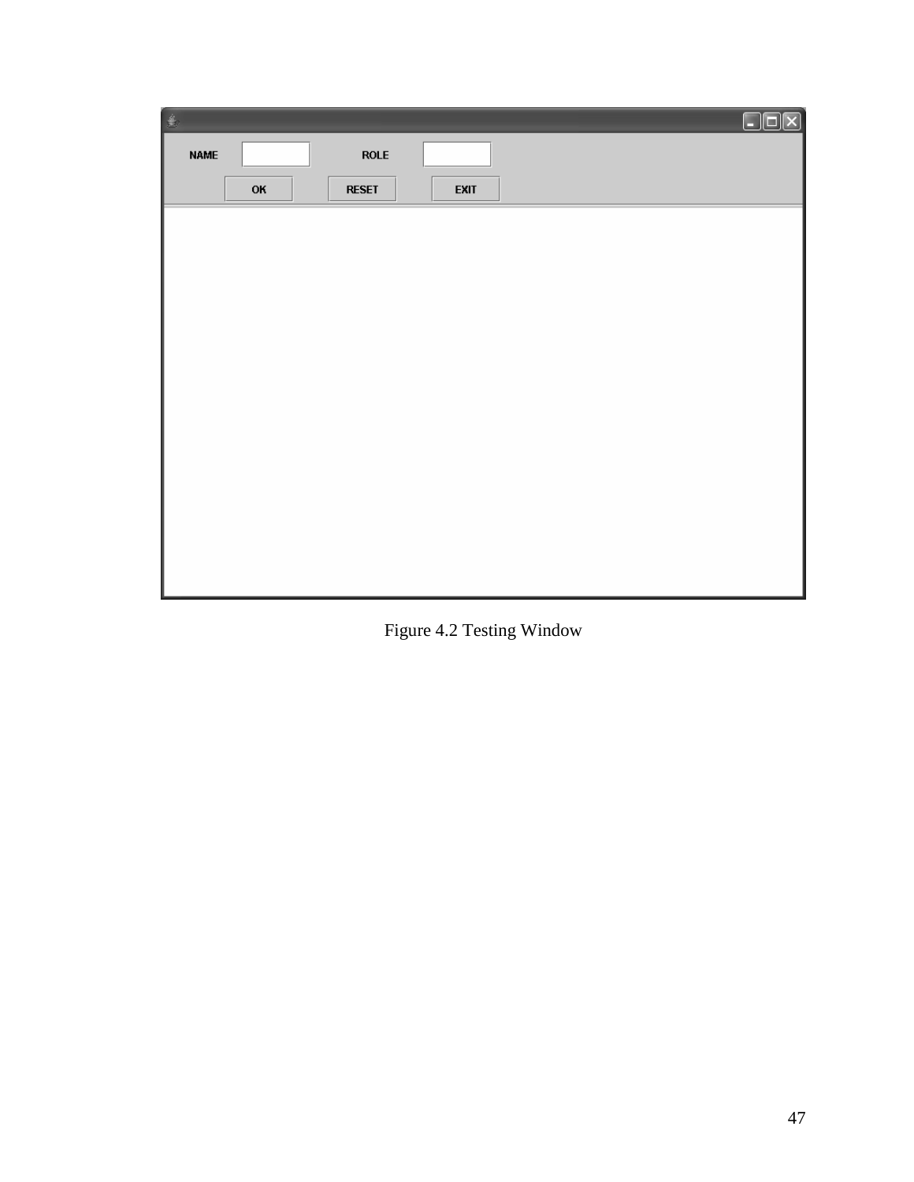NAME ROLE

OK RESET EXIT

Figure 4.2 Testing Window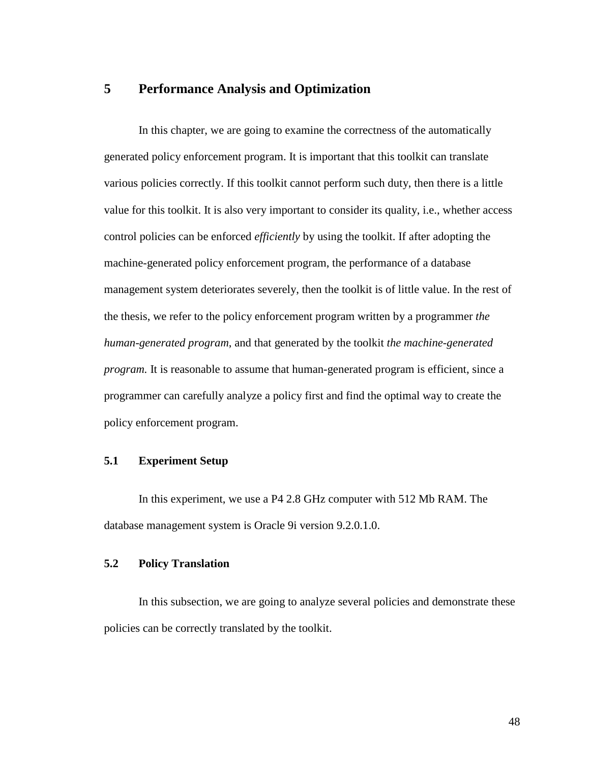# 5 Performance Analysis and Optimization

In this chapter, we are going to examine the correctness of the automatically generated policy enforcement program. It is important that this toolkit can translate various policies correctly. If this toolkit cannot perform such duty, then there is a little value for this toolkit. It is also very important to consider its quality, i.e., whether access control policies can be enforced *efficiently* by using the toolkit. If after adopting the machine-generated policy enforcement program, the performance of a database management system deteriorates severely, then the toolkit is of little value. In the rest of the thesis, we refer to the policy enforcement program written by a programmer *the human-generated program*, and that generated by the toolkit *the machine-generated program.* It is reasonable to assume that human-generated program is efficient, since a programmer can carefully analyze a policy first and find the optimal way to create the policy enforcement program.

## 5.1 Experiment Setup

In this experiment, we use a P4 2.8 GHz computer with 512 Mb RAM. The database management system is Oracle 9i version 9.2.0.1.0.

## 5.2 Policy Translation

In this subsection, we are going to analyze several policies and demonstrate these policies can be correctly translated by the toolkit.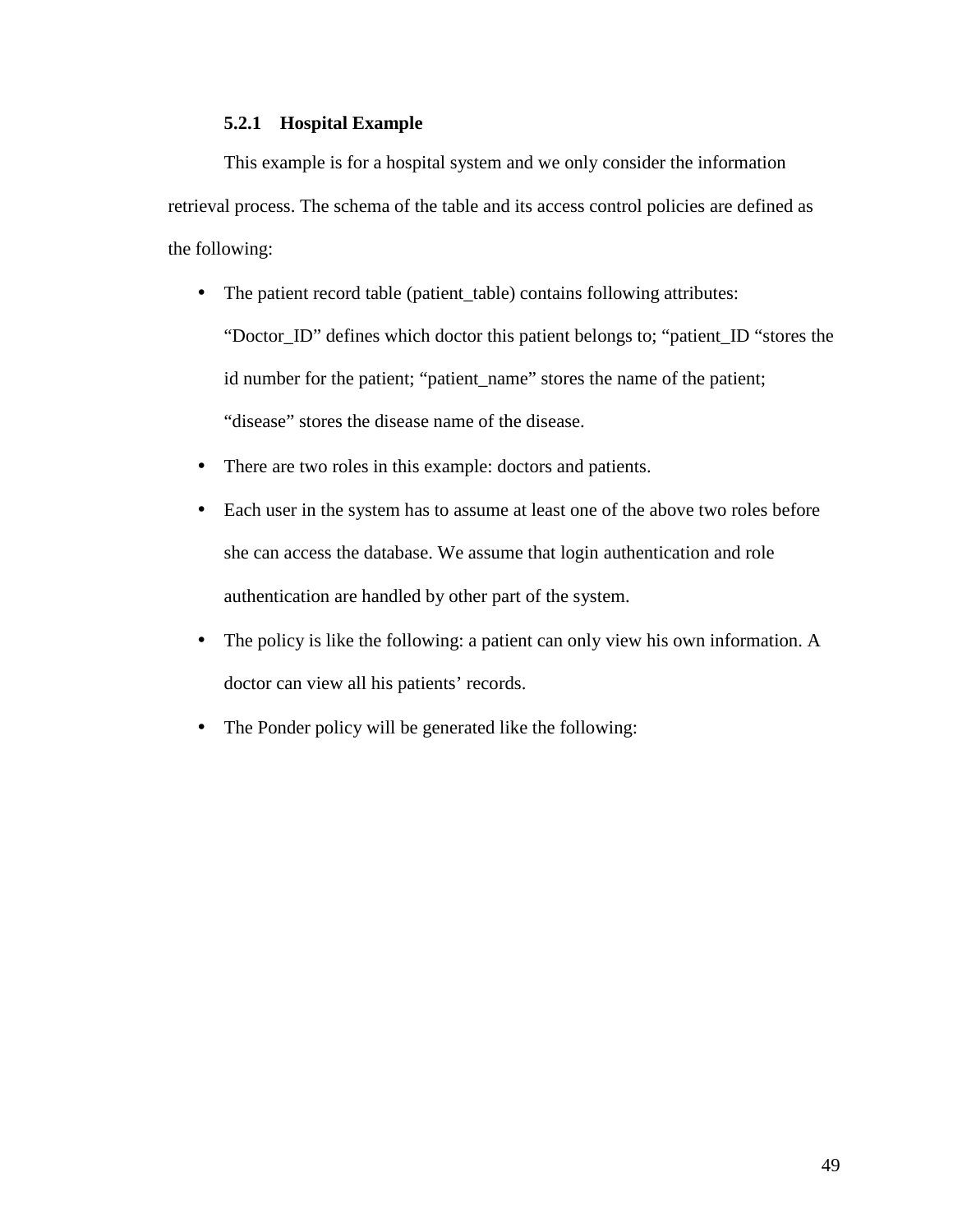### 5.2.1 Hospital Example

This example is for a hospital system and we only consider the information retrieval process. The schema of the table and its access control policies are defined as the following:

- The patient record table (patient_table) contains following attributes: “Doctor_ID” defines which doctor this patient belongs to; “patient_ID “stores the id number for the patient; “patient_name” stores the name of the patient; “disease” stores the disease name of the disease.
- There are two roles in this example: doctors and patients.
- Each user in the system has to assume at least one of the above two roles before she can access the database. We assume that login authentication and role authentication are handled by other part of the system.
- The policy is like the following: a patient can only view his own information. A doctor can view all his patients’ records.
- The Ponder policy will be generated like the following: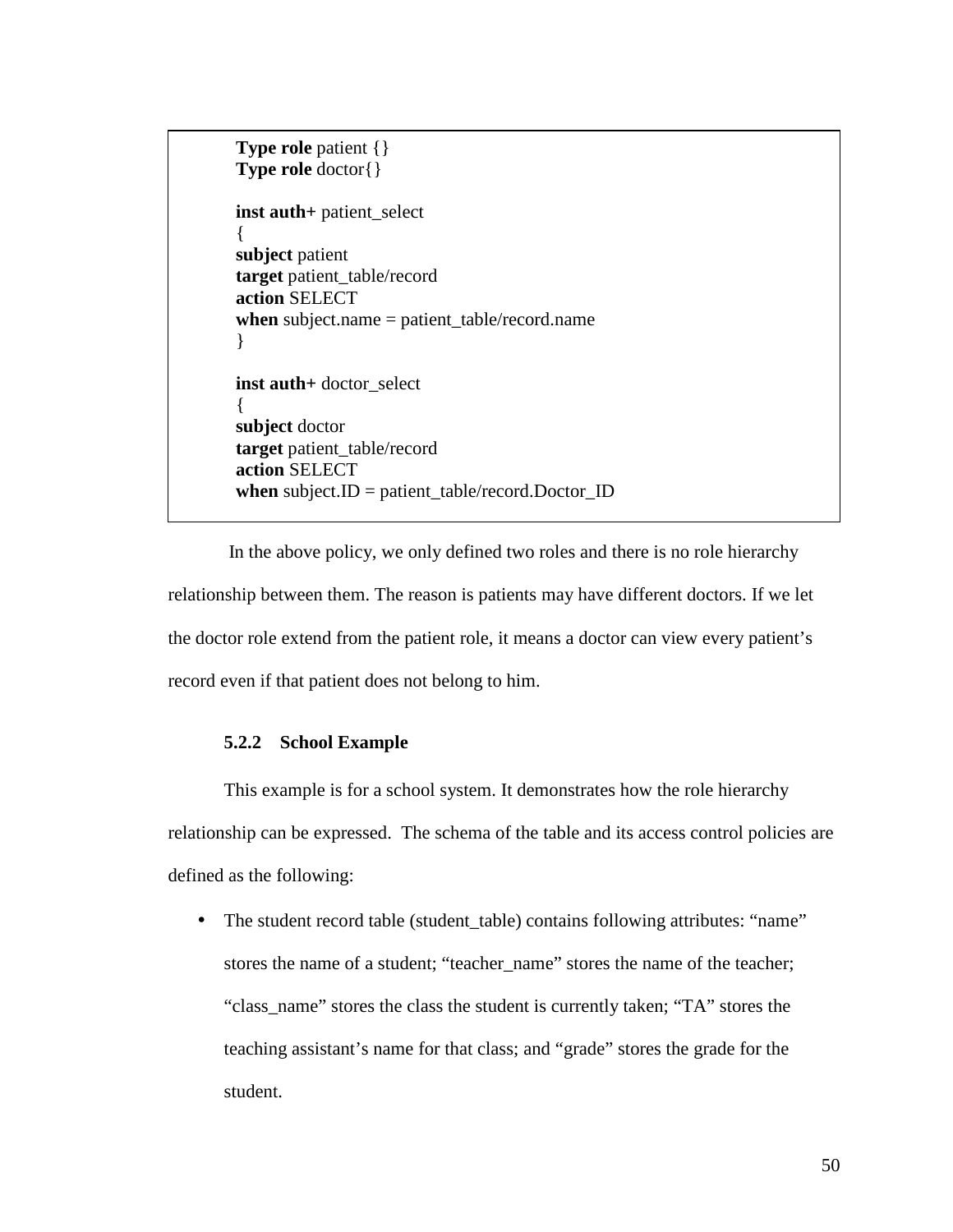```
Type role patient {}
Type role doctor{}

inst auth+ patient_select
{
subject patient
target patient_table/record
action SELECT
when subject.name = patient_table/record.name
}

inst auth+ doctor_select
{
subject doctor
target patient_table/record
action SELECT
when subject.ID = patient_table/record.Doctor_ID
```

In the above policy, we only defined two roles and there is no role hierarchy relationship between them. The reason is patients may have different doctors. If we let the doctor role extend from the patient role, it means a doctor can view every patient's record even if that patient does not belong to him.

### 5.2.2 School Example

This example is for a school system. It demonstrates how the role hierarchy relationship can be expressed. The schema of the table and its access control policies are defined as the following:

- The student record table (student_table) contains following attributes: "name" stores the name of a student; "teacher_name" stores the name of the teacher; "class_name" stores the class the student is currently taken; "TA" stores the teaching assistant's name for that class; and "grade" stores the grade for the student.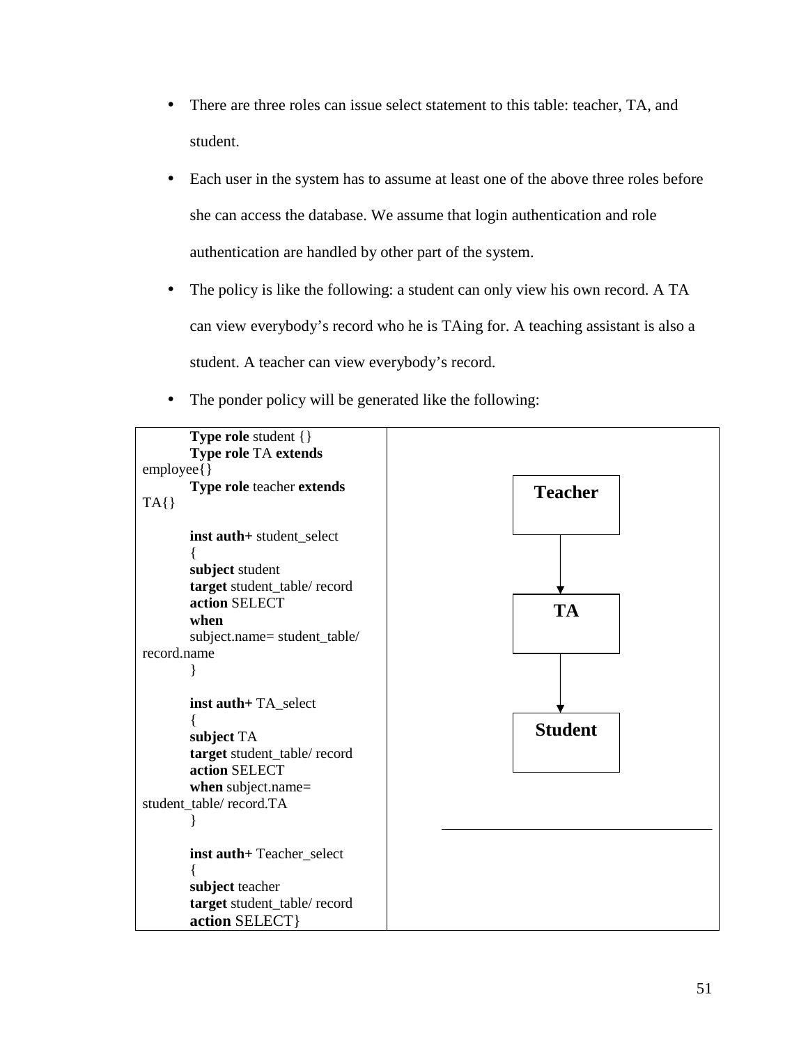- There are three roles can issue select statement to this table: teacher, TA, and student.
- Each user in the system has to assume at least one of the above three roles before she can access the database. We assume that login authentication and role authentication are handled by other part of the system.
- The policy is like the following: a student can only view his own record. A TA can view everybody's record who he is TAing for. A teaching assistant is also a student. A teacher can view everybody's record.
- The ponder policy will be generated like the following:

```
Type role student {}
Type role TA extends employee{}
Type role teacher extends TA{}

inst auth+ student_select
{
subject student
target student_table/ record
action SELECT
when
subject.name= student_table/ record.name
}

inst auth+ TA_select
{
subject TA
target student_table/ record
action SELECT
when subject.name= student_table/ record.TA
}

inst auth+ Teacher_select
{
subject teacher
target student_table/ record
action SELECT}
```

Teacher → TA → Student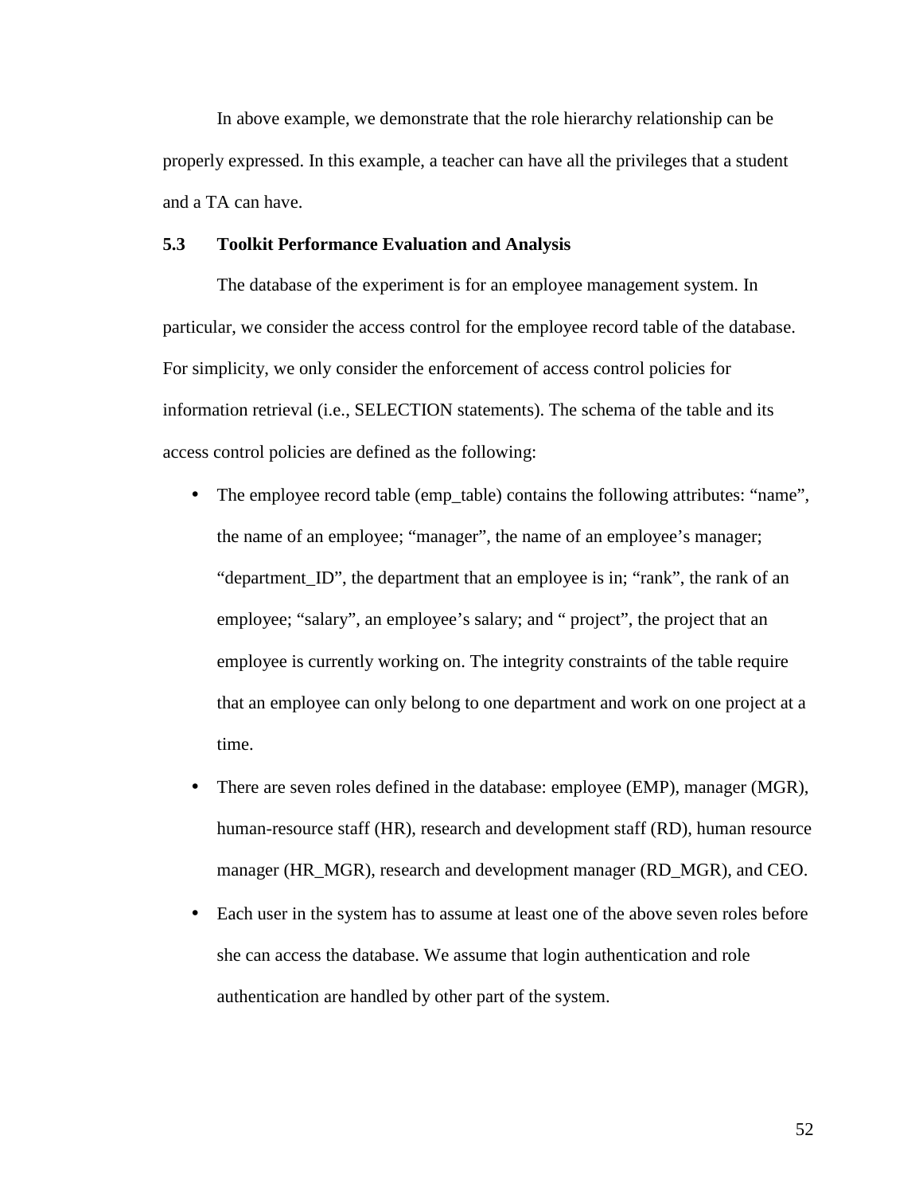In above example, we demonstrate that the role hierarchy relationship can be properly expressed. In this example, a teacher can have all the privileges that a student and a TA can have.

### 5.3 Toolkit Performance Evaluation and Analysis

The database of the experiment is for an employee management system. In particular, we consider the access control for the employee record table of the database. For simplicity, we only consider the enforcement of access control policies for information retrieval (i.e., SELECTION statements). The schema of the table and its access control policies are defined as the following:

- The employee record table (emp_table) contains the following attributes: "name", the name of an employee; "manager", the name of an employee's manager; "department_ID", the department that an employee is in; "rank", the rank of an employee; "salary", an employee's salary; and " project", the project that an employee is currently working on. The integrity constraints of the table require that an employee can only belong to one department and work on one project at a time.
- There are seven roles defined in the database: employee (EMP), manager (MGR), human-resource staff (HR), research and development staff (RD), human resource manager (HR_MGR), research and development manager (RD_MGR), and CEO.
- Each user in the system has to assume at least one of the above seven roles before she can access the database. We assume that login authentication and role authentication are handled by other part of the system.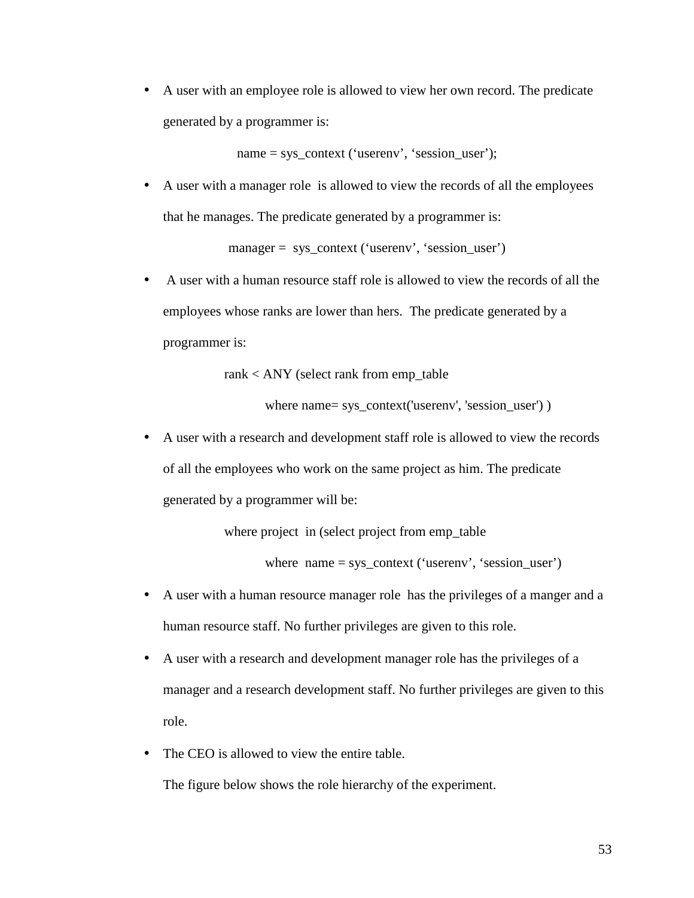- A user with an employee role is allowed to view her own record. The predicate generated by a programmer is:

```
name = sys_context ('userenv', 'session_user');
```

- A user with a manager role is allowed to view the records of all the employees that he manages. The predicate generated by a programmer is:

```
manager = sys_context ('userenv', 'session_user')
```

- A user with a human resource staff role is allowed to view the records of all the employees whose ranks are lower than hers. The predicate generated by a programmer is:

```
rank < ANY (select rank from emp_table
        where name= sys_context('userenv', 'session_user') )
```

- A user with a research and development staff role is allowed to view the records of all the employees who work on the same project as him. The predicate generated by a programmer will be:

```
where project in (select project from emp_table
        where name = sys_context ('userenv', 'session_user')
```

- A user with a human resource manager role has the privileges of a manger and a human resource staff. No further privileges are given to this role.
- A user with a research and development manager role has the privileges of a manager and a research development staff. No further privileges are given to this role.
- The CEO is allowed to view the entire table.

  The figure below shows the role hierarchy of the experiment.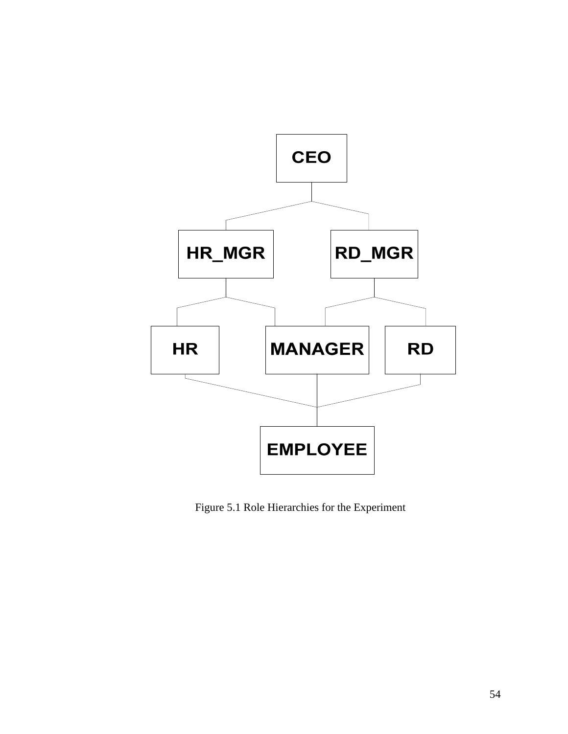CEO

HR_MGR RD_MGR

HR MANAGER RD

EMPLOYEE

Figure 5.1 Role Hierarchies for the Experiment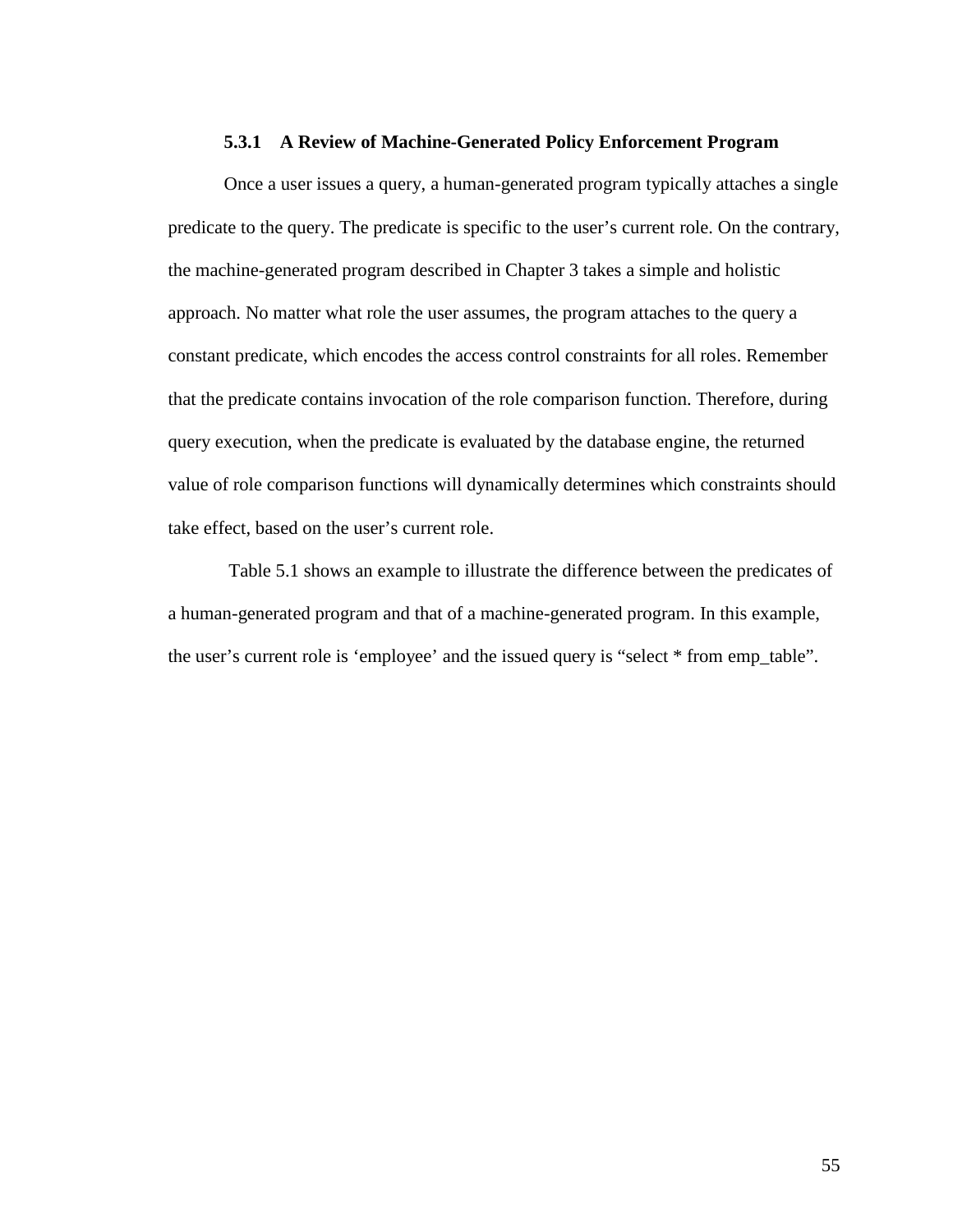### 5.3.1 A Review of Machine-Generated Policy Enforcement Program

Once a user issues a query, a human-generated program typically attaches a single predicate to the query. The predicate is specific to the user's current role. On the contrary, the machine-generated program described in Chapter 3 takes a simple and holistic approach. No matter what role the user assumes, the program attaches to the query a constant predicate, which encodes the access control constraints for all roles. Remember that the predicate contains invocation of the role comparison function. Therefore, during query execution, when the predicate is evaluated by the database engine, the returned value of role comparison functions will dynamically determines which constraints should take effect, based on the user's current role.

Table 5.1 shows an example to illustrate the difference between the predicates of a human-generated program and that of a machine-generated program. In this example, the user's current role is 'employee' and the issued query is "select * from emp_table".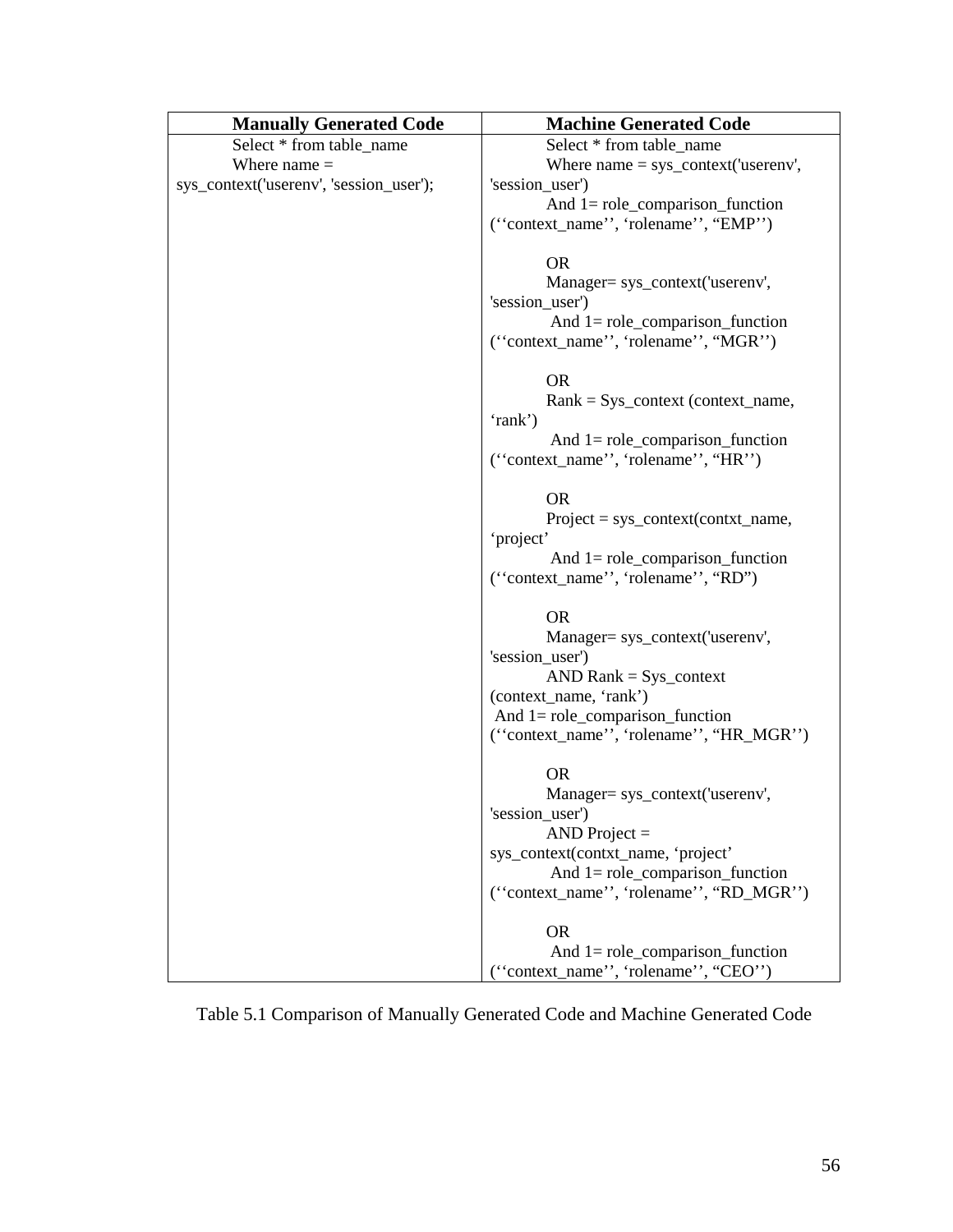| **Manually Generated Code** | **Machine Generated Code** |
| --- | --- |
| Select * from table_name<br>Where name = sys_context('userenv', 'session_user'); | Select * from table_name<br>Where name = sys_context('userenv', 'session_user')<br>And 1= role_comparison_function (‘‘context_name’’, ‘rolename’’, “EMP’’)<br><br>OR<br>Manager= sys_context('userenv', 'session_user')<br>And 1= role_comparison_function (‘‘context_name’’, ‘rolename’’, “MGR’’)<br><br>OR<br>Rank = Sys_context (context_name, ‘rank’)<br>And 1= role_comparison_function (‘‘context_name’’, ‘rolename’’, “HR’’)<br><br>OR<br>Project = sys_context(contxt_name, ‘project’<br>And 1= role_comparison_function (‘‘context_name’’, ‘rolename’’, “RD”)<br><br>OR<br>Manager= sys_context('userenv', 'session_user')<br>AND Rank = Sys_context (context_name, ‘rank’)<br>And 1= role_comparison_function (‘‘context_name’’, ‘rolename’’, “HR_MGR’’)<br><br>OR<br>Manager= sys_context('userenv', 'session_user')<br>AND Project = sys_context(contxt_name, ‘project’<br>And 1= role_comparison_function (‘‘context_name’’, ‘rolename’’, “RD_MGR’’)<br><br>OR<br>And 1= role_comparison_function (‘‘context_name’’, ‘rolename’’, “CEO’’) |

Table 5.1 Comparison of Manually Generated Code and Machine Generated Code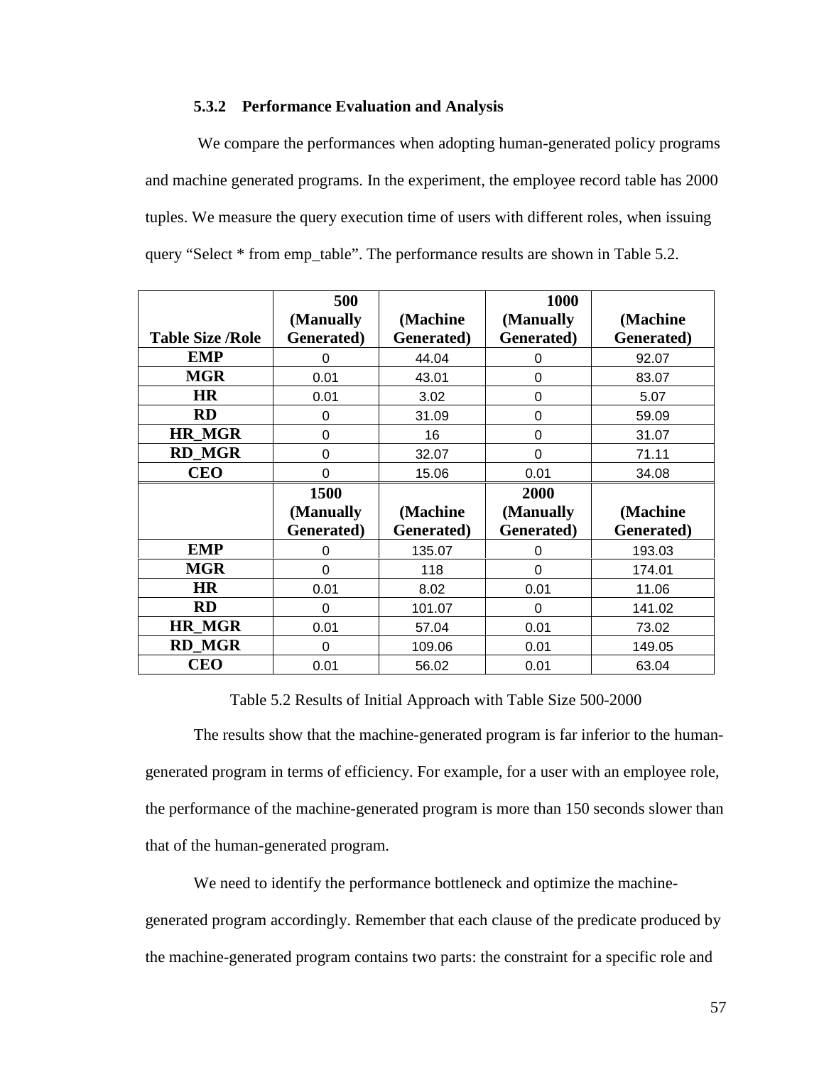### 5.3.2 Performance Evaluation and Analysis

We compare the performances when adopting human-generated policy programs and machine generated programs. In the experiment, the employee record table has 2000 tuples. We measure the query execution time of users with different roles, when issuing query "Select * from emp_table". The performance results are shown in Table 5.2.

| Table Size /Role | 500 (Manually Generated) | (Machine Generated) | 1000 (Manually Generated) | (Machine Generated) |
|---|---|---|---|---|
| EMP | 0 | 44.04 | 0 | 92.07 |
| MGR | 0.01 | 43.01 | 0 | 83.07 |
| HR | 0.01 | 3.02 | 0 | 5.07 |
| RD | 0 | 31.09 | 0 | 59.09 |
| HR_MGR | 0 | 16 | 0 | 31.07 |
| RD_MGR | 0 | 32.07 | 0 | 71.11 |
| CEO | 0 | 15.06 | 0.01 | 34.08 |
| | 1500 (Manually Generated) | (Machine Generated) | 2000 (Manually Generated) | (Machine Generated) |
| EMP | 0 | 135.07 | 0 | 193.03 |
| MGR | 0 | 118 | 0 | 174.01 |
| HR | 0.01 | 8.02 | 0.01 | 11.06 |
| RD | 0 | 101.07 | 0 | 141.02 |
| HR_MGR | 0.01 | 57.04 | 0.01 | 73.02 |
| RD_MGR | 0 | 109.06 | 0.01 | 149.05 |
| CEO | 0.01 | 56.02 | 0.01 | 63.04 |

Table 5.2 Results of Initial Approach with Table Size 500-2000

The results show that the machine-generated program is far inferior to the human-generated program in terms of efficiency. For example, for a user with an employee role, the performance of the machine-generated program is more than 150 seconds slower than that of the human-generated program.

We need to identify the performance bottleneck and optimize the machine-generated program accordingly. Remember that each clause of the predicate produced by the machine-generated program contains two parts: the constraint for a specific role and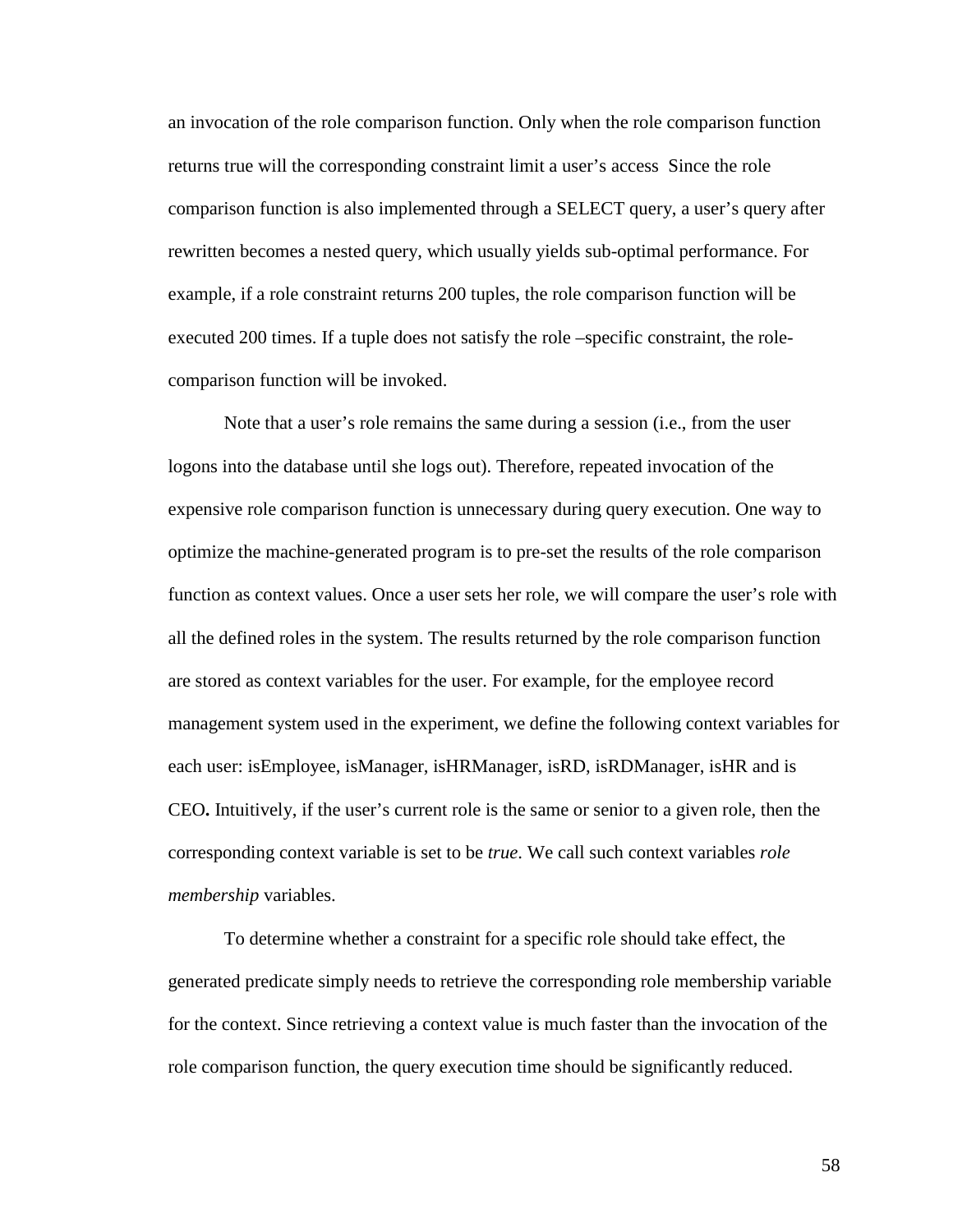an invocation of the role comparison function. Only when the role comparison function returns true will the corresponding constraint limit a user's access  Since the role comparison function is also implemented through a SELECT query, a user's query after rewritten becomes a nested query, which usually yields sub-optimal performance. For example, if a role constraint returns 200 tuples, the role comparison function will be executed 200 times. If a tuple does not satisfy the role –specific constraint, the role-comparison function will be invoked.

Note that a user's role remains the same during a session (i.e., from the user logons into the database until she logs out). Therefore, repeated invocation of the expensive role comparison function is unnecessary during query execution. One way to optimize the machine-generated program is to pre-set the results of the role comparison function as context values. Once a user sets her role, we will compare the user's role with all the defined roles in the system. The results returned by the role comparison function are stored as context variables for the user. For example, for the employee record management system used in the experiment, we define the following context variables for each user: isEmployee, isManager, isHRManager, isRD, isRDManager, isHR and is CEO**.** Intuitively, if the user's current role is the same or senior to a given role, then the corresponding context variable is set to be *true*. We call such context variables *role membership* variables.

To determine whether a constraint for a specific role should take effect, the generated predicate simply needs to retrieve the corresponding role membership variable for the context. Since retrieving a context value is much faster than the invocation of the role comparison function, the query execution time should be significantly reduced.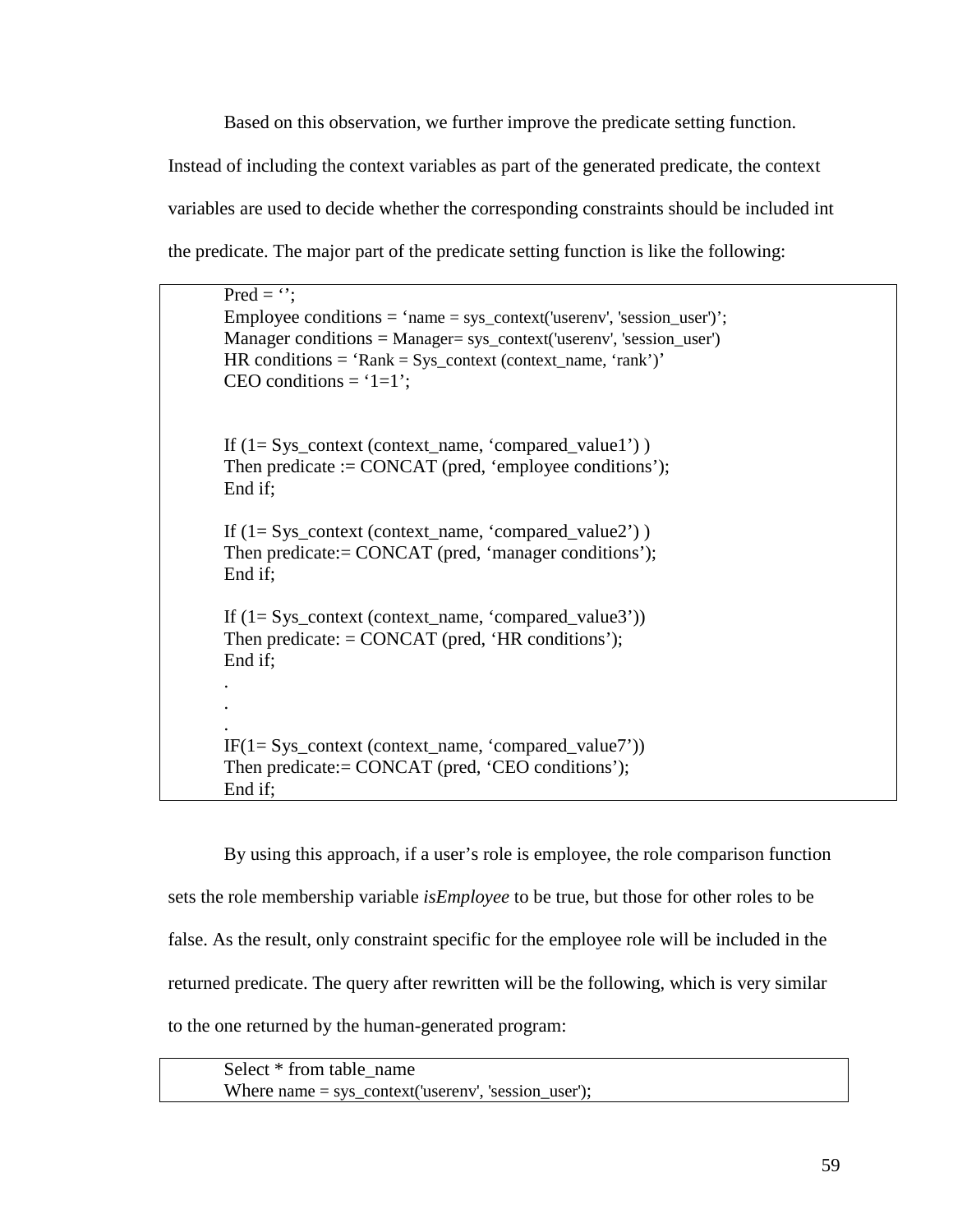Based on this observation, we further improve the predicate setting function. Instead of including the context variables as part of the generated predicate, the context variables are used to decide whether the corresponding constraints should be included int the predicate. The major part of the predicate setting function is like the following:

```
Pred = '';
Employee conditions = 'name = sys_context('userenv', 'session_user')';
Manager conditions = Manager= sys_context('userenv', 'session_user')
HR conditions = 'Rank = Sys_context (context_name, 'rank')'
CEO conditions = '1=1';


If (1= Sys_context (context_name, 'compared_value1') )
Then predicate := CONCAT (pred, 'employee conditions');
End if;

If (1= Sys_context (context_name, 'compared_value2') )
Then predicate:= CONCAT (pred, 'manager conditions');
End if;

If (1= Sys_context (context_name, 'compared_value3'))
Then predicate: = CONCAT (pred, 'HR conditions');
End if;
.
.
.
IF(1= Sys_context (context_name, 'compared_value7'))
Then predicate:= CONCAT (pred, 'CEO conditions');
End if;
```

By using this approach, if a user's role is employee, the role comparison function sets the role membership variable *isEmployee* to be true, but those for other roles to be false. As the result, only constraint specific for the employee role will be included in the returned predicate. The query after rewritten will be the following, which is very similar to the one returned by the human-generated program:

```
Select * from table_name
Where name = sys_context('userenv', 'session_user');
```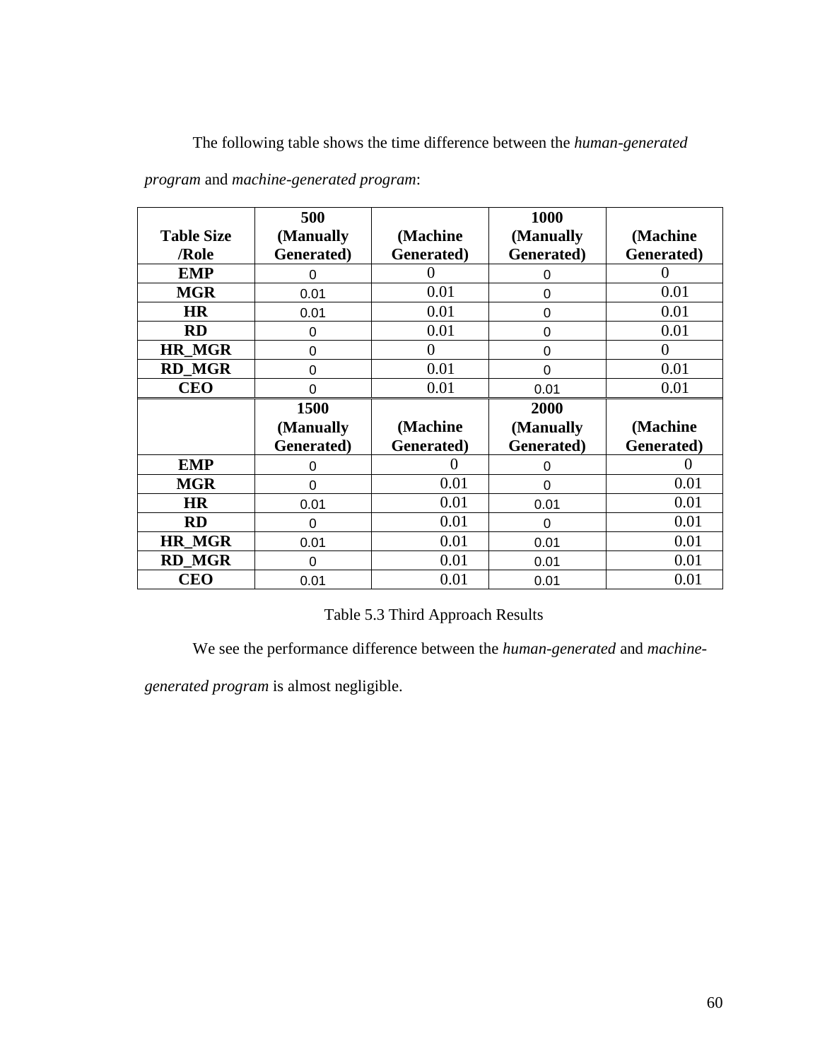The following table shows the time difference between the *human-generated program* and *machine-generated program*:

| Table Size /Role | 500 (Manually Generated) | (Machine Generated) | 1000 (Manually Generated) | (Machine Generated) |
|---|---|---|---|---|
| **EMP** | 0 | 0 | 0 | 0 |
| **MGR** | 0.01 | 0.01 | 0 | 0.01 |
| **HR** | 0.01 | 0.01 | 0 | 0.01 |
| **RD** | 0 | 0.01 | 0 | 0.01 |
| **HR_MGR** | 0 | 0 | 0 | 0 |
| **RD_MGR** | 0 | 0.01 | 0 | 0.01 |
| **CEO** | 0 | 0.01 | 0.01 | 0.01 |
| | **1500 (Manually Generated)** | **(Machine Generated)** | **2000 (Manually Generated)** | **(Machine Generated)** |
| **EMP** | 0 | 0 | 0 | 0 |
| **MGR** | 0 | 0.01 | 0 | 0.01 |
| **HR** | 0.01 | 0.01 | 0.01 | 0.01 |
| **RD** | 0 | 0.01 | 0 | 0.01 |
| **HR_MGR** | 0.01 | 0.01 | 0.01 | 0.01 |
| **RD_MGR** | 0 | 0.01 | 0.01 | 0.01 |
| **CEO** | 0.01 | 0.01 | 0.01 | 0.01 |

Table 5.3 Third Approach Results

We see the performance difference between the *human-generated* and *machine-generated program* is almost negligible.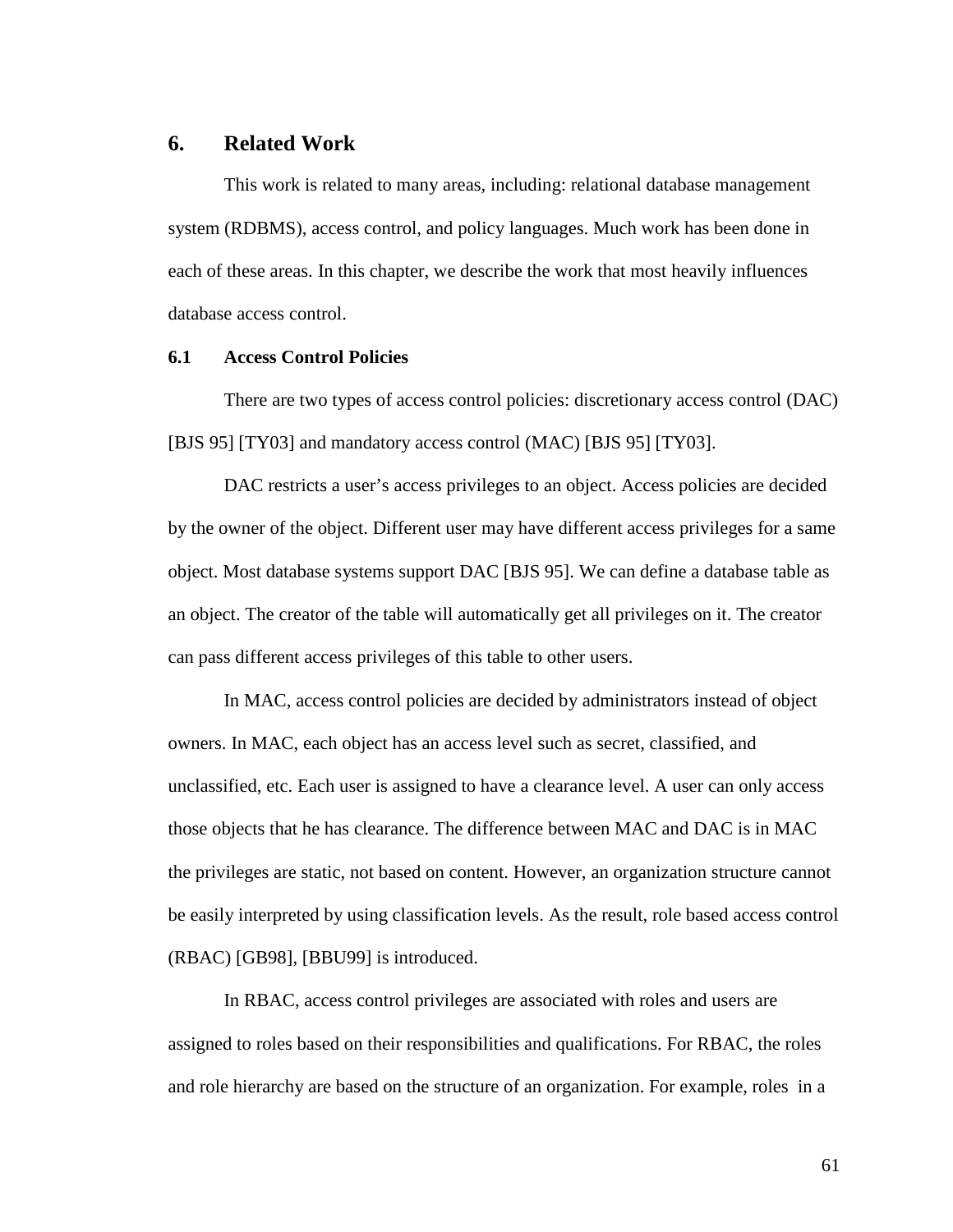# 6. Related Work

This work is related to many areas, including: relational database management system (RDBMS), access control, and policy languages. Much work has been done in each of these areas. In this chapter, we describe the work that most heavily influences database access control.

## 6.1 Access Control Policies

There are two types of access control policies: discretionary access control (DAC) [BJS 95] [TY03] and mandatory access control (MAC) [BJS 95] [TY03].

DAC restricts a user's access privileges to an object. Access policies are decided by the owner of the object. Different user may have different access privileges for a same object. Most database systems support DAC [BJS 95]. We can define a database table as an object. The creator of the table will automatically get all privileges on it. The creator can pass different access privileges of this table to other users.

In MAC, access control policies are decided by administrators instead of object owners. In MAC, each object has an access level such as secret, classified, and unclassified, etc. Each user is assigned to have a clearance level. A user can only access those objects that he has clearance. The difference between MAC and DAC is in MAC the privileges are static, not based on content. However, an organization structure cannot be easily interpreted by using classification levels. As the result, role based access control (RBAC) [GB98], [BBU99] is introduced.

In RBAC, access control privileges are associated with roles and users are assigned to roles based on their responsibilities and qualifications. For RBAC, the roles and role hierarchy are based on the structure of an organization. For example, roles in a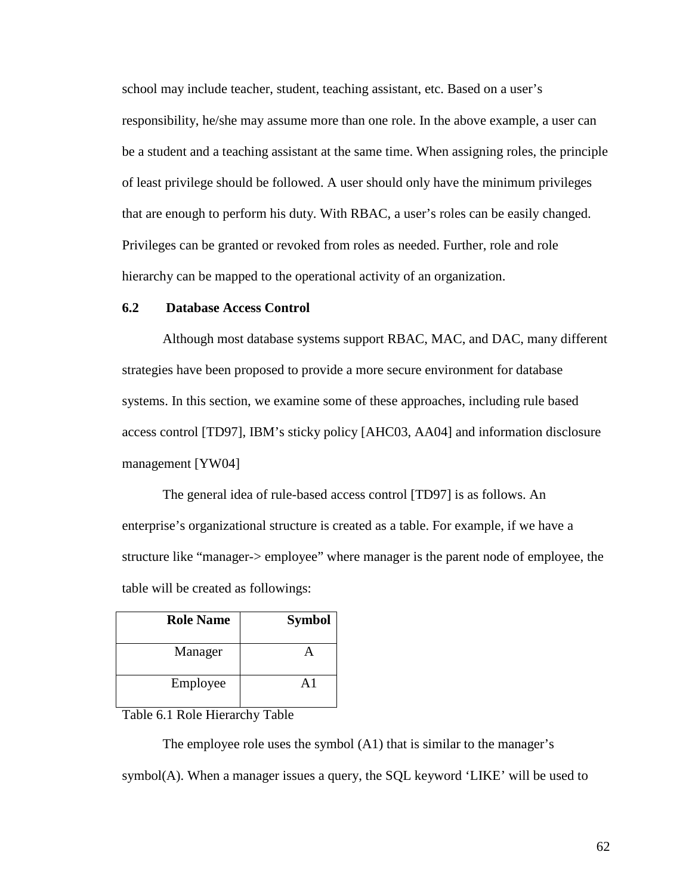school may include teacher, student, teaching assistant, etc. Based on a user's responsibility, he/she may assume more than one role. In the above example, a user can be a student and a teaching assistant at the same time. When assigning roles, the principle of least privilege should be followed. A user should only have the minimum privileges that are enough to perform his duty. With RBAC, a user's roles can be easily changed. Privileges can be granted or revoked from roles as needed. Further, role and role hierarchy can be mapped to the operational activity of an organization.

### 6.2 Database Access Control

Although most database systems support RBAC, MAC, and DAC, many different strategies have been proposed to provide a more secure environment for database systems. In this section, we examine some of these approaches, including rule based access control [TD97], IBM's sticky policy [AHC03, AA04] and information disclosure management [YW04]

The general idea of rule-based access control [TD97] is as follows. An enterprise's organizational structure is created as a table. For example, if we have a structure like "manager-> employee" where manager is the parent node of employee, the table will be created as followings:

| Role Name | Symbol |
|---|---|
| Manager | A |
| Employee | A1 |

Table 6.1 Role Hierarchy Table

The employee role uses the symbol (A1) that is similar to the manager's symbol(A). When a manager issues a query, the SQL keyword 'LIKE' will be used to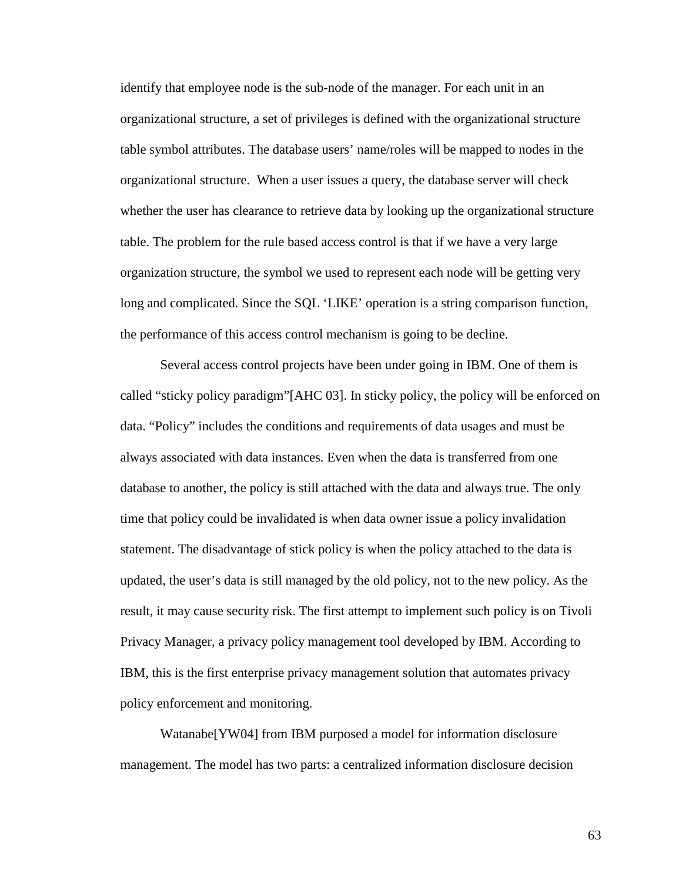identify that employee node is the sub-node of the manager. For each unit in an organizational structure, a set of privileges is defined with the organizational structure table symbol attributes. The database users' name/roles will be mapped to nodes in the organizational structure. When a user issues a query, the database server will check whether the user has clearance to retrieve data by looking up the organizational structure table. The problem for the rule based access control is that if we have a very large organization structure, the symbol we used to represent each node will be getting very long and complicated. Since the SQL 'LIKE' operation is a string comparison function, the performance of this access control mechanism is going to be decline.

Several access control projects have been under going in IBM. One of them is called "sticky policy paradigm"[AHC 03]. In sticky policy, the policy will be enforced on data. "Policy" includes the conditions and requirements of data usages and must be always associated with data instances. Even when the data is transferred from one database to another, the policy is still attached with the data and always true. The only time that policy could be invalidated is when data owner issue a policy invalidation statement. The disadvantage of stick policy is when the policy attached to the data is updated, the user's data is still managed by the old policy, not to the new policy. As the result, it may cause security risk. The first attempt to implement such policy is on Tivoli Privacy Manager, a privacy policy management tool developed by IBM. According to IBM, this is the first enterprise privacy management solution that automates privacy policy enforcement and monitoring.

Watanabe[YW04] from IBM purposed a model for information disclosure management. The model has two parts: a centralized information disclosure decision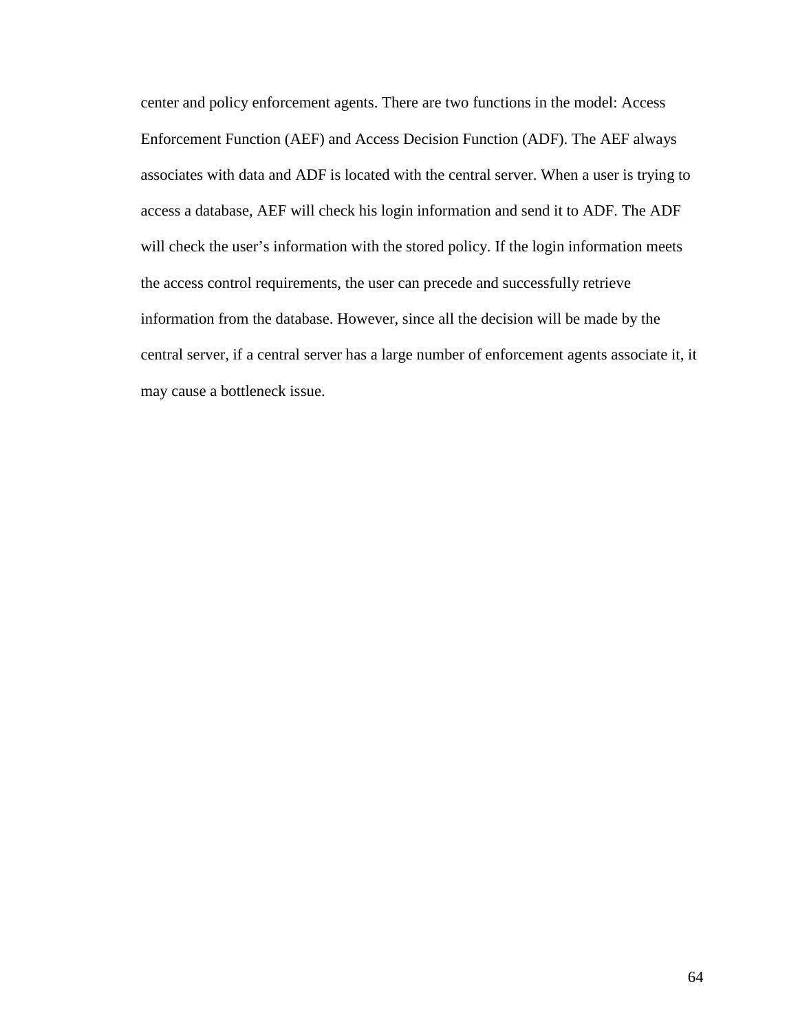center and policy enforcement agents. There are two functions in the model: Access Enforcement Function (AEF) and Access Decision Function (ADF). The AEF always associates with data and ADF is located with the central server. When a user is trying to access a database, AEF will check his login information and send it to ADF. The ADF will check the user's information with the stored policy. If the login information meets the access control requirements, the user can precede and successfully retrieve information from the database. However, since all the decision will be made by the central server, if a central server has a large number of enforcement agents associate it, it may cause a bottleneck issue.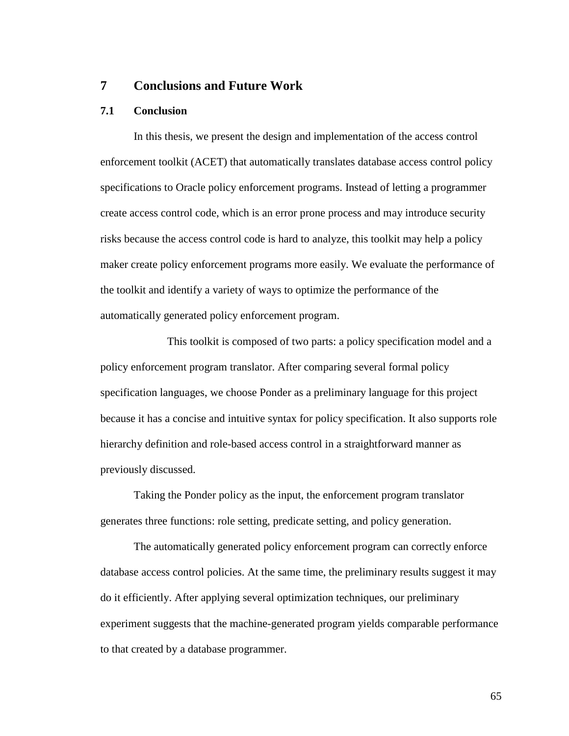# 7 Conclusions and Future Work

## 7.1 Conclusion

In this thesis, we present the design and implementation of the access control enforcement toolkit (ACET) that automatically translates database access control policy specifications to Oracle policy enforcement programs. Instead of letting a programmer create access control code, which is an error prone process and may introduce security risks because the access control code is hard to analyze, this toolkit may help a policy maker create policy enforcement programs more easily. We evaluate the performance of the toolkit and identify a variety of ways to optimize the performance of the automatically generated policy enforcement program.

This toolkit is composed of two parts: a policy specification model and a policy enforcement program translator. After comparing several formal policy specification languages, we choose Ponder as a preliminary language for this project because it has a concise and intuitive syntax for policy specification. It also supports role hierarchy definition and role-based access control in a straightforward manner as previously discussed.

Taking the Ponder policy as the input, the enforcement program translator generates three functions: role setting, predicate setting, and policy generation.

The automatically generated policy enforcement program can correctly enforce database access control policies. At the same time, the preliminary results suggest it may do it efficiently. After applying several optimization techniques, our preliminary experiment suggests that the machine-generated program yields comparable performance to that created by a database programmer.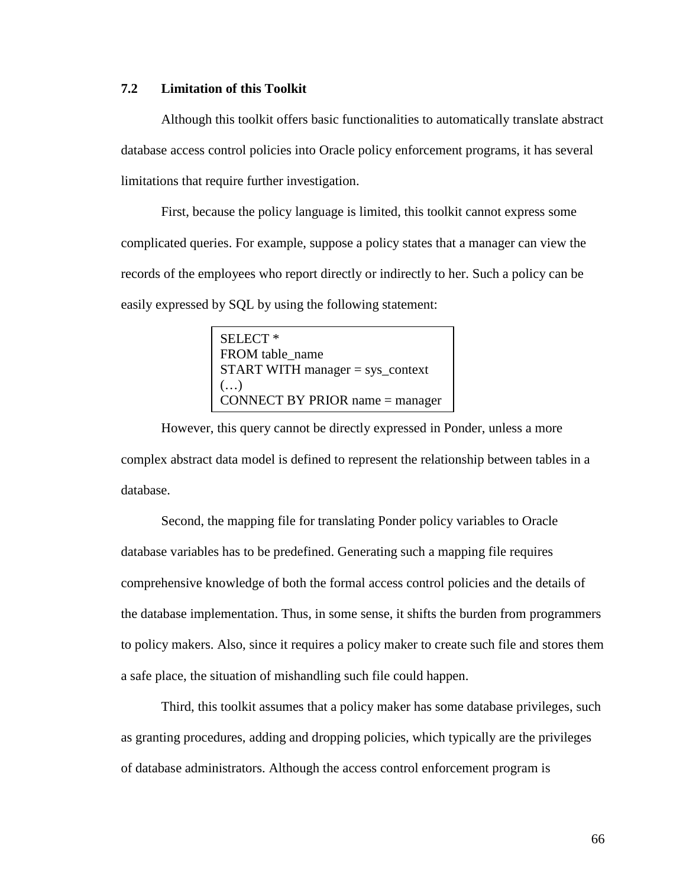### 7.2 Limitation of this Toolkit

Although this toolkit offers basic functionalities to automatically translate abstract database access control policies into Oracle policy enforcement programs, it has several limitations that require further investigation.

First, because the policy language is limited, this toolkit cannot express some complicated queries. For example, suppose a policy states that a manager can view the records of the employees who report directly or indirectly to her. Such a policy can be easily expressed by SQL by using the following statement:

```
SELECT *
FROM table_name
START WITH manager = sys_context
(…)
CONNECT BY PRIOR name = manager
```

However, this query cannot be directly expressed in Ponder, unless a more complex abstract data model is defined to represent the relationship between tables in a database.

Second, the mapping file for translating Ponder policy variables to Oracle database variables has to be predefined. Generating such a mapping file requires comprehensive knowledge of both the formal access control policies and the details of the database implementation. Thus, in some sense, it shifts the burden from programmers to policy makers. Also, since it requires a policy maker to create such file and stores them a safe place, the situation of mishandling such file could happen.

Third, this toolkit assumes that a policy maker has some database privileges, such as granting procedures, adding and dropping policies, which typically are the privileges of database administrators. Although the access control enforcement program is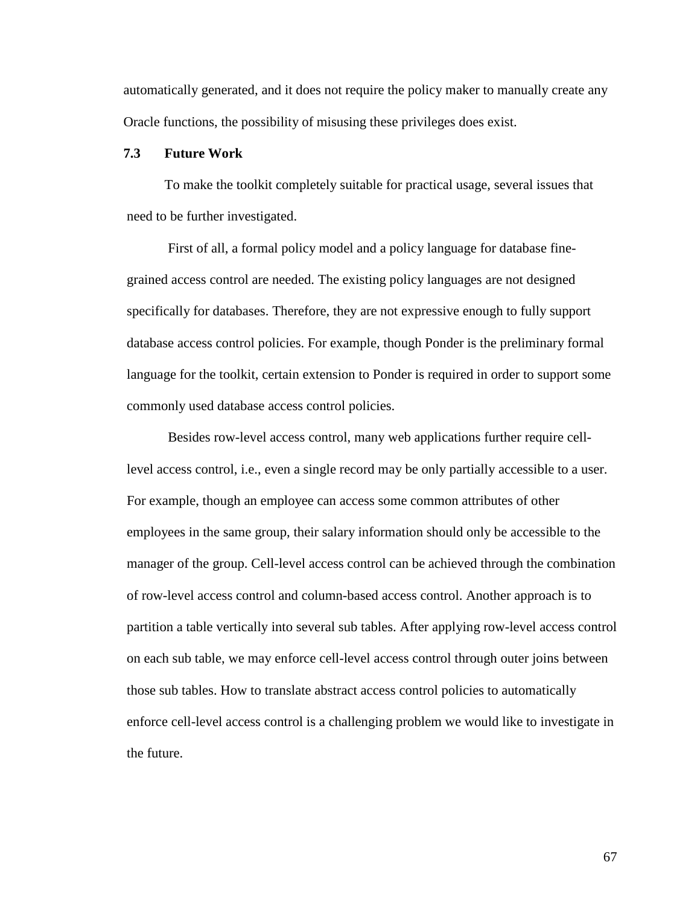automatically generated, and it does not require the policy maker to manually create any Oracle functions, the possibility of misusing these privileges does exist.

### 7.3 Future Work

To make the toolkit completely suitable for practical usage, several issues that need to be further investigated.

First of all, a formal policy model and a policy language for database fine-grained access control are needed. The existing policy languages are not designed specifically for databases. Therefore, they are not expressive enough to fully support database access control policies. For example, though Ponder is the preliminary formal language for the toolkit, certain extension to Ponder is required in order to support some commonly used database access control policies.

Besides row-level access control, many web applications further require cell-level access control, i.e., even a single record may be only partially accessible to a user. For example, though an employee can access some common attributes of other employees in the same group, their salary information should only be accessible to the manager of the group. Cell-level access control can be achieved through the combination of row-level access control and column-based access control. Another approach is to partition a table vertically into several sub tables. After applying row-level access control on each sub table, we may enforce cell-level access control through outer joins between those sub tables. How to translate abstract access control policies to automatically enforce cell-level access control is a challenging problem we would like to investigate in the future.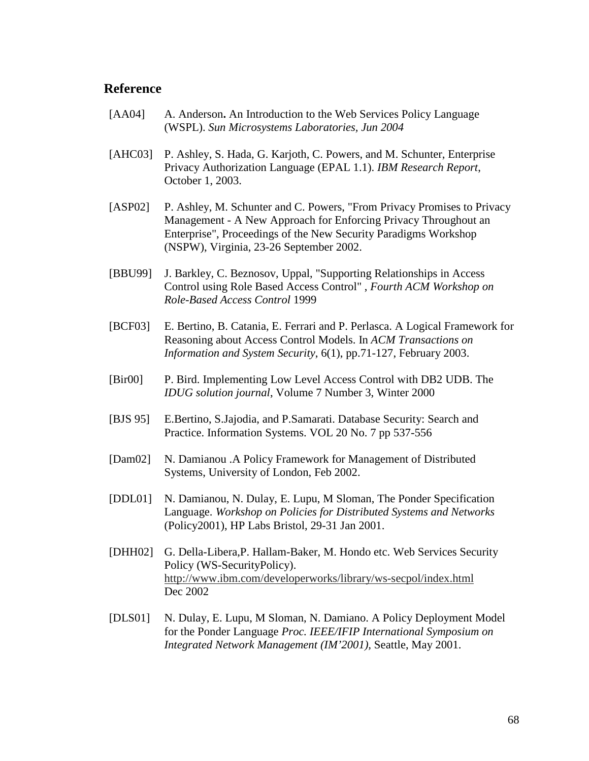## Reference

[AA04] A. Anderson**.** An Introduction to the Web Services Policy Language (WSPL). *Sun Microsystems Laboratories, Jun 2004*

[AHC03] P. Ashley, S. Hada, G. Karjoth, C. Powers, and M. Schunter, Enterprise Privacy Authorization Language (EPAL 1.1). *IBM Research Report*, October 1, 2003.

[ASP02] P. Ashley, M. Schunter and C. Powers, "From Privacy Promises to Privacy Management - A New Approach for Enforcing Privacy Throughout an Enterprise", Proceedings of the New Security Paradigms Workshop (NSPW), Virginia, 23-26 September 2002.

[BBU99] J. Barkley, C. Beznosov, Uppal, "Supporting Relationships in Access Control using Role Based Access Control" , *Fourth ACM Workshop on Role-Based Access Control* 1999

[BCF03] E. Bertino, B. Catania, E. Ferrari and P. Perlasca. A Logical Framework for Reasoning about Access Control Models. In *ACM Transactions on Information and System Security*, 6(1), pp.71-127, February 2003.

[Bir00] P. Bird. Implementing Low Level Access Control with DB2 UDB. The *IDUG solution journal*, Volume 7 Number 3, Winter 2000

[BJS 95] E.Bertino, S.Jajodia, and P.Samarati. Database Security: Search and Practice. Information Systems. VOL 20 No. 7 pp 537-556

[Dam02] N. Damianou .A Policy Framework for Management of Distributed Systems, University of London, Feb 2002.

[DDL01] N. Damianou, N. Dulay, E. Lupu, M Sloman, The Ponder Specification Language. *Workshop on Policies for Distributed Systems and Networks* (Policy2001), HP Labs Bristol, 29-31 Jan 2001.

[DHH02] G. Della-Libera,P. Hallam-Baker, M. Hondo etc. Web Services Security Policy (WS-SecurityPolicy). http://www.ibm.com/developerworks/library/ws-secpol/index.html Dec 2002

[DLS01] N. Dulay, E. Lupu, M Sloman, N. Damiano. A Policy Deployment Model for the Ponder Language *Proc. IEEE/IFIP International Symposium on Integrated Network Management (IM'2001),* Seattle, May 2001.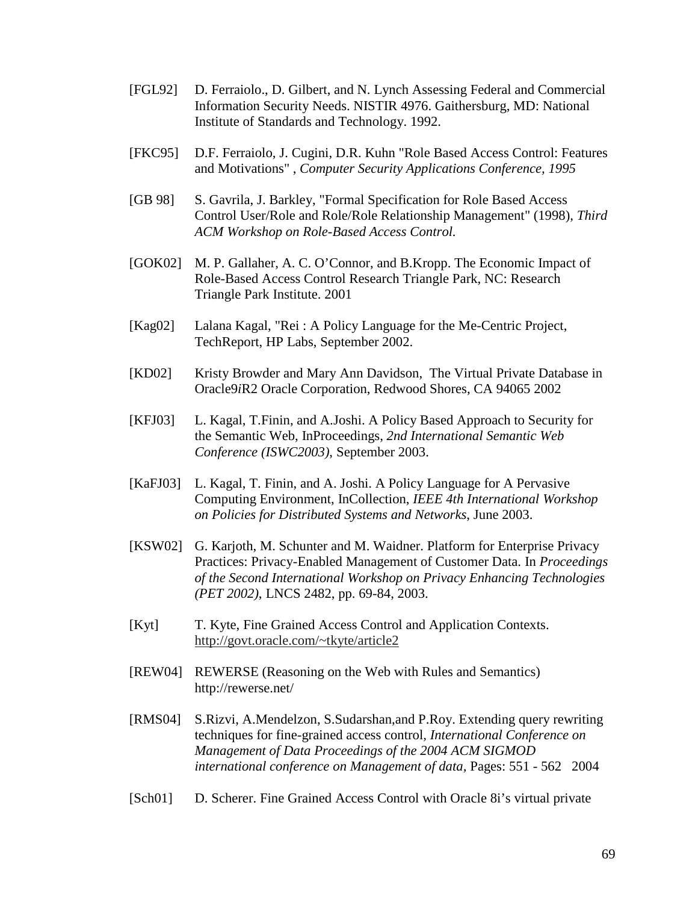[FGL92] D. Ferraiolo., D. Gilbert, and N. Lynch Assessing Federal and Commercial Information Security Needs. NISTIR 4976. Gaithersburg, MD: National Institute of Standards and Technology. 1992.

[FKC95] D.F. Ferraiolo, J. Cugini, D.R. Kuhn "Role Based Access Control: Features and Motivations" , *Computer Security Applications Conference, 1995*

[GB 98] S. Gavrila, J. Barkley, "Formal Specification for Role Based Access Control User/Role and Role/Role Relationship Management" (1998), *Third ACM Workshop on Role-Based Access Control.*

[GOK02] M. P. Gallaher, A. C. O'Connor, and B.Kropp. The Economic Impact of Role-Based Access Control Research Triangle Park, NC: Research Triangle Park Institute. 2001

[Kag02] Lalana Kagal, "Rei : A Policy Language for the Me-Centric Project, TechReport, HP Labs, September 2002.

[KD02] Kristy Browder and Mary Ann Davidson, The Virtual Private Database in Oracle9*i*R2 Oracle Corporation, Redwood Shores, CA 94065 2002

[KFJ03] L. Kagal, T.Finin, and A.Joshi. A Policy Based Approach to Security for the Semantic Web, InProceedings, *2nd International Semantic Web Conference (ISWC2003)*, September 2003.

[KaFJ03] L. Kagal, T. Finin, and A. Joshi. A Policy Language for A Pervasive Computing Environment, InCollection, *IEEE 4th International Workshop on Policies for Distributed Systems and Networks*, June 2003.

[KSW02] G. Karjoth, M. Schunter and M. Waidner. Platform for Enterprise Privacy Practices: Privacy-Enabled Management of Customer Data. In *Proceedings of the Second International Workshop on Privacy Enhancing Technologies (PET 2002)*, LNCS 2482, pp. 69-84, 2003.

[Kyt] T. Kyte, Fine Grained Access Control and Application Contexts. http://govt.oracle.com/~tkyte/article2

[REW04] REWERSE (Reasoning on the Web with Rules and Semantics) http://rewerse.net/

[RMS04] S.Rizvi, A.Mendelzon, S.Sudarshan,and P.Roy. Extending query rewriting techniques for fine-grained access control, *International Conference on Management of Data Proceedings of the 2004 ACM SIGMOD international conference on Management of data*, Pages: 551 - 562 2004

[Sch01] D. Scherer. Fine Grained Access Control with Oracle 8i's virtual private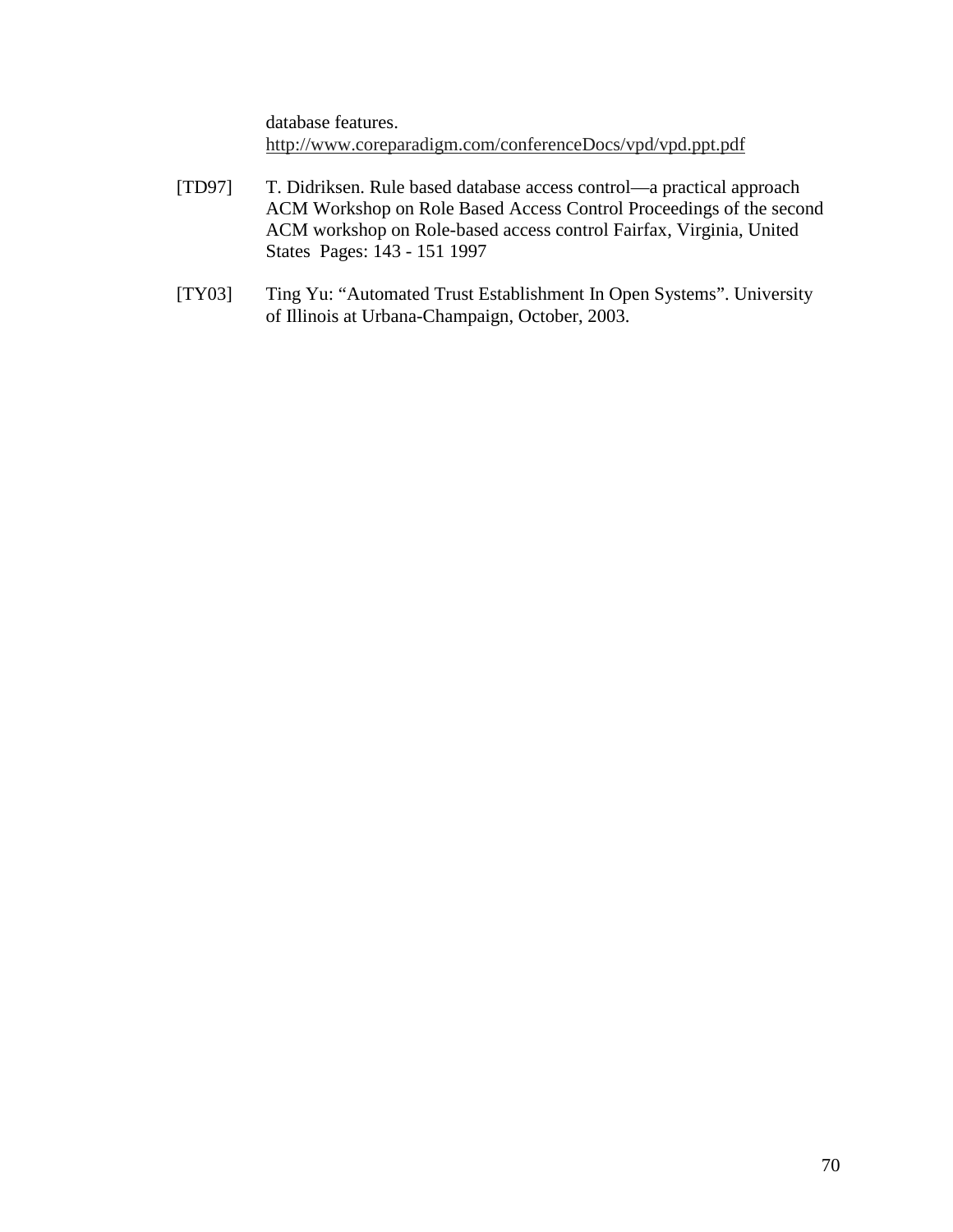database features.
http://www.coreparadigm.com/conferenceDocs/vpd/vpd.ppt.pdf

[TD97] T. Didriksen. Rule based database access control—a practical approach ACM Workshop on Role Based Access Control Proceedings of the second ACM workshop on Role-based access control Fairfax, Virginia, United States Pages: 143 - 151 1997

[TY03] Ting Yu: "Automated Trust Establishment In Open Systems". University of Illinois at Urbana-Champaign, October, 2003.